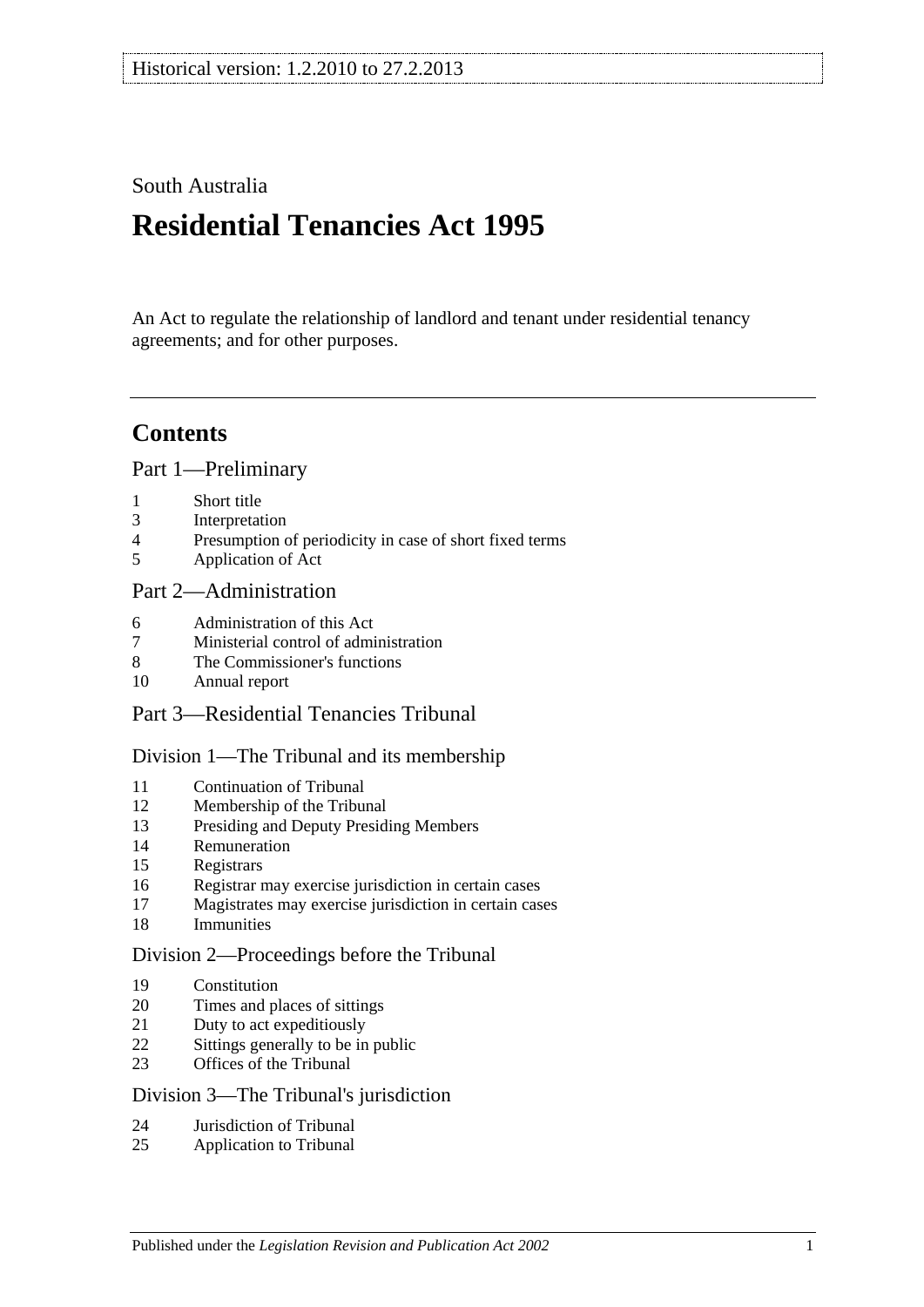Historical version: 1.2.2010 to 27.2.2013

South Australia

# Residential Tenancies Act 1995

An Act to regulate the relationship of landlord and tenant under residential tenancy agreements; and for other purposes.

---

## Contents

### Part 1—Preliminary

1 Short title
3 Interpretation
4 Presumption of periodicity in case of short fixed terms
5 Application of Act

### Part 2—Administration

6 Administration of this Act
7 Ministerial control of administration
8 The Commissioner's functions
10 Annual report

### Part 3—Residential Tenancies Tribunal

#### Division 1—The Tribunal and its membership

11 Continuation of Tribunal
12 Membership of the Tribunal
13 Presiding and Deputy Presiding Members
14 Remuneration
15 Registrars
16 Registrar may exercise jurisdiction in certain cases
17 Magistrates may exercise jurisdiction in certain cases
18 Immunities

#### Division 2—Proceedings before the Tribunal

19 Constitution
20 Times and places of sittings
21 Duty to act expeditiously
22 Sittings generally to be in public
23 Offices of the Tribunal

#### Division 3—The Tribunal's jurisdiction

24 Jurisdiction of Tribunal
25 Application to Tribunal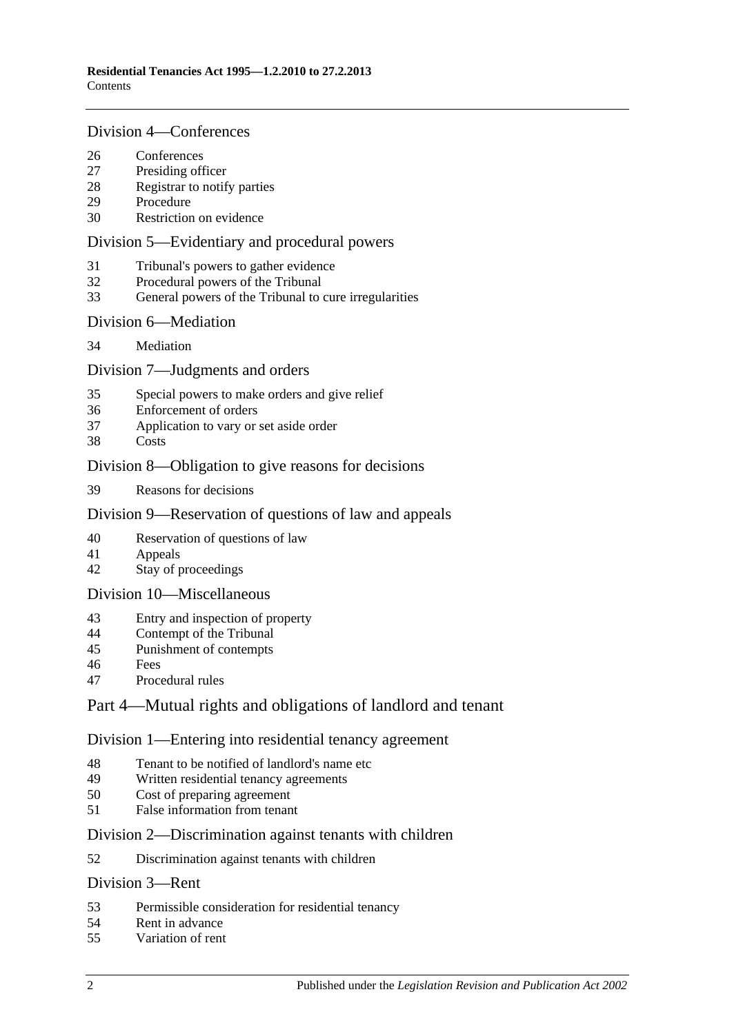### Division 4—Conferences

26 Conferences
27 Presiding officer
28 Registrar to notify parties
29 Procedure
30 Restriction on evidence

### Division 5—Evidentiary and procedural powers

31 Tribunal's powers to gather evidence
32 Procedural powers of the Tribunal
33 General powers of the Tribunal to cure irregularities

### Division 6—Mediation

34 Mediation

### Division 7—Judgments and orders

35 Special powers to make orders and give relief
36 Enforcement of orders
37 Application to vary or set aside order
38 Costs

### Division 8—Obligation to give reasons for decisions

39 Reasons for decisions

### Division 9—Reservation of questions of law and appeals

40 Reservation of questions of law
41 Appeals
42 Stay of proceedings

### Division 10—Miscellaneous

43 Entry and inspection of property
44 Contempt of the Tribunal
45 Punishment of contempts
46 Fees
47 Procedural rules

## Part 4—Mutual rights and obligations of landlord and tenant

### Division 1—Entering into residential tenancy agreement

48 Tenant to be notified of landlord's name etc
49 Written residential tenancy agreements
50 Cost of preparing agreement
51 False information from tenant

### Division 2—Discrimination against tenants with children

52 Discrimination against tenants with children

### Division 3—Rent

53 Permissible consideration for residential tenancy
54 Rent in advance
55 Variation of rent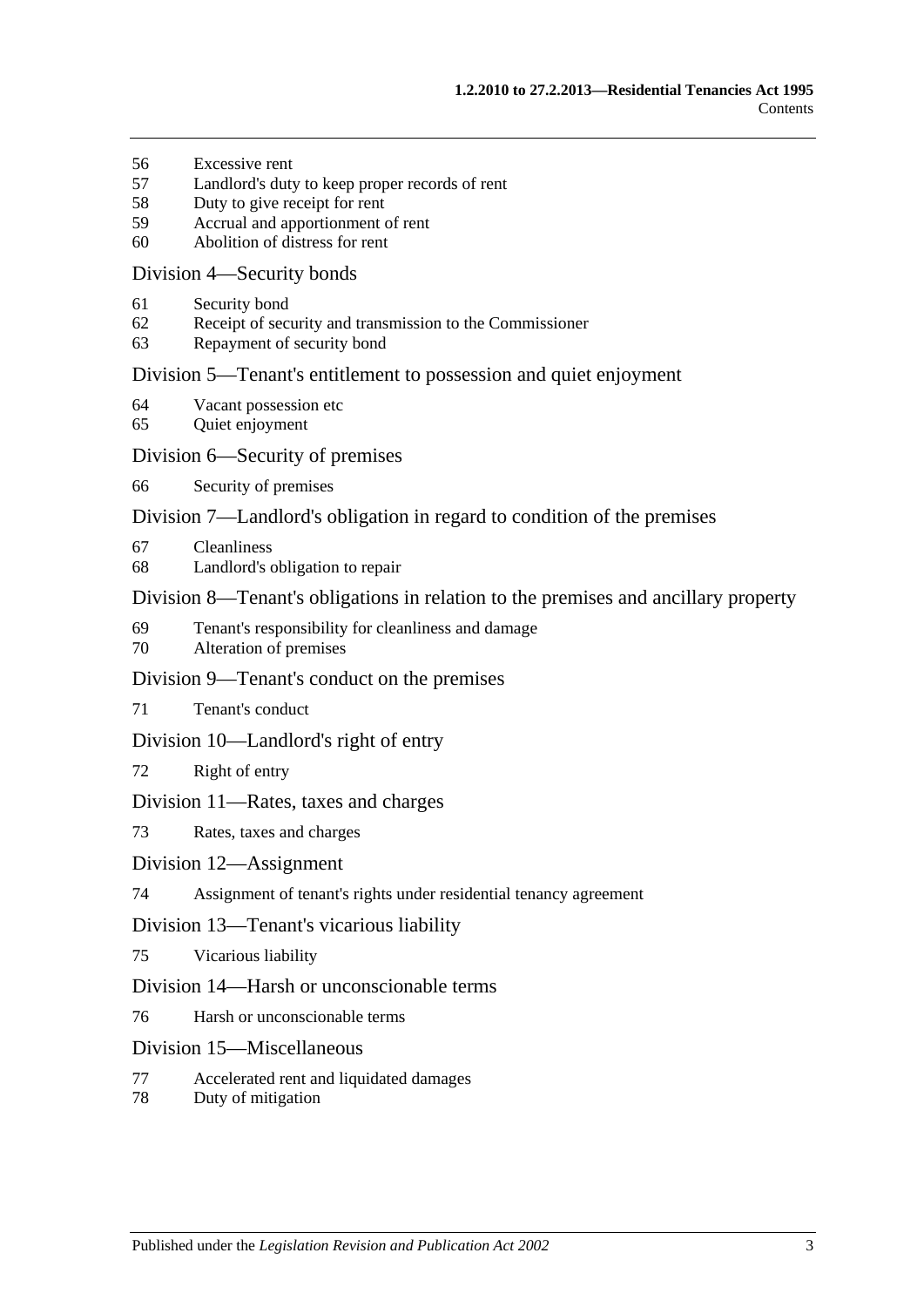56 Excessive rent
57 Landlord's duty to keep proper records of rent
58 Duty to give receipt for rent
59 Accrual and apportionment of rent
60 Abolition of distress for rent

## Division 4—Security bonds

61 Security bond
62 Receipt of security and transmission to the Commissioner
63 Repayment of security bond

## Division 5—Tenant's entitlement to possession and quiet enjoyment

64 Vacant possession etc
65 Quiet enjoyment

## Division 6—Security of premises

66 Security of premises

## Division 7—Landlord's obligation in regard to condition of the premises

67 Cleanliness
68 Landlord's obligation to repair

## Division 8—Tenant's obligations in relation to the premises and ancillary property

69 Tenant's responsibility for cleanliness and damage
70 Alteration of premises

## Division 9—Tenant's conduct on the premises

71 Tenant's conduct

## Division 10—Landlord's right of entry

72 Right of entry

## Division 11—Rates, taxes and charges

73 Rates, taxes and charges

## Division 12—Assignment

74 Assignment of tenant's rights under residential tenancy agreement

## Division 13—Tenant's vicarious liability

75 Vicarious liability

## Division 14—Harsh or unconscionable terms

76 Harsh or unconscionable terms

## Division 15—Miscellaneous

77 Accelerated rent and liquidated damages
78 Duty of mitigation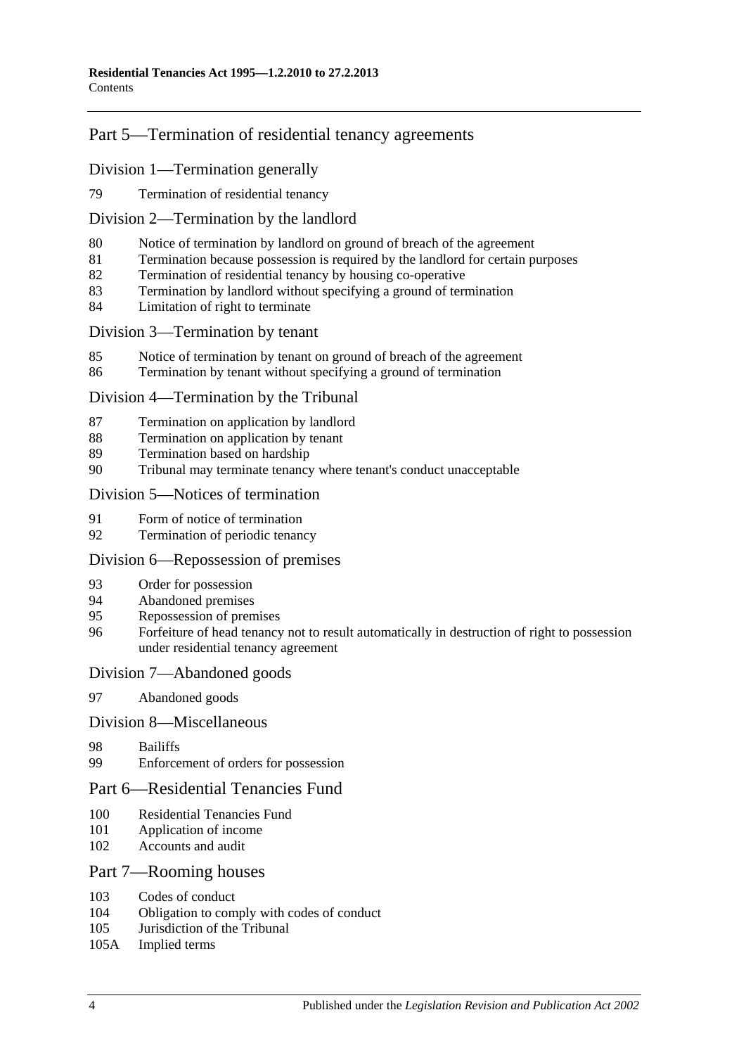## Part 5—Termination of residential tenancy agreements

### Division 1—Termination generally

79 Termination of residential tenancy

### Division 2—Termination by the landlord

80 Notice of termination by landlord on ground of breach of the agreement
81 Termination because possession is required by the landlord for certain purposes
82 Termination of residential tenancy by housing co-operative
83 Termination by landlord without specifying a ground of termination
84 Limitation of right to terminate

### Division 3—Termination by tenant

85 Notice of termination by tenant on ground of breach of the agreement
86 Termination by tenant without specifying a ground of termination

### Division 4—Termination by the Tribunal

87 Termination on application by landlord
88 Termination on application by tenant
89 Termination based on hardship
90 Tribunal may terminate tenancy where tenant's conduct unacceptable

### Division 5—Notices of termination

91 Form of notice of termination
92 Termination of periodic tenancy

### Division 6—Repossession of premises

93 Order for possession
94 Abandoned premises
95 Repossession of premises
96 Forfeiture of head tenancy not to result automatically in destruction of right to possession under residential tenancy agreement

### Division 7—Abandoned goods

97 Abandoned goods

### Division 8—Miscellaneous

98 Bailiffs
99 Enforcement of orders for possession

## Part 6—Residential Tenancies Fund

100 Residential Tenancies Fund
101 Application of income
102 Accounts and audit

## Part 7—Rooming houses

103 Codes of conduct
104 Obligation to comply with codes of conduct
105 Jurisdiction of the Tribunal
105A Implied terms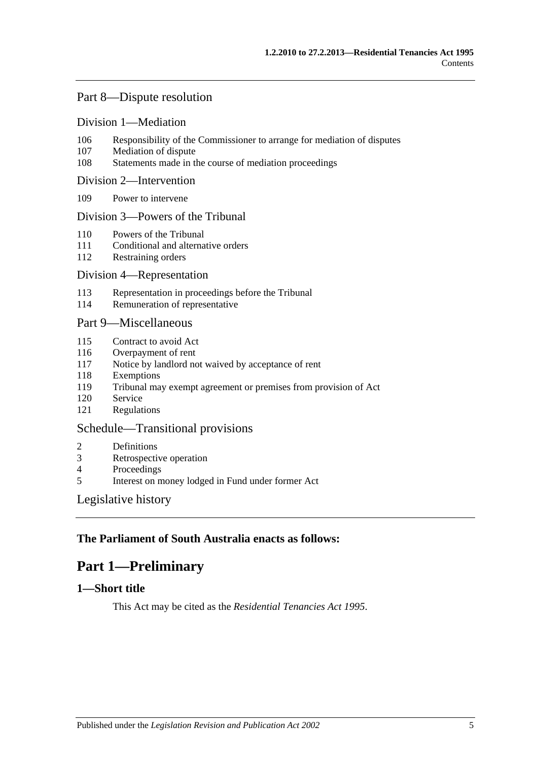## Part 8—Dispute resolution

### Division 1—Mediation

106 Responsibility of the Commissioner to arrange for mediation of disputes
107 Mediation of dispute
108 Statements made in the course of mediation proceedings

### Division 2—Intervention

109 Power to intervene

### Division 3—Powers of the Tribunal

110 Powers of the Tribunal
111 Conditional and alternative orders
112 Restraining orders

### Division 4—Representation

113 Representation in proceedings before the Tribunal
114 Remuneration of representative

## Part 9—Miscellaneous

115 Contract to avoid Act
116 Overpayment of rent
117 Notice by landlord not waived by acceptance of rent
118 Exemptions
119 Tribunal may exempt agreement or premises from provision of Act
120 Service
121 Regulations

## Schedule—Transitional provisions

2 Definitions
3 Retrospective operation
4 Proceedings
5 Interest on money lodged in Fund under former Act

## Legislative history

---

**The Parliament of South Australia enacts as follows:**

# Part 1—Preliminary

### 1—Short title

This Act may be cited as the *Residential Tenancies Act 1995*.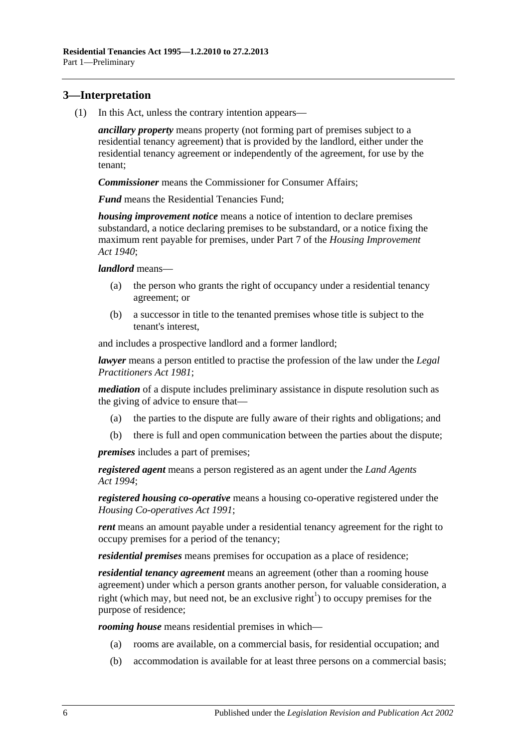## 3—Interpretation

(1) In this Act, unless the contrary intention appears—

***ancillary property*** means property (not forming part of premises subject to a residential tenancy agreement) that is provided by the landlord, either under the residential tenancy agreement or independently of the agreement, for use by the tenant;

***Commissioner*** means the Commissioner for Consumer Affairs;

***Fund*** means the Residential Tenancies Fund;

***housing improvement notice*** means a notice of intention to declare premises substandard, a notice declaring premises to be substandard, or a notice fixing the maximum rent payable for premises, under Part 7 of the *Housing Improvement Act 1940*;

***landlord*** means—

(a) the person who grants the right of occupancy under a residential tenancy agreement; or

(b) a successor in title to the tenanted premises whose title is subject to the tenant's interest,

and includes a prospective landlord and a former landlord;

***lawyer*** means a person entitled to practise the profession of the law under the *Legal Practitioners Act 1981*;

***mediation*** of a dispute includes preliminary assistance in dispute resolution such as the giving of advice to ensure that—

(a) the parties to the dispute are fully aware of their rights and obligations; and

(b) there is full and open communication between the parties about the dispute;

***premises*** includes a part of premises;

***registered agent*** means a person registered as an agent under the *Land Agents Act 1994*;

***registered housing co-operative*** means a housing co-operative registered under the *Housing Co-operatives Act 1991*;

***rent*** means an amount payable under a residential tenancy agreement for the right to occupy premises for a period of the tenancy;

***residential premises*** means premises for occupation as a place of residence;

***residential tenancy agreement*** means an agreement (other than a rooming house agreement) under which a person grants another person, for valuable consideration, a right (which may, but need not, be an exclusive right[1]) to occupy premises for the purpose of residence;

***rooming house*** means residential premises in which—

(a) rooms are available, on a commercial basis, for residential occupation; and

(b) accommodation is available for at least three persons on a commercial basis;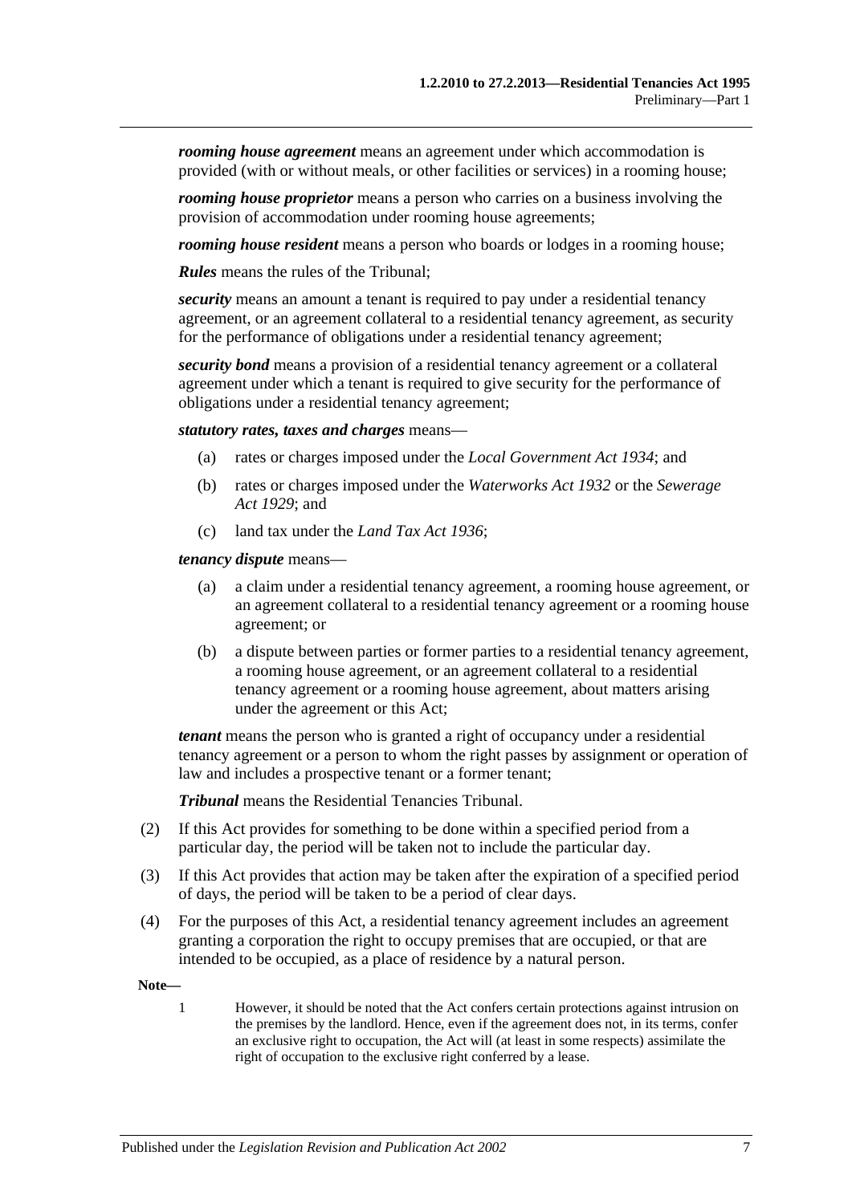***rooming house agreement*** means an agreement under which accommodation is provided (with or without meals, or other facilities or services) in a rooming house;

***rooming house proprietor*** means a person who carries on a business involving the provision of accommodation under rooming house agreements;

***rooming house resident*** means a person who boards or lodges in a rooming house;

***Rules*** means the rules of the Tribunal;

***security*** means an amount a tenant is required to pay under a residential tenancy agreement, or an agreement collateral to a residential tenancy agreement, as security for the performance of obligations under a residential tenancy agreement;

***security bond*** means a provision of a residential tenancy agreement or a collateral agreement under which a tenant is required to give security for the performance of obligations under a residential tenancy agreement;

***statutory rates, taxes and charges*** means—

(a) rates or charges imposed under the *Local Government Act 1934*; and

(b) rates or charges imposed under the *Waterworks Act 1932* or the *Sewerage Act 1929*; and

(c) land tax under the *Land Tax Act 1936*;

***tenancy dispute*** means—

(a) a claim under a residential tenancy agreement, a rooming house agreement, or an agreement collateral to a residential tenancy agreement or a rooming house agreement; or

(b) a dispute between parties or former parties to a residential tenancy agreement, a rooming house agreement, or an agreement collateral to a residential tenancy agreement or a rooming house agreement, about matters arising under the agreement or this Act;

***tenant*** means the person who is granted a right of occupancy under a residential tenancy agreement or a person to whom the right passes by assignment or operation of law and includes a prospective tenant or a former tenant;

***Tribunal*** means the Residential Tenancies Tribunal.

(2) If this Act provides for something to be done within a specified period from a particular day, the period will be taken not to include the particular day.

(3) If this Act provides that action may be taken after the expiration of a specified period of days, the period will be taken to be a period of clear days.

(4) For the purposes of this Act, a residential tenancy agreement includes an agreement granting a corporation the right to occupy premises that are occupied, or that are intended to be occupied, as a place of residence by a natural person.

**Note—**

1 However, it should be noted that the Act confers certain protections against intrusion on the premises by the landlord. Hence, even if the agreement does not, in its terms, confer an exclusive right to occupation, the Act will (at least in some respects) assimilate the right of occupation to the exclusive right conferred by a lease.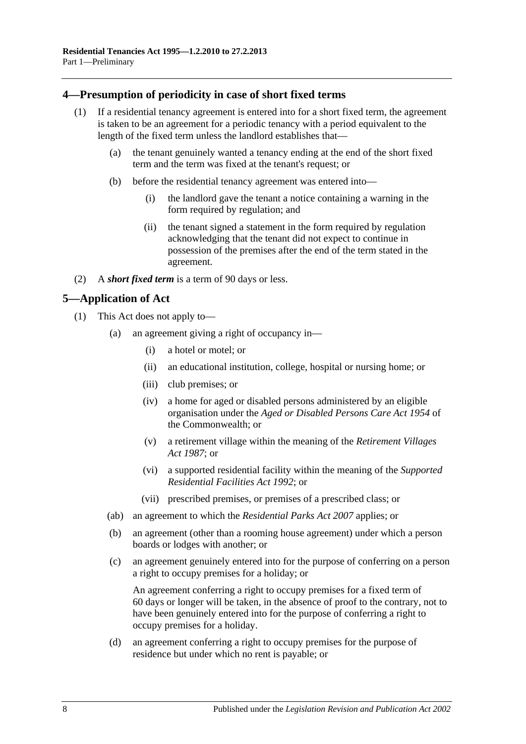## 4—Presumption of periodicity in case of short fixed terms

(1) If a residential tenancy agreement is entered into for a short fixed term, the agreement is taken to be an agreement for a periodic tenancy with a period equivalent to the length of the fixed term unless the landlord establishes that—

(a) the tenant genuinely wanted a tenancy ending at the end of the short fixed term and the term was fixed at the tenant's request; or

(b) before the residential tenancy agreement was entered into—

(i) the landlord gave the tenant a notice containing a warning in the form required by regulation; and

(ii) the tenant signed a statement in the form required by regulation acknowledging that the tenant did not expect to continue in possession of the premises after the end of the term stated in the agreement.

(2) A ***short fixed term*** is a term of 90 days or less.

## 5—Application of Act

(1) This Act does not apply to—

(a) an agreement giving a right of occupancy in—

(i) a hotel or motel; or

(ii) an educational institution, college, hospital or nursing home; or

(iii) club premises; or

(iv) a home for aged or disabled persons administered by an eligible organisation under the *Aged or Disabled Persons Care Act 1954* of the Commonwealth; or

(v) a retirement village within the meaning of the *Retirement Villages Act 1987*; or

(vi) a supported residential facility within the meaning of the *Supported Residential Facilities Act 1992*; or

(vii) prescribed premises, or premises of a prescribed class; or

(ab) an agreement to which the *Residential Parks Act 2007* applies; or

(b) an agreement (other than a rooming house agreement) under which a person boards or lodges with another; or

(c) an agreement genuinely entered into for the purpose of conferring on a person a right to occupy premises for a holiday; or

An agreement conferring a right to occupy premises for a fixed term of 60 days or longer will be taken, in the absence of proof to the contrary, not to have been genuinely entered into for the purpose of conferring a right to occupy premises for a holiday.

(d) an agreement conferring a right to occupy premises for the purpose of residence but under which no rent is payable; or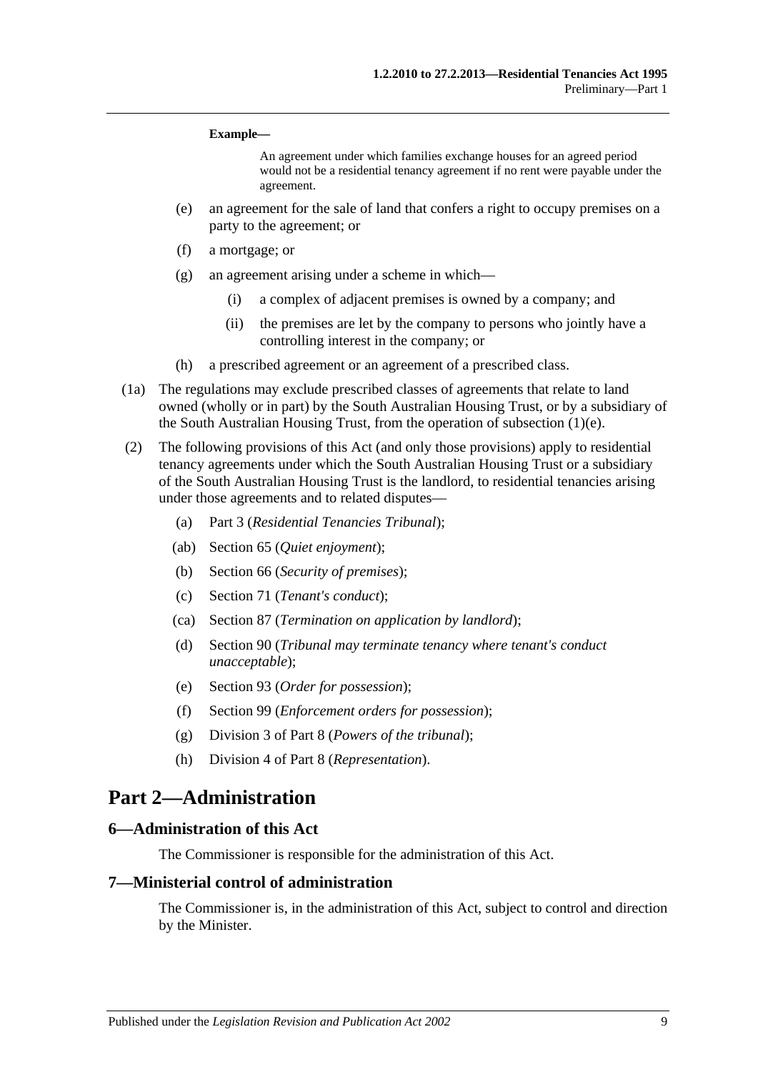**Example—**

An agreement under which families exchange houses for an agreed period would not be a residential tenancy agreement if no rent were payable under the agreement.

- (e) an agreement for the sale of land that confers a right to occupy premises on a party to the agreement; or
- (f) a mortgage; or
- (g) an agreement arising under a scheme in which—
  - (i) a complex of adjacent premises is owned by a company; and
  - (ii) the premises are let by the company to persons who jointly have a controlling interest in the company; or
- (h) a prescribed agreement or an agreement of a prescribed class.

(1a) The regulations may exclude prescribed classes of agreements that relate to land owned (wholly or in part) by the South Australian Housing Trust, or by a subsidiary of the South Australian Housing Trust, from the operation of subsection (1)(e).

(2) The following provisions of this Act (and only those provisions) apply to residential tenancy agreements under which the South Australian Housing Trust or a subsidiary of the South Australian Housing Trust is the landlord, to residential tenancies arising under those agreements and to related disputes—

- (a) Part 3 (*Residential Tenancies Tribunal*);
- (ab) Section 65 (*Quiet enjoyment*);
- (b) Section 66 (*Security of premises*);
- (c) Section 71 (*Tenant's conduct*);
- (ca) Section 87 (*Termination on application by landlord*);
- (d) Section 90 (*Tribunal may terminate tenancy where tenant's conduct unacceptable*);
- (e) Section 93 (*Order for possession*);
- (f) Section 99 (*Enforcement orders for possession*);
- (g) Division 3 of Part 8 (*Powers of the tribunal*);
- (h) Division 4 of Part 8 (*Representation*).

# Part 2—Administration

## 6—Administration of this Act

The Commissioner is responsible for the administration of this Act.

## 7—Ministerial control of administration

The Commissioner is, in the administration of this Act, subject to control and direction by the Minister.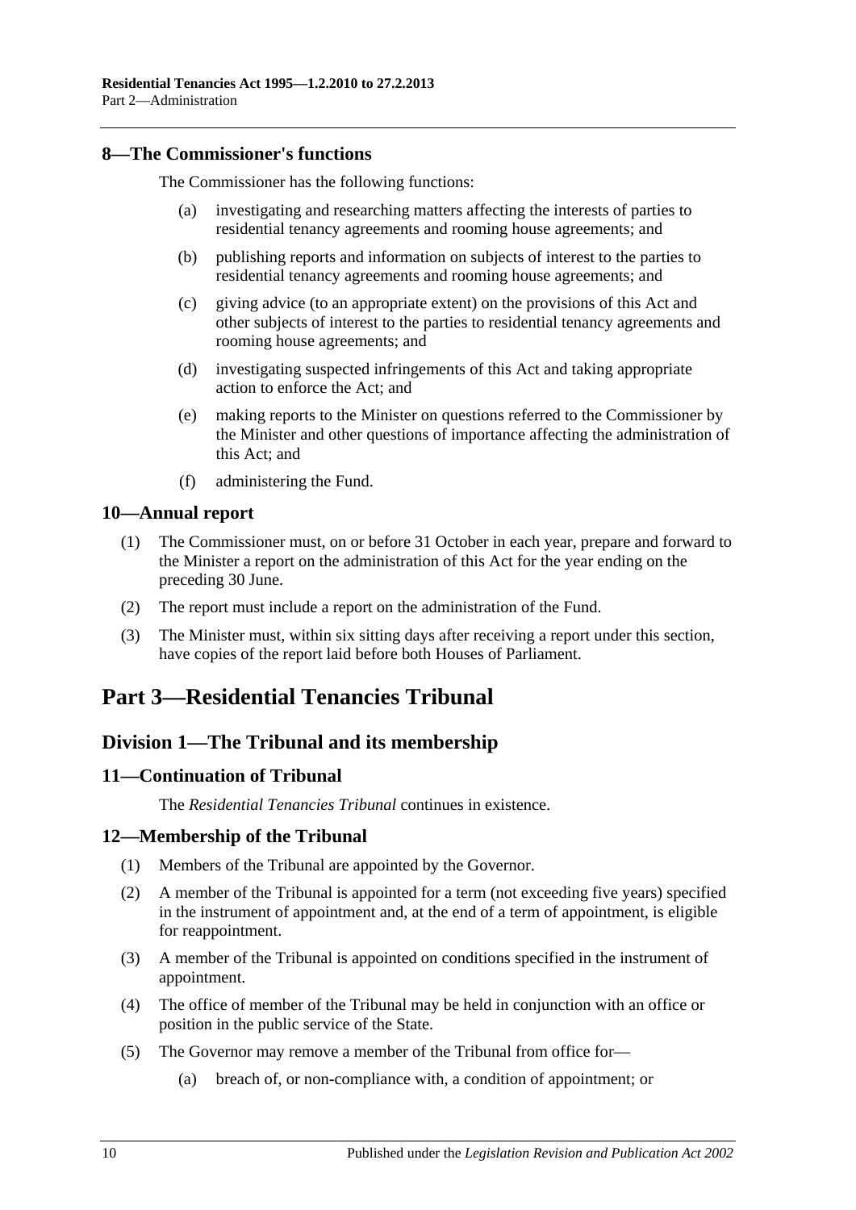## 8—The Commissioner's functions

The Commissioner has the following functions:

(a) investigating and researching matters affecting the interests of parties to residential tenancy agreements and rooming house agreements; and

(b) publishing reports and information on subjects of interest to the parties to residential tenancy agreements and rooming house agreements; and

(c) giving advice (to an appropriate extent) on the provisions of this Act and other subjects of interest to the parties to residential tenancy agreements and rooming house agreements; and

(d) investigating suspected infringements of this Act and taking appropriate action to enforce the Act; and

(e) making reports to the Minister on questions referred to the Commissioner by the Minister and other questions of importance affecting the administration of this Act; and

(f) administering the Fund.

## 10—Annual report

(1) The Commissioner must, on or before 31 October in each year, prepare and forward to the Minister a report on the administration of this Act for the year ending on the preceding 30 June.

(2) The report must include a report on the administration of the Fund.

(3) The Minister must, within six sitting days after receiving a report under this section, have copies of the report laid before both Houses of Parliament.

# Part 3—Residential Tenancies Tribunal

## Division 1—The Tribunal and its membership

## 11—Continuation of Tribunal

The *Residential Tenancies Tribunal* continues in existence.

## 12—Membership of the Tribunal

(1) Members of the Tribunal are appointed by the Governor.

(2) A member of the Tribunal is appointed for a term (not exceeding five years) specified in the instrument of appointment and, at the end of a term of appointment, is eligible for reappointment.

(3) A member of the Tribunal is appointed on conditions specified in the instrument of appointment.

(4) The office of member of the Tribunal may be held in conjunction with an office or position in the public service of the State.

(5) The Governor may remove a member of the Tribunal from office for—

(a) breach of, or non-compliance with, a condition of appointment; or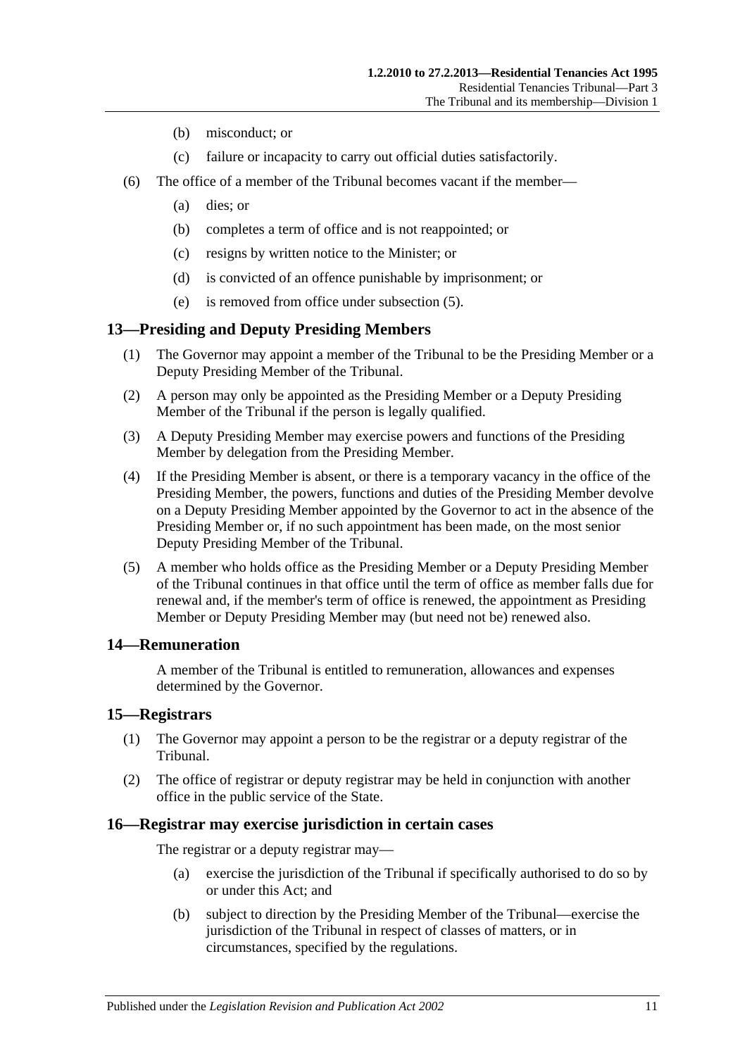(b) misconduct; or

(c) failure or incapacity to carry out official duties satisfactorily.

(6) The office of a member of the Tribunal becomes vacant if the member—

(a) dies; or

(b) completes a term of office and is not reappointed; or

(c) resigns by written notice to the Minister; or

(d) is convicted of an offence punishable by imprisonment; or

(e) is removed from office under subsection (5).

## 13—Presiding and Deputy Presiding Members

(1) The Governor may appoint a member of the Tribunal to be the Presiding Member or a Deputy Presiding Member of the Tribunal.

(2) A person may only be appointed as the Presiding Member or a Deputy Presiding Member of the Tribunal if the person is legally qualified.

(3) A Deputy Presiding Member may exercise powers and functions of the Presiding Member by delegation from the Presiding Member.

(4) If the Presiding Member is absent, or there is a temporary vacancy in the office of the Presiding Member, the powers, functions and duties of the Presiding Member devolve on a Deputy Presiding Member appointed by the Governor to act in the absence of the Presiding Member or, if no such appointment has been made, on the most senior Deputy Presiding Member of the Tribunal.

(5) A member who holds office as the Presiding Member or a Deputy Presiding Member of the Tribunal continues in that office until the term of office as member falls due for renewal and, if the member's term of office is renewed, the appointment as Presiding Member or Deputy Presiding Member may (but need not be) renewed also.

## 14—Remuneration

A member of the Tribunal is entitled to remuneration, allowances and expenses determined by the Governor.

## 15—Registrars

(1) The Governor may appoint a person to be the registrar or a deputy registrar of the Tribunal.

(2) The office of registrar or deputy registrar may be held in conjunction with another office in the public service of the State.

## 16—Registrar may exercise jurisdiction in certain cases

The registrar or a deputy registrar may—

(a) exercise the jurisdiction of the Tribunal if specifically authorised to do so by or under this Act; and

(b) subject to direction by the Presiding Member of the Tribunal—exercise the jurisdiction of the Tribunal in respect of classes of matters, or in circumstances, specified by the regulations.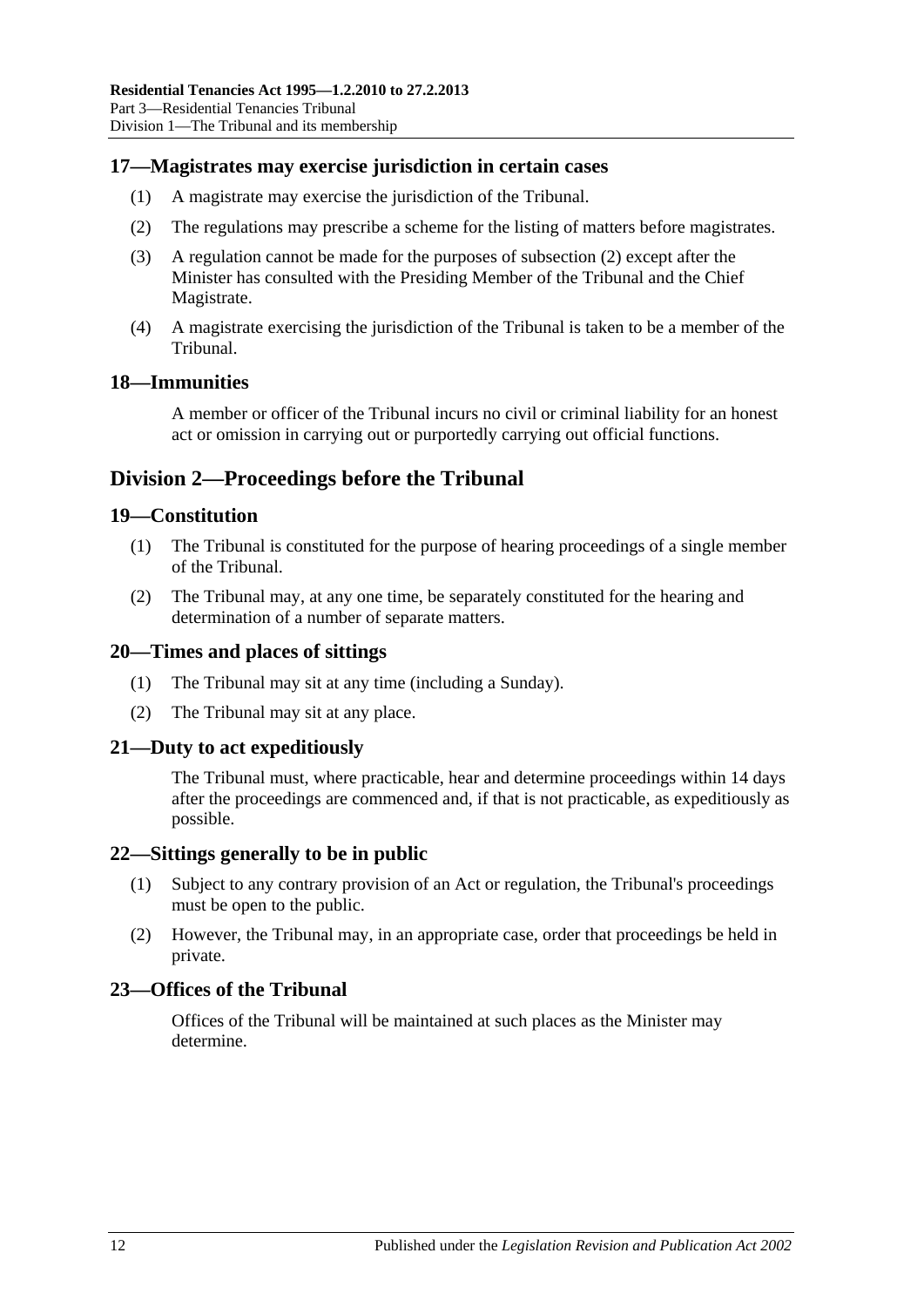### 17—Magistrates may exercise jurisdiction in certain cases

(1) A magistrate may exercise the jurisdiction of the Tribunal.

(2) The regulations may prescribe a scheme for the listing of matters before magistrates.

(3) A regulation cannot be made for the purposes of subsection (2) except after the Minister has consulted with the Presiding Member of the Tribunal and the Chief Magistrate.

(4) A magistrate exercising the jurisdiction of the Tribunal is taken to be a member of the Tribunal.

### 18—Immunities

A member or officer of the Tribunal incurs no civil or criminal liability for an honest act or omission in carrying out or purportedly carrying out official functions.

## Division 2—Proceedings before the Tribunal

### 19—Constitution

(1) The Tribunal is constituted for the purpose of hearing proceedings of a single member of the Tribunal.

(2) The Tribunal may, at any one time, be separately constituted for the hearing and determination of a number of separate matters.

### 20—Times and places of sittings

(1) The Tribunal may sit at any time (including a Sunday).

(2) The Tribunal may sit at any place.

### 21—Duty to act expeditiously

The Tribunal must, where practicable, hear and determine proceedings within 14 days after the proceedings are commenced and, if that is not practicable, as expeditiously as possible.

### 22—Sittings generally to be in public

(1) Subject to any contrary provision of an Act or regulation, the Tribunal's proceedings must be open to the public.

(2) However, the Tribunal may, in an appropriate case, order that proceedings be held in private.

### 23—Offices of the Tribunal

Offices of the Tribunal will be maintained at such places as the Minister may determine.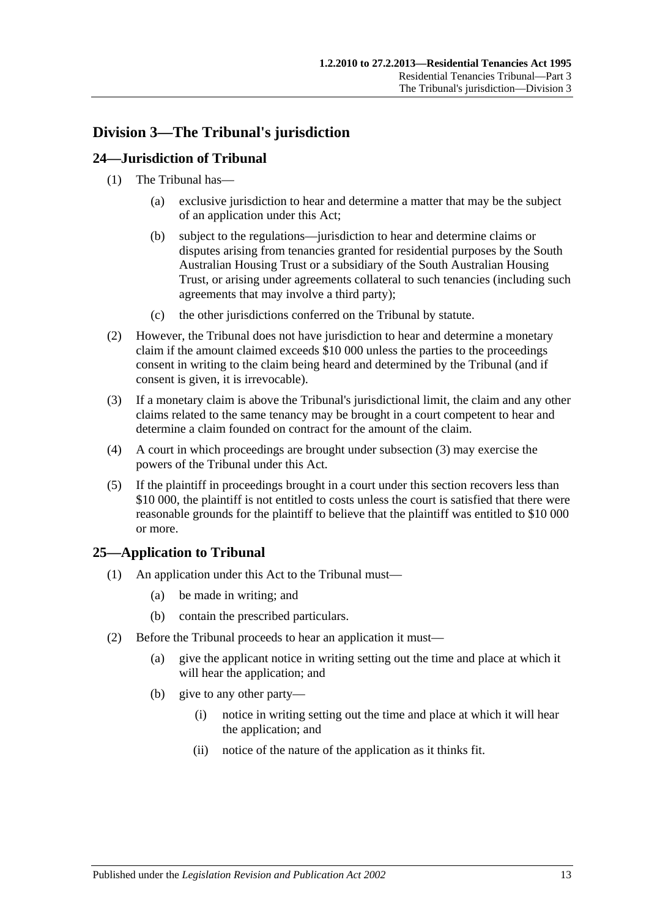## Division 3—The Tribunal's jurisdiction

### 24—Jurisdiction of Tribunal

(1) The Tribunal has—

(a) exclusive jurisdiction to hear and determine a matter that may be the subject of an application under this Act;

(b) subject to the regulations—jurisdiction to hear and determine claims or disputes arising from tenancies granted for residential purposes by the South Australian Housing Trust or a subsidiary of the South Australian Housing Trust, or arising under agreements collateral to such tenancies (including such agreements that may involve a third party);

(c) the other jurisdictions conferred on the Tribunal by statute.

(2) However, the Tribunal does not have jurisdiction to hear and determine a monetary claim if the amount claimed exceeds $10 000 unless the parties to the proceedings consent in writing to the claim being heard and determined by the Tribunal (and if consent is given, it is irrevocable).

(3) If a monetary claim is above the Tribunal's jurisdictional limit, the claim and any other claims related to the same tenancy may be brought in a court competent to hear and determine a claim founded on contract for the amount of the claim.

(4) A court in which proceedings are brought under subsection (3) may exercise the powers of the Tribunal under this Act.

(5) If the plaintiff in proceedings brought in a court under this section recovers less than $10 000, the plaintiff is not entitled to costs unless the court is satisfied that there were reasonable grounds for the plaintiff to believe that the plaintiff was entitled to $10 000 or more.

### 25—Application to Tribunal

(1) An application under this Act to the Tribunal must—

(a) be made in writing; and

(b) contain the prescribed particulars.

(2) Before the Tribunal proceeds to hear an application it must—

(a) give the applicant notice in writing setting out the time and place at which it will hear the application; and

(b) give to any other party—

(i) notice in writing setting out the time and place at which it will hear the application; and

(ii) notice of the nature of the application as it thinks fit.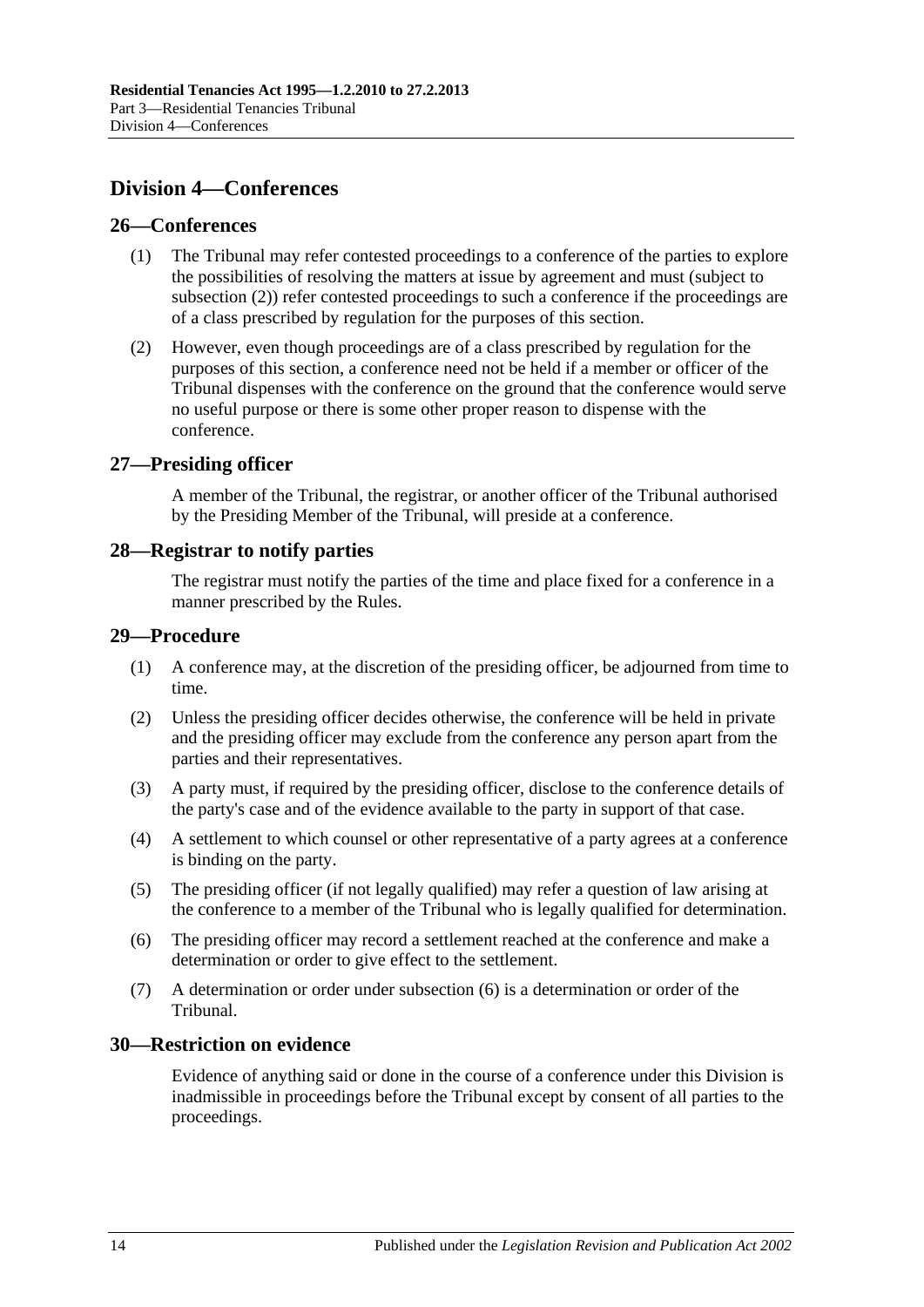## Division 4—Conferences

### 26—Conferences

(1) The Tribunal may refer contested proceedings to a conference of the parties to explore the possibilities of resolving the matters at issue by agreement and must (subject to subsection (2)) refer contested proceedings to such a conference if the proceedings are of a class prescribed by regulation for the purposes of this section.

(2) However, even though proceedings are of a class prescribed by regulation for the purposes of this section, a conference need not be held if a member or officer of the Tribunal dispenses with the conference on the ground that the conference would serve no useful purpose or there is some other proper reason to dispense with the conference.

### 27—Presiding officer

A member of the Tribunal, the registrar, or another officer of the Tribunal authorised by the Presiding Member of the Tribunal, will preside at a conference.

### 28—Registrar to notify parties

The registrar must notify the parties of the time and place fixed for a conference in a manner prescribed by the Rules.

### 29—Procedure

(1) A conference may, at the discretion of the presiding officer, be adjourned from time to time.

(2) Unless the presiding officer decides otherwise, the conference will be held in private and the presiding officer may exclude from the conference any person apart from the parties and their representatives.

(3) A party must, if required by the presiding officer, disclose to the conference details of the party's case and of the evidence available to the party in support of that case.

(4) A settlement to which counsel or other representative of a party agrees at a conference is binding on the party.

(5) The presiding officer (if not legally qualified) may refer a question of law arising at the conference to a member of the Tribunal who is legally qualified for determination.

(6) The presiding officer may record a settlement reached at the conference and make a determination or order to give effect to the settlement.

(7) A determination or order under subsection (6) is a determination or order of the Tribunal.

### 30—Restriction on evidence

Evidence of anything said or done in the course of a conference under this Division is inadmissible in proceedings before the Tribunal except by consent of all parties to the proceedings.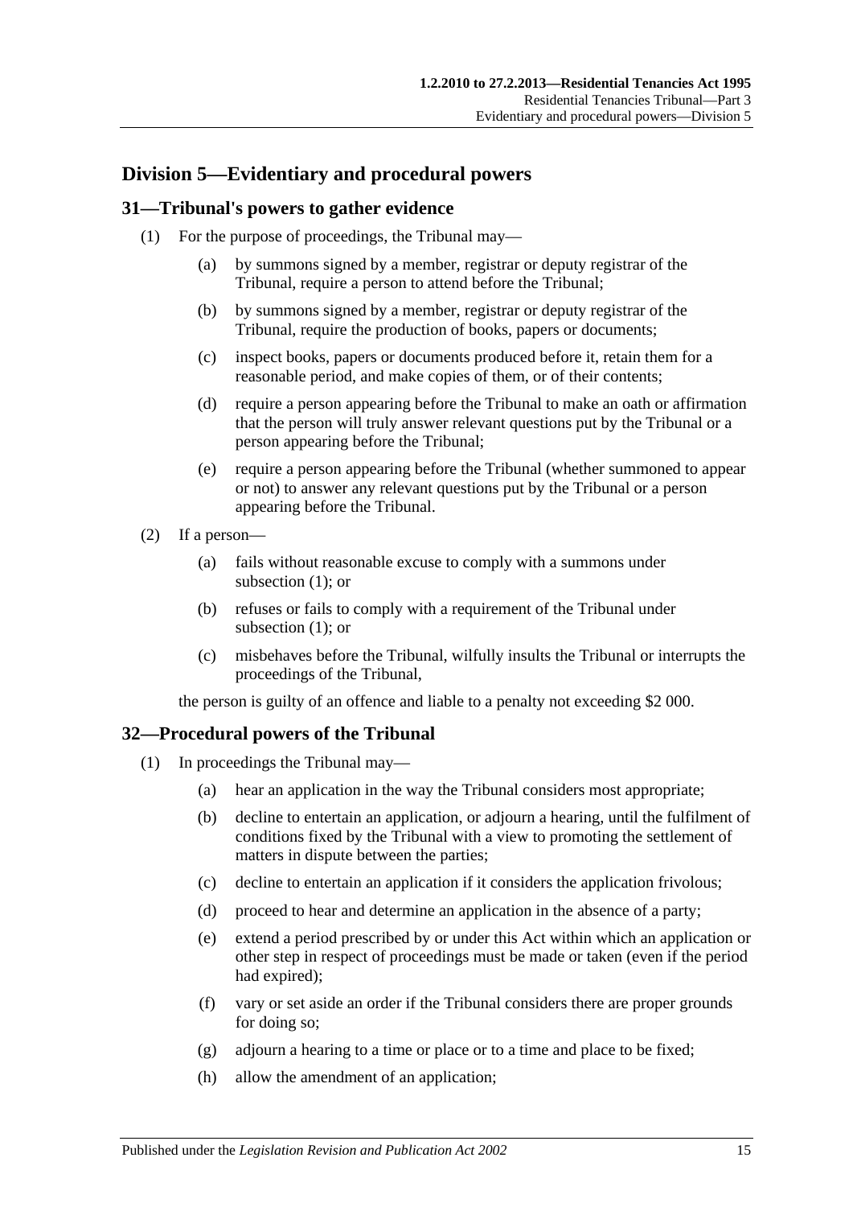## Division 5—Evidentiary and procedural powers

### 31—Tribunal's powers to gather evidence

(1) For the purpose of proceedings, the Tribunal may—

(a) by summons signed by a member, registrar or deputy registrar of the Tribunal, require a person to attend before the Tribunal;

(b) by summons signed by a member, registrar or deputy registrar of the Tribunal, require the production of books, papers or documents;

(c) inspect books, papers or documents produced before it, retain them for a reasonable period, and make copies of them, or of their contents;

(d) require a person appearing before the Tribunal to make an oath or affirmation that the person will truly answer relevant questions put by the Tribunal or a person appearing before the Tribunal;

(e) require a person appearing before the Tribunal (whether summoned to appear or not) to answer any relevant questions put by the Tribunal or a person appearing before the Tribunal.

(2) If a person—

(a) fails without reasonable excuse to comply with a summons under subsection (1); or

(b) refuses or fails to comply with a requirement of the Tribunal under subsection (1); or

(c) misbehaves before the Tribunal, wilfully insults the Tribunal or interrupts the proceedings of the Tribunal,

the person is guilty of an offence and liable to a penalty not exceeding $2 000.

### 32—Procedural powers of the Tribunal

(1) In proceedings the Tribunal may—

(a) hear an application in the way the Tribunal considers most appropriate;

(b) decline to entertain an application, or adjourn a hearing, until the fulfilment of conditions fixed by the Tribunal with a view to promoting the settlement of matters in dispute between the parties;

(c) decline to entertain an application if it considers the application frivolous;

(d) proceed to hear and determine an application in the absence of a party;

(e) extend a period prescribed by or under this Act within which an application or other step in respect of proceedings must be made or taken (even if the period had expired);

(f) vary or set aside an order if the Tribunal considers there are proper grounds for doing so;

(g) adjourn a hearing to a time or place or to a time and place to be fixed;

(h) allow the amendment of an application;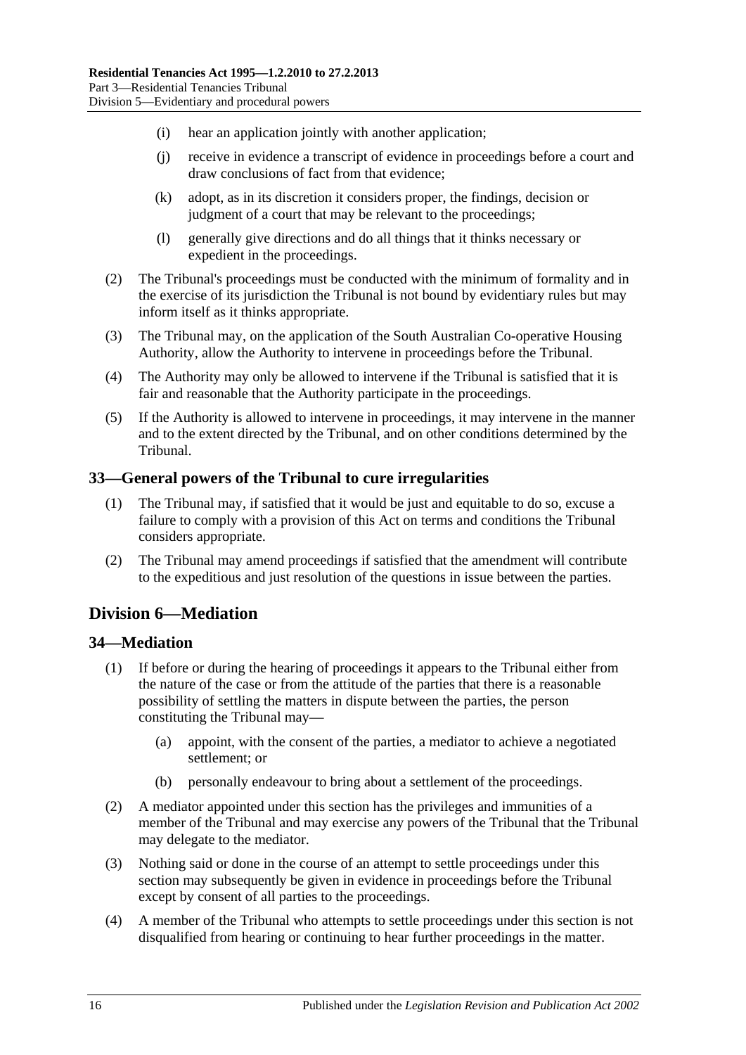(i) hear an application jointly with another application;

(j) receive in evidence a transcript of evidence in proceedings before a court and draw conclusions of fact from that evidence;

(k) adopt, as in its discretion it considers proper, the findings, decision or judgment of a court that may be relevant to the proceedings;

(l) generally give directions and do all things that it thinks necessary or expedient in the proceedings.

(2) The Tribunal's proceedings must be conducted with the minimum of formality and in the exercise of its jurisdiction the Tribunal is not bound by evidentiary rules but may inform itself as it thinks appropriate.

(3) The Tribunal may, on the application of the South Australian Co-operative Housing Authority, allow the Authority to intervene in proceedings before the Tribunal.

(4) The Authority may only be allowed to intervene if the Tribunal is satisfied that it is fair and reasonable that the Authority participate in the proceedings.

(5) If the Authority is allowed to intervene in proceedings, it may intervene in the manner and to the extent directed by the Tribunal, and on other conditions determined by the Tribunal.

### 33—General powers of the Tribunal to cure irregularities

(1) The Tribunal may, if satisfied that it would be just and equitable to do so, excuse a failure to comply with a provision of this Act on terms and conditions the Tribunal considers appropriate.

(2) The Tribunal may amend proceedings if satisfied that the amendment will contribute to the expeditious and just resolution of the questions in issue between the parties.

## Division 6—Mediation

### 34—Mediation

(1) If before or during the hearing of proceedings it appears to the Tribunal either from the nature of the case or from the attitude of the parties that there is a reasonable possibility of settling the matters in dispute between the parties, the person constituting the Tribunal may—

(a) appoint, with the consent of the parties, a mediator to achieve a negotiated settlement; or

(b) personally endeavour to bring about a settlement of the proceedings.

(2) A mediator appointed under this section has the privileges and immunities of a member of the Tribunal and may exercise any powers of the Tribunal that the Tribunal may delegate to the mediator.

(3) Nothing said or done in the course of an attempt to settle proceedings under this section may subsequently be given in evidence in proceedings before the Tribunal except by consent of all parties to the proceedings.

(4) A member of the Tribunal who attempts to settle proceedings under this section is not disqualified from hearing or continuing to hear further proceedings in the matter.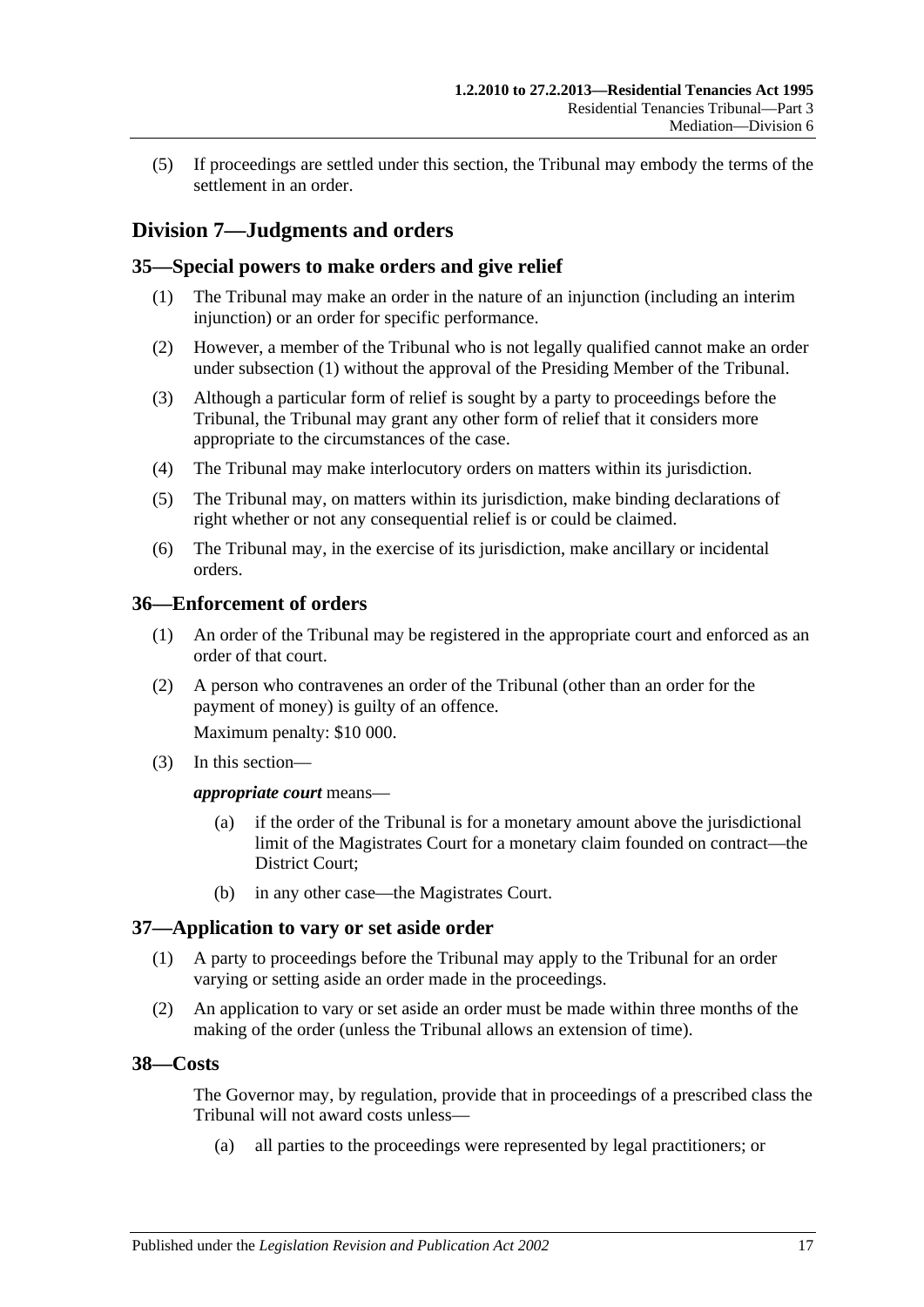(5) If proceedings are settled under this section, the Tribunal may embody the terms of the settlement in an order.

## Division 7—Judgments and orders

### 35—Special powers to make orders and give relief

(1) The Tribunal may make an order in the nature of an injunction (including an interim injunction) or an order for specific performance.

(2) However, a member of the Tribunal who is not legally qualified cannot make an order under subsection (1) without the approval of the Presiding Member of the Tribunal.

(3) Although a particular form of relief is sought by a party to proceedings before the Tribunal, the Tribunal may grant any other form of relief that it considers more appropriate to the circumstances of the case.

(4) The Tribunal may make interlocutory orders on matters within its jurisdiction.

(5) The Tribunal may, on matters within its jurisdiction, make binding declarations of right whether or not any consequential relief is or could be claimed.

(6) The Tribunal may, in the exercise of its jurisdiction, make ancillary or incidental orders.

### 36—Enforcement of orders

(1) An order of the Tribunal may be registered in the appropriate court and enforced as an order of that court.

(2) A person who contravenes an order of the Tribunal (other than an order for the payment of money) is guilty of an offence.

Maximum penalty: $10 000.

(3) In this section—

***appropriate court*** means—

(a) if the order of the Tribunal is for a monetary amount above the jurisdictional limit of the Magistrates Court for a monetary claim founded on contract—the District Court;

(b) in any other case—the Magistrates Court.

### 37—Application to vary or set aside order

(1) A party to proceedings before the Tribunal may apply to the Tribunal for an order varying or setting aside an order made in the proceedings.

(2) An application to vary or set aside an order must be made within three months of the making of the order (unless the Tribunal allows an extension of time).

### 38—Costs

The Governor may, by regulation, provide that in proceedings of a prescribed class the Tribunal will not award costs unless—

(a) all parties to the proceedings were represented by legal practitioners; or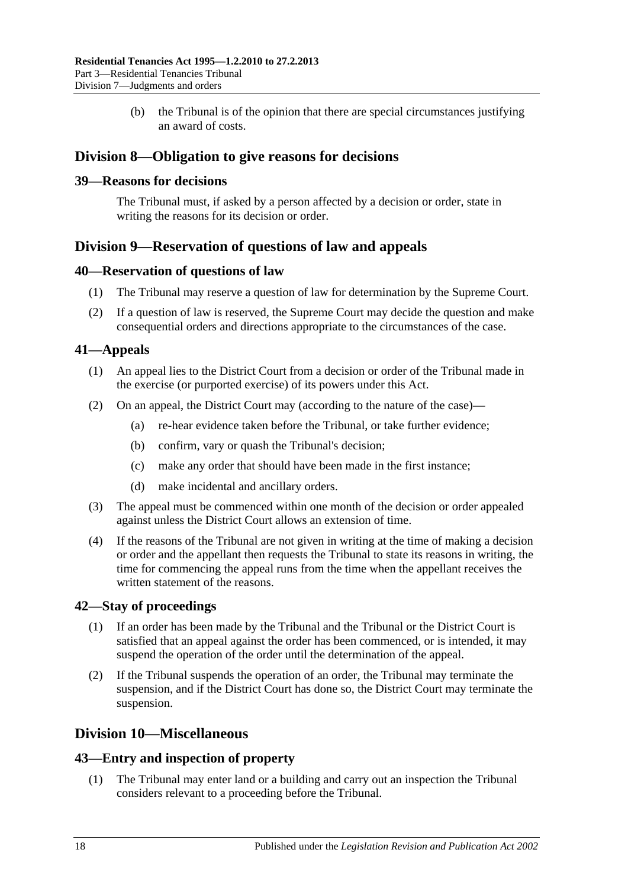(b) the Tribunal is of the opinion that there are special circumstances justifying an award of costs.

## Division 8—Obligation to give reasons for decisions

### 39—Reasons for decisions

The Tribunal must, if asked by a person affected by a decision or order, state in writing the reasons for its decision or order.

## Division 9—Reservation of questions of law and appeals

### 40—Reservation of questions of law

(1) The Tribunal may reserve a question of law for determination by the Supreme Court.

(2) If a question of law is reserved, the Supreme Court may decide the question and make consequential orders and directions appropriate to the circumstances of the case.

### 41—Appeals

(1) An appeal lies to the District Court from a decision or order of the Tribunal made in the exercise (or purported exercise) of its powers under this Act.

(2) On an appeal, the District Court may (according to the nature of the case)—

(a) re-hear evidence taken before the Tribunal, or take further evidence;

(b) confirm, vary or quash the Tribunal's decision;

(c) make any order that should have been made in the first instance;

(d) make incidental and ancillary orders.

(3) The appeal must be commenced within one month of the decision or order appealed against unless the District Court allows an extension of time.

(4) If the reasons of the Tribunal are not given in writing at the time of making a decision or order and the appellant then requests the Tribunal to state its reasons in writing, the time for commencing the appeal runs from the time when the appellant receives the written statement of the reasons.

### 42—Stay of proceedings

(1) If an order has been made by the Tribunal and the Tribunal or the District Court is satisfied that an appeal against the order has been commenced, or is intended, it may suspend the operation of the order until the determination of the appeal.

(2) If the Tribunal suspends the operation of an order, the Tribunal may terminate the suspension, and if the District Court has done so, the District Court may terminate the suspension.

## Division 10—Miscellaneous

### 43—Entry and inspection of property

(1) The Tribunal may enter land or a building and carry out an inspection the Tribunal considers relevant to a proceeding before the Tribunal.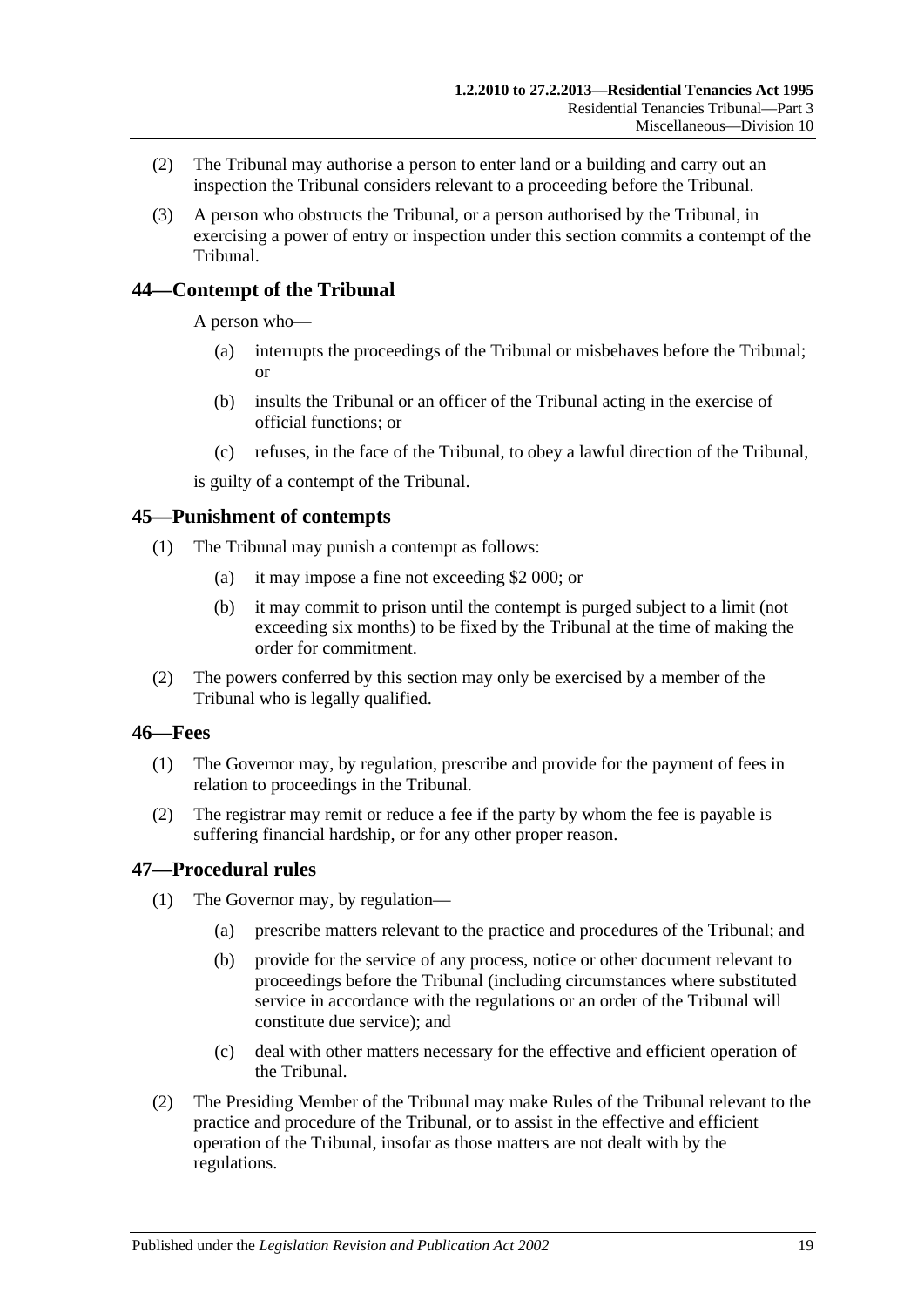(2) The Tribunal may authorise a person to enter land or a building and carry out an inspection the Tribunal considers relevant to a proceeding before the Tribunal.

(3) A person who obstructs the Tribunal, or a person authorised by the Tribunal, in exercising a power of entry or inspection under this section commits a contempt of the Tribunal.

## 44—Contempt of the Tribunal

A person who—

(a) interrupts the proceedings of the Tribunal or misbehaves before the Tribunal; or

(b) insults the Tribunal or an officer of the Tribunal acting in the exercise of official functions; or

(c) refuses, in the face of the Tribunal, to obey a lawful direction of the Tribunal,

is guilty of a contempt of the Tribunal.

## 45—Punishment of contempts

(1) The Tribunal may punish a contempt as follows:

(a) it may impose a fine not exceeding $2 000; or

(b) it may commit to prison until the contempt is purged subject to a limit (not exceeding six months) to be fixed by the Tribunal at the time of making the order for commitment.

(2) The powers conferred by this section may only be exercised by a member of the Tribunal who is legally qualified.

## 46—Fees

(1) The Governor may, by regulation, prescribe and provide for the payment of fees in relation to proceedings in the Tribunal.

(2) The registrar may remit or reduce a fee if the party by whom the fee is payable is suffering financial hardship, or for any other proper reason.

## 47—Procedural rules

(1) The Governor may, by regulation—

(a) prescribe matters relevant to the practice and procedures of the Tribunal; and

(b) provide for the service of any process, notice or other document relevant to proceedings before the Tribunal (including circumstances where substituted service in accordance with the regulations or an order of the Tribunal will constitute due service); and

(c) deal with other matters necessary for the effective and efficient operation of the Tribunal.

(2) The Presiding Member of the Tribunal may make Rules of the Tribunal relevant to the practice and procedure of the Tribunal, or to assist in the effective and efficient operation of the Tribunal, insofar as those matters are not dealt with by the regulations.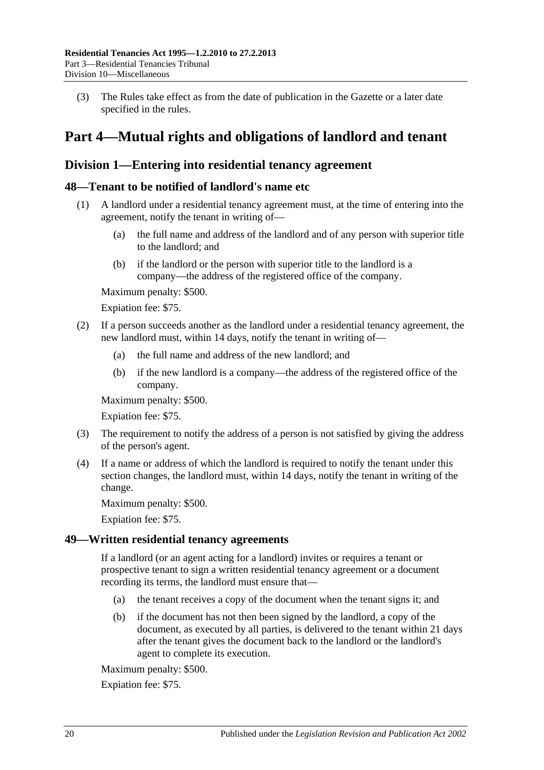(3) The Rules take effect as from the date of publication in the Gazette or a later date specified in the rules.

# Part 4—Mutual rights and obligations of landlord and tenant

## Division 1—Entering into residential tenancy agreement

### 48—Tenant to be notified of landlord's name etc

(1) A landlord under a residential tenancy agreement must, at the time of entering into the agreement, notify the tenant in writing of—

(a) the full name and address of the landlord and of any person with superior title to the landlord; and

(b) if the landlord or the person with superior title to the landlord is a company—the address of the registered office of the company.

Maximum penalty: $500.

Expiation fee: $75.

(2) If a person succeeds another as the landlord under a residential tenancy agreement, the new landlord must, within 14 days, notify the tenant in writing of—

(a) the full name and address of the new landlord; and

(b) if the new landlord is a company—the address of the registered office of the company.

Maximum penalty: $500.

Expiation fee: $75.

(3) The requirement to notify the address of a person is not satisfied by giving the address of the person's agent.

(4) If a name or address of which the landlord is required to notify the tenant under this section changes, the landlord must, within 14 days, notify the tenant in writing of the change.

Maximum penalty: $500.

Expiation fee: $75.

### 49—Written residential tenancy agreements

If a landlord (or an agent acting for a landlord) invites or requires a tenant or prospective tenant to sign a written residential tenancy agreement or a document recording its terms, the landlord must ensure that—

(a) the tenant receives a copy of the document when the tenant signs it; and

(b) if the document has not then been signed by the landlord, a copy of the document, as executed by all parties, is delivered to the tenant within 21 days after the tenant gives the document back to the landlord or the landlord's agent to complete its execution.

Maximum penalty: $500.

Expiation fee: $75.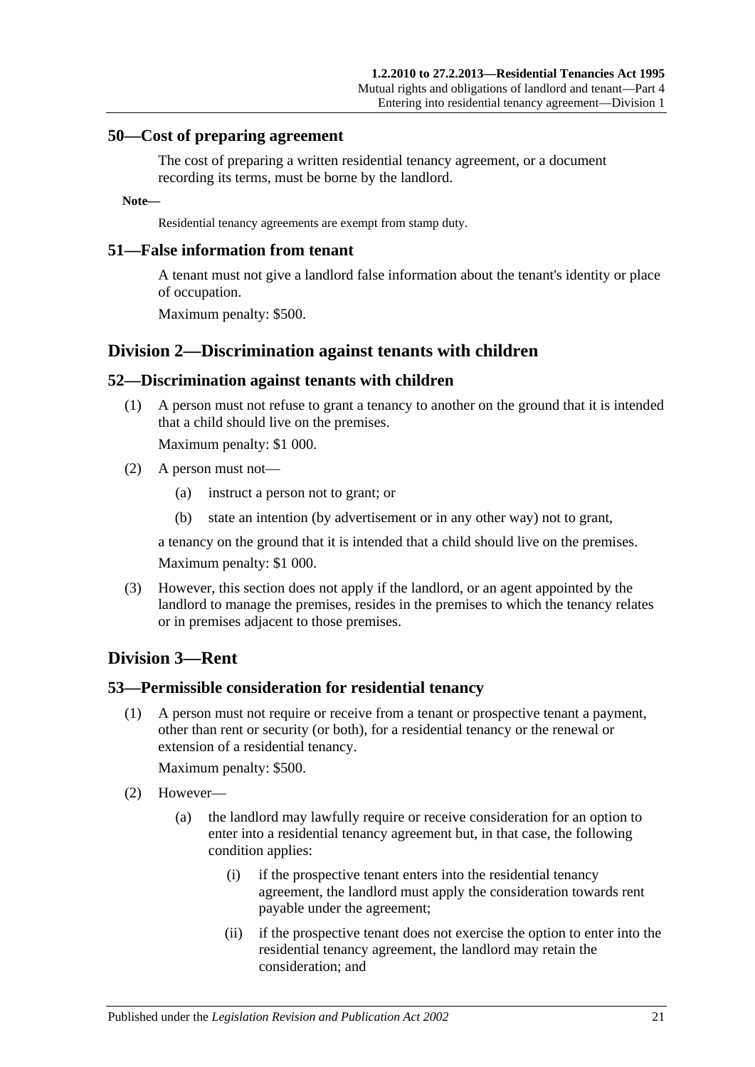### 50—Cost of preparing agreement

The cost of preparing a written residential tenancy agreement, or a document recording its terms, must be borne by the landlord.

**Note—**

Residential tenancy agreements are exempt from stamp duty.

### 51—False information from tenant

A tenant must not give a landlord false information about the tenant's identity or place of occupation.

Maximum penalty: $500.

## Division 2—Discrimination against tenants with children

### 52—Discrimination against tenants with children

(1) A person must not refuse to grant a tenancy to another on the ground that it is intended that a child should live on the premises.

Maximum penalty: $1 000.

(2) A person must not—

- (a) instruct a person not to grant; or
- (b) state an intention (by advertisement or in any other way) not to grant,

a tenancy on the ground that it is intended that a child should live on the premises.

Maximum penalty: $1 000.

(3) However, this section does not apply if the landlord, or an agent appointed by the landlord to manage the premises, resides in the premises to which the tenancy relates or in premises adjacent to those premises.

## Division 3—Rent

### 53—Permissible consideration for residential tenancy

(1) A person must not require or receive from a tenant or prospective tenant a payment, other than rent or security (or both), for a residential tenancy or the renewal or extension of a residential tenancy.

Maximum penalty: $500.

(2) However—

- (a) the landlord may lawfully require or receive consideration for an option to enter into a residential tenancy agreement but, in that case, the following condition applies:
  - (i) if the prospective tenant enters into the residential tenancy agreement, the landlord must apply the consideration towards rent payable under the agreement;
  - (ii) if the prospective tenant does not exercise the option to enter into the residential tenancy agreement, the landlord may retain the consideration; and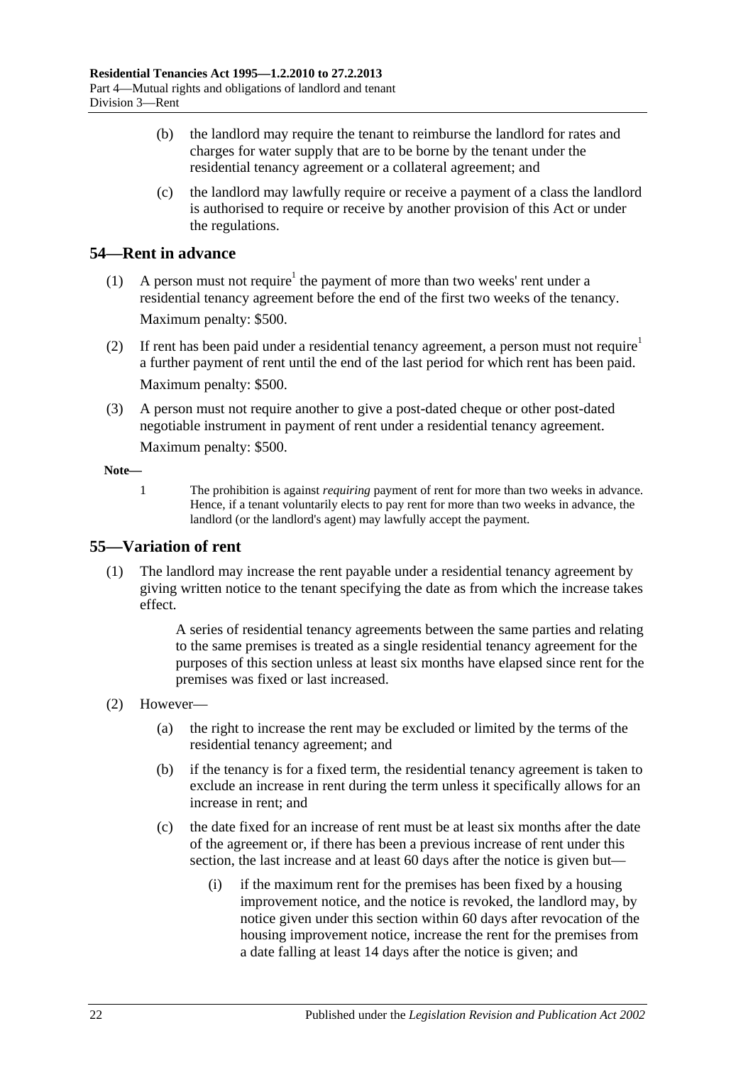(b) the landlord may require the tenant to reimburse the landlord for rates and charges for water supply that are to be borne by the tenant under the residential tenancy agreement or a collateral agreement; and

(c) the landlord may lawfully require or receive a payment of a class the landlord is authorised to require or receive by another provision of this Act or under the regulations.

## 54—Rent in advance

(1) A person must not require[1] the payment of more than two weeks' rent under a residential tenancy agreement before the end of the first two weeks of the tenancy.

Maximum penalty: $500.

(2) If rent has been paid under a residential tenancy agreement, a person must not require[1] a further payment of rent until the end of the last period for which rent has been paid.

Maximum penalty: $500.

(3) A person must not require another to give a post-dated cheque or other post-dated negotiable instrument in payment of rent under a residential tenancy agreement.

Maximum penalty: $500.

**Note—**

1 The prohibition is against *requiring* payment of rent for more than two weeks in advance. Hence, if a tenant voluntarily elects to pay rent for more than two weeks in advance, the landlord (or the landlord's agent) may lawfully accept the payment.

## 55—Variation of rent

(1) The landlord may increase the rent payable under a residential tenancy agreement by giving written notice to the tenant specifying the date as from which the increase takes effect.

A series of residential tenancy agreements between the same parties and relating to the same premises is treated as a single residential tenancy agreement for the purposes of this section unless at least six months have elapsed since rent for the premises was fixed or last increased.

(2) However—

(a) the right to increase the rent may be excluded or limited by the terms of the residential tenancy agreement; and

(b) if the tenancy is for a fixed term, the residential tenancy agreement is taken to exclude an increase in rent during the term unless it specifically allows for an increase in rent; and

(c) the date fixed for an increase of rent must be at least six months after the date of the agreement or, if there has been a previous increase of rent under this section, the last increase and at least 60 days after the notice is given but—

(i) if the maximum rent for the premises has been fixed by a housing improvement notice, and the notice is revoked, the landlord may, by notice given under this section within 60 days after revocation of the housing improvement notice, increase the rent for the premises from a date falling at least 14 days after the notice is given; and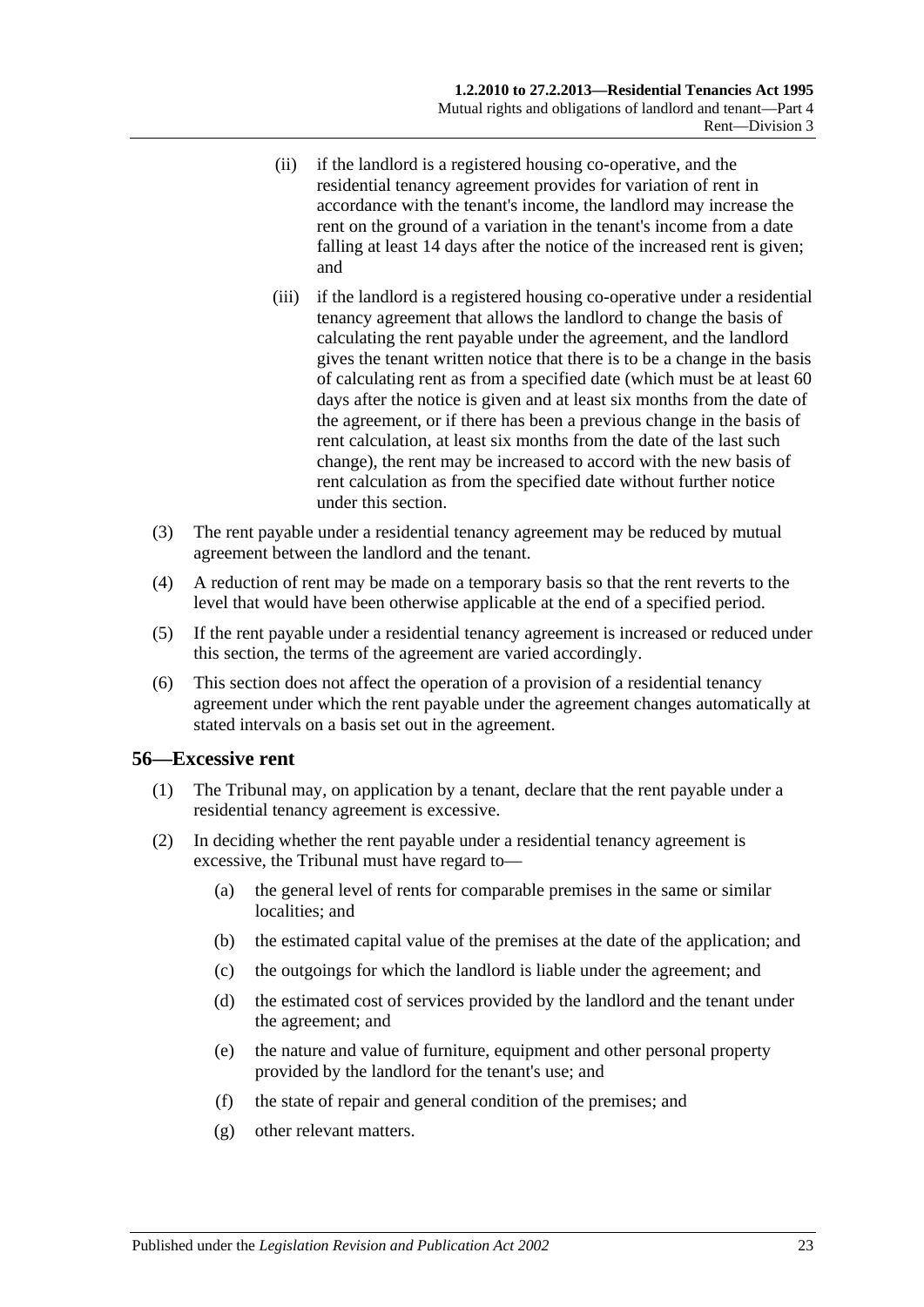(ii) if the landlord is a registered housing co-operative, and the residential tenancy agreement provides for variation of rent in accordance with the tenant's income, the landlord may increase the rent on the ground of a variation in the tenant's income from a date falling at least 14 days after the notice of the increased rent is given; and

(iii) if the landlord is a registered housing co-operative under a residential tenancy agreement that allows the landlord to change the basis of calculating the rent payable under the agreement, and the landlord gives the tenant written notice that there is to be a change in the basis of calculating rent as from a specified date (which must be at least 60 days after the notice is given and at least six months from the date of the agreement, or if there has been a previous change in the basis of rent calculation, at least six months from the date of the last such change), the rent may be increased to accord with the new basis of rent calculation as from the specified date without further notice under this section.

(3) The rent payable under a residential tenancy agreement may be reduced by mutual agreement between the landlord and the tenant.

(4) A reduction of rent may be made on a temporary basis so that the rent reverts to the level that would have been otherwise applicable at the end of a specified period.

(5) If the rent payable under a residential tenancy agreement is increased or reduced under this section, the terms of the agreement are varied accordingly.

(6) This section does not affect the operation of a provision of a residential tenancy agreement under which the rent payable under the agreement changes automatically at stated intervals on a basis set out in the agreement.

## 56—Excessive rent

(1) The Tribunal may, on application by a tenant, declare that the rent payable under a residential tenancy agreement is excessive.

(2) In deciding whether the rent payable under a residential tenancy agreement is excessive, the Tribunal must have regard to—

(a) the general level of rents for comparable premises in the same or similar localities; and

(b) the estimated capital value of the premises at the date of the application; and

(c) the outgoings for which the landlord is liable under the agreement; and

(d) the estimated cost of services provided by the landlord and the tenant under the agreement; and

(e) the nature and value of furniture, equipment and other personal property provided by the landlord for the tenant's use; and

(f) the state of repair and general condition of the premises; and

(g) other relevant matters.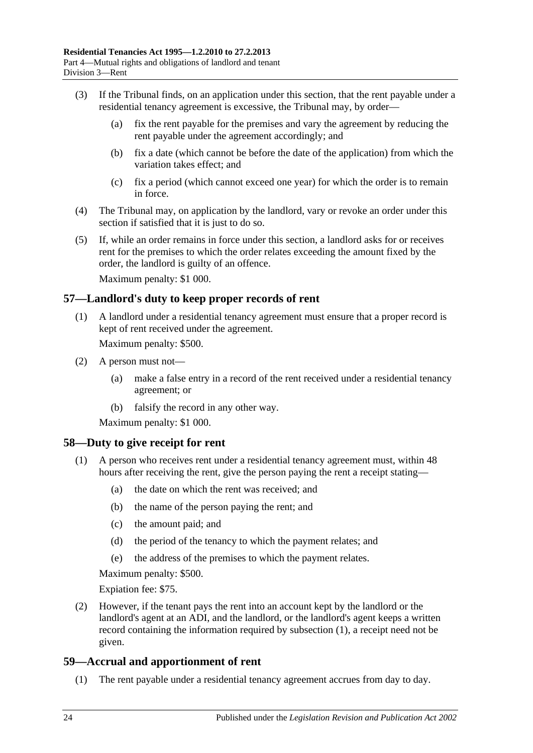(3) If the Tribunal finds, on an application under this section, that the rent payable under a residential tenancy agreement is excessive, the Tribunal may, by order—

(a) fix the rent payable for the premises and vary the agreement by reducing the rent payable under the agreement accordingly; and

(b) fix a date (which cannot be before the date of the application) from which the variation takes effect; and

(c) fix a period (which cannot exceed one year) for which the order is to remain in force.

(4) The Tribunal may, on application by the landlord, vary or revoke an order under this section if satisfied that it is just to do so.

(5) If, while an order remains in force under this section, a landlord asks for or receives rent for the premises to which the order relates exceeding the amount fixed by the order, the landlord is guilty of an offence.

Maximum penalty: $1 000.

## 57—Landlord's duty to keep proper records of rent

(1) A landlord under a residential tenancy agreement must ensure that a proper record is kept of rent received under the agreement.

Maximum penalty: $500.

(2) A person must not—

(a) make a false entry in a record of the rent received under a residential tenancy agreement; or

(b) falsify the record in any other way.

Maximum penalty: $1 000.

## 58—Duty to give receipt for rent

(1) A person who receives rent under a residential tenancy agreement must, within 48 hours after receiving the rent, give the person paying the rent a receipt stating—

(a) the date on which the rent was received; and

(b) the name of the person paying the rent; and

(c) the amount paid; and

(d) the period of the tenancy to which the payment relates; and

(e) the address of the premises to which the payment relates.

Maximum penalty: $500.

Expiation fee: $75.

(2) However, if the tenant pays the rent into an account kept by the landlord or the landlord's agent at an ADI, and the landlord, or the landlord's agent keeps a written record containing the information required by subsection (1), a receipt need not be given.

## 59—Accrual and apportionment of rent

(1) The rent payable under a residential tenancy agreement accrues from day to day.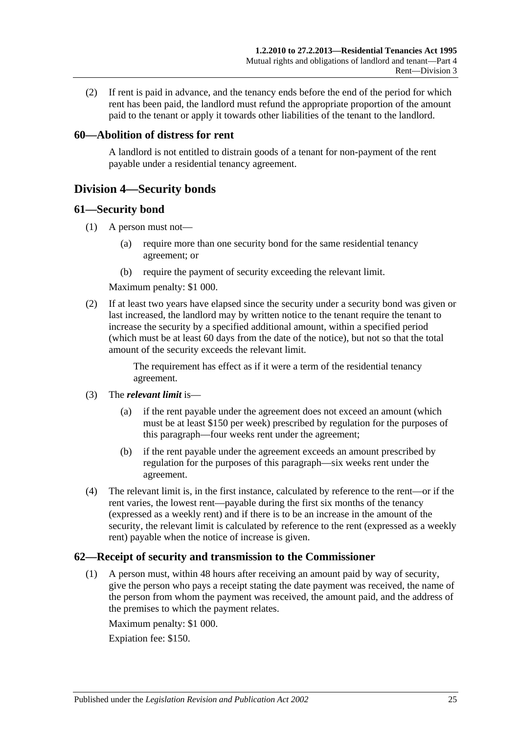(2) If rent is paid in advance, and the tenancy ends before the end of the period for which rent has been paid, the landlord must refund the appropriate proportion of the amount paid to the tenant or apply it towards other liabilities of the tenant to the landlord.

### 60—Abolition of distress for rent

A landlord is not entitled to distrain goods of a tenant for non-payment of the rent payable under a residential tenancy agreement.

## Division 4—Security bonds

### 61—Security bond

(1) A person must not—

(a) require more than one security bond for the same residential tenancy agreement; or

(b) require the payment of security exceeding the relevant limit.

Maximum penalty: $1 000.

(2) If at least two years have elapsed since the security under a security bond was given or last increased, the landlord may by written notice to the tenant require the tenant to increase the security by a specified additional amount, within a specified period (which must be at least 60 days from the date of the notice), but not so that the total amount of the security exceeds the relevant limit.

The requirement has effect as if it were a term of the residential tenancy agreement.

(3) The ***relevant limit*** is—

(a) if the rent payable under the agreement does not exceed an amount (which must be at least $150 per week) prescribed by regulation for the purposes of this paragraph—four weeks rent under the agreement;

(b) if the rent payable under the agreement exceeds an amount prescribed by regulation for the purposes of this paragraph—six weeks rent under the agreement.

(4) The relevant limit is, in the first instance, calculated by reference to the rent—or if the rent varies, the lowest rent—payable during the first six months of the tenancy (expressed as a weekly rent) and if there is to be an increase in the amount of the security, the relevant limit is calculated by reference to the rent (expressed as a weekly rent) payable when the notice of increase is given.

### 62—Receipt of security and transmission to the Commissioner

(1) A person must, within 48 hours after receiving an amount paid by way of security, give the person who pays a receipt stating the date payment was received, the name of the person from whom the payment was received, the amount paid, and the address of the premises to which the payment relates.

Maximum penalty: $1 000.

Expiation fee: $150.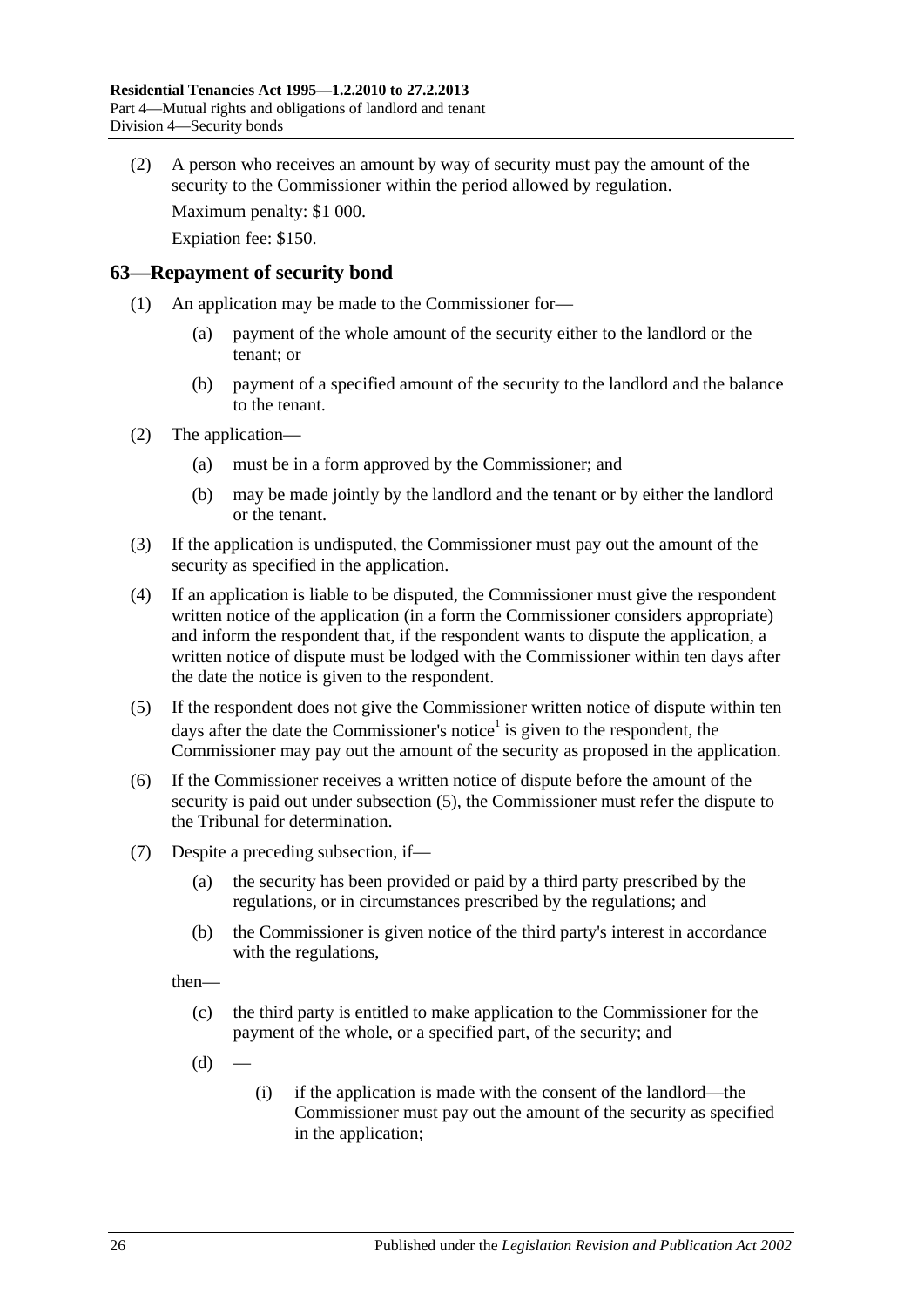(2) A person who receives an amount by way of security must pay the amount of the security to the Commissioner within the period allowed by regulation.

Maximum penalty: $1 000.

Expiation fee: $150.

## 63—Repayment of security bond

(1) An application may be made to the Commissioner for—

(a) payment of the whole amount of the security either to the landlord or the tenant; or

(b) payment of a specified amount of the security to the landlord and the balance to the tenant.

(2) The application—

(a) must be in a form approved by the Commissioner; and

(b) may be made jointly by the landlord and the tenant or by either the landlord or the tenant.

(3) If the application is undisputed, the Commissioner must pay out the amount of the security as specified in the application.

(4) If an application is liable to be disputed, the Commissioner must give the respondent written notice of the application (in a form the Commissioner considers appropriate) and inform the respondent that, if the respondent wants to dispute the application, a written notice of dispute must be lodged with the Commissioner within ten days after the date the notice is given to the respondent.

(5) If the respondent does not give the Commissioner written notice of dispute within ten days after the date the Commissioner's notice[1] is given to the respondent, the Commissioner may pay out the amount of the security as proposed in the application.

(6) If the Commissioner receives a written notice of dispute before the amount of the security is paid out under subsection (5), the Commissioner must refer the dispute to the Tribunal for determination.

(7) Despite a preceding subsection, if—

(a) the security has been provided or paid by a third party prescribed by the regulations, or in circumstances prescribed by the regulations; and

(b) the Commissioner is given notice of the third party's interest in accordance with the regulations,

then—

(c) the third party is entitled to make application to the Commissioner for the payment of the whole, or a specified part, of the security; and

(d) —

(i) if the application is made with the consent of the landlord—the Commissioner must pay out the amount of the security as specified in the application;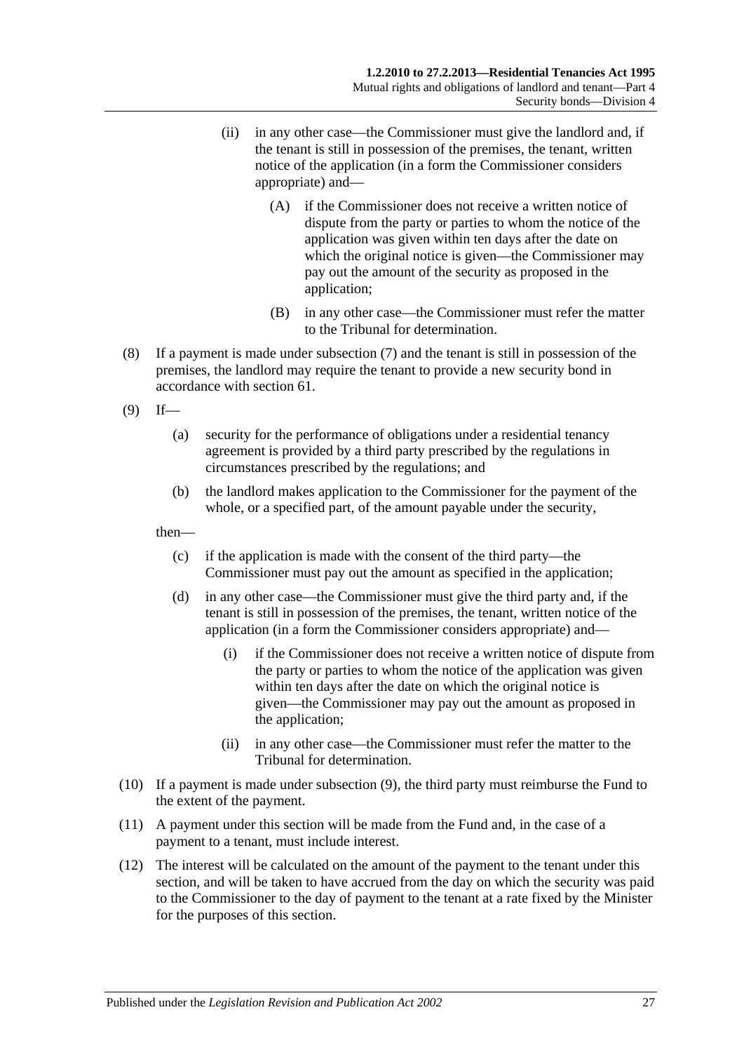(ii) in any other case—the Commissioner must give the landlord and, if the tenant is still in possession of the premises, the tenant, written notice of the application (in a form the Commissioner considers appropriate) and—

(A) if the Commissioner does not receive a written notice of dispute from the party or parties to whom the notice of the application was given within ten days after the date on which the original notice is given—the Commissioner may pay out the amount of the security as proposed in the application;

(B) in any other case—the Commissioner must refer the matter to the Tribunal for determination.

(8) If a payment is made under subsection (7) and the tenant is still in possession of the premises, the landlord may require the tenant to provide a new security bond in accordance with section 61.

(9) If—

(a) security for the performance of obligations under a residential tenancy agreement is provided by a third party prescribed by the regulations in circumstances prescribed by the regulations; and

(b) the landlord makes application to the Commissioner for the payment of the whole, or a specified part, of the amount payable under the security,

then—

(c) if the application is made with the consent of the third party—the Commissioner must pay out the amount as specified in the application;

(d) in any other case—the Commissioner must give the third party and, if the tenant is still in possession of the premises, the tenant, written notice of the application (in a form the Commissioner considers appropriate) and—

(i) if the Commissioner does not receive a written notice of dispute from the party or parties to whom the notice of the application was given within ten days after the date on which the original notice is given—the Commissioner may pay out the amount as proposed in the application;

(ii) in any other case—the Commissioner must refer the matter to the Tribunal for determination.

(10) If a payment is made under subsection (9), the third party must reimburse the Fund to the extent of the payment.

(11) A payment under this section will be made from the Fund and, in the case of a payment to a tenant, must include interest.

(12) The interest will be calculated on the amount of the payment to the tenant under this section, and will be taken to have accrued from the day on which the security was paid to the Commissioner to the day of payment to the tenant at a rate fixed by the Minister for the purposes of this section.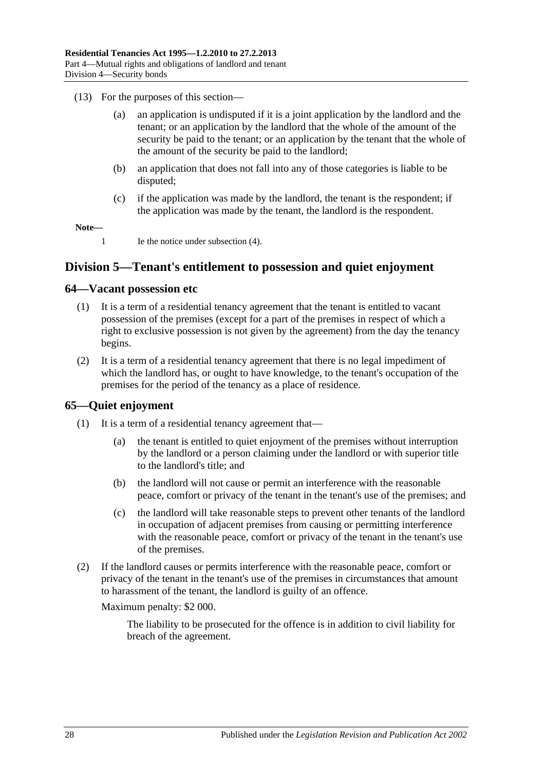(13) For the purposes of this section—

(a) an application is undisputed if it is a joint application by the landlord and the tenant; or an application by the landlord that the whole of the amount of the security be paid to the tenant; or an application by the tenant that the whole of the amount of the security be paid to the landlord;

(b) an application that does not fall into any of those categories is liable to be disputed;

(c) if the application was made by the landlord, the tenant is the respondent; if the application was made by the tenant, the landlord is the respondent.

**Note—**

1 Ie the notice under subsection (4).

## Division 5—Tenant's entitlement to possession and quiet enjoyment

### 64—Vacant possession etc

(1) It is a term of a residential tenancy agreement that the tenant is entitled to vacant possession of the premises (except for a part of the premises in respect of which a right to exclusive possession is not given by the agreement) from the day the tenancy begins.

(2) It is a term of a residential tenancy agreement that there is no legal impediment of which the landlord has, or ought to have knowledge, to the tenant's occupation of the premises for the period of the tenancy as a place of residence.

### 65—Quiet enjoyment

(1) It is a term of a residential tenancy agreement that—

(a) the tenant is entitled to quiet enjoyment of the premises without interruption by the landlord or a person claiming under the landlord or with superior title to the landlord's title; and

(b) the landlord will not cause or permit an interference with the reasonable peace, comfort or privacy of the tenant in the tenant's use of the premises; and

(c) the landlord will take reasonable steps to prevent other tenants of the landlord in occupation of adjacent premises from causing or permitting interference with the reasonable peace, comfort or privacy of the tenant in the tenant's use of the premises.

(2) If the landlord causes or permits interference with the reasonable peace, comfort or privacy of the tenant in the tenant's use of the premises in circumstances that amount to harassment of the tenant, the landlord is guilty of an offence.

Maximum penalty: $2 000.

The liability to be prosecuted for the offence is in addition to civil liability for breach of the agreement.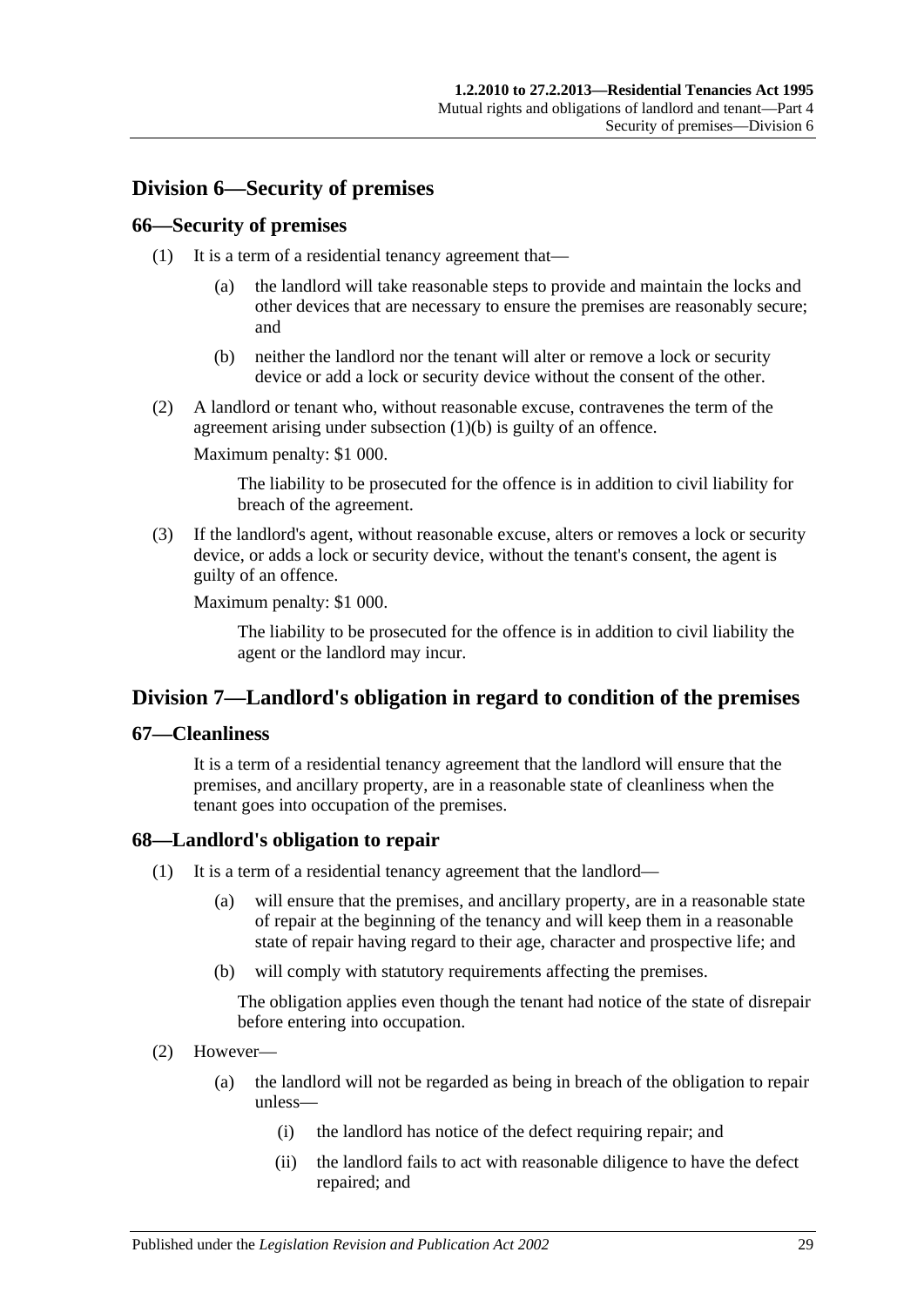## Division 6—Security of premises

### 66—Security of premises

(1) It is a term of a residential tenancy agreement that—

(a) the landlord will take reasonable steps to provide and maintain the locks and other devices that are necessary to ensure the premises are reasonably secure; and

(b) neither the landlord nor the tenant will alter or remove a lock or security device or add a lock or security device without the consent of the other.

(2) A landlord or tenant who, without reasonable excuse, contravenes the term of the agreement arising under subsection (1)(b) is guilty of an offence.

Maximum penalty: $1 000.

The liability to be prosecuted for the offence is in addition to civil liability for breach of the agreement.

(3) If the landlord's agent, without reasonable excuse, alters or removes a lock or security device, or adds a lock or security device, without the tenant's consent, the agent is guilty of an offence.

Maximum penalty: $1 000.

The liability to be prosecuted for the offence is in addition to civil liability the agent or the landlord may incur.

## Division 7—Landlord's obligation in regard to condition of the premises

### 67—Cleanliness

It is a term of a residential tenancy agreement that the landlord will ensure that the premises, and ancillary property, are in a reasonable state of cleanliness when the tenant goes into occupation of the premises.

### 68—Landlord's obligation to repair

(1) It is a term of a residential tenancy agreement that the landlord—

(a) will ensure that the premises, and ancillary property, are in a reasonable state of repair at the beginning of the tenancy and will keep them in a reasonable state of repair having regard to their age, character and prospective life; and

(b) will comply with statutory requirements affecting the premises.

The obligation applies even though the tenant had notice of the state of disrepair before entering into occupation.

(2) However—

(a) the landlord will not be regarded as being in breach of the obligation to repair unless—

(i) the landlord has notice of the defect requiring repair; and

(ii) the landlord fails to act with reasonable diligence to have the defect repaired; and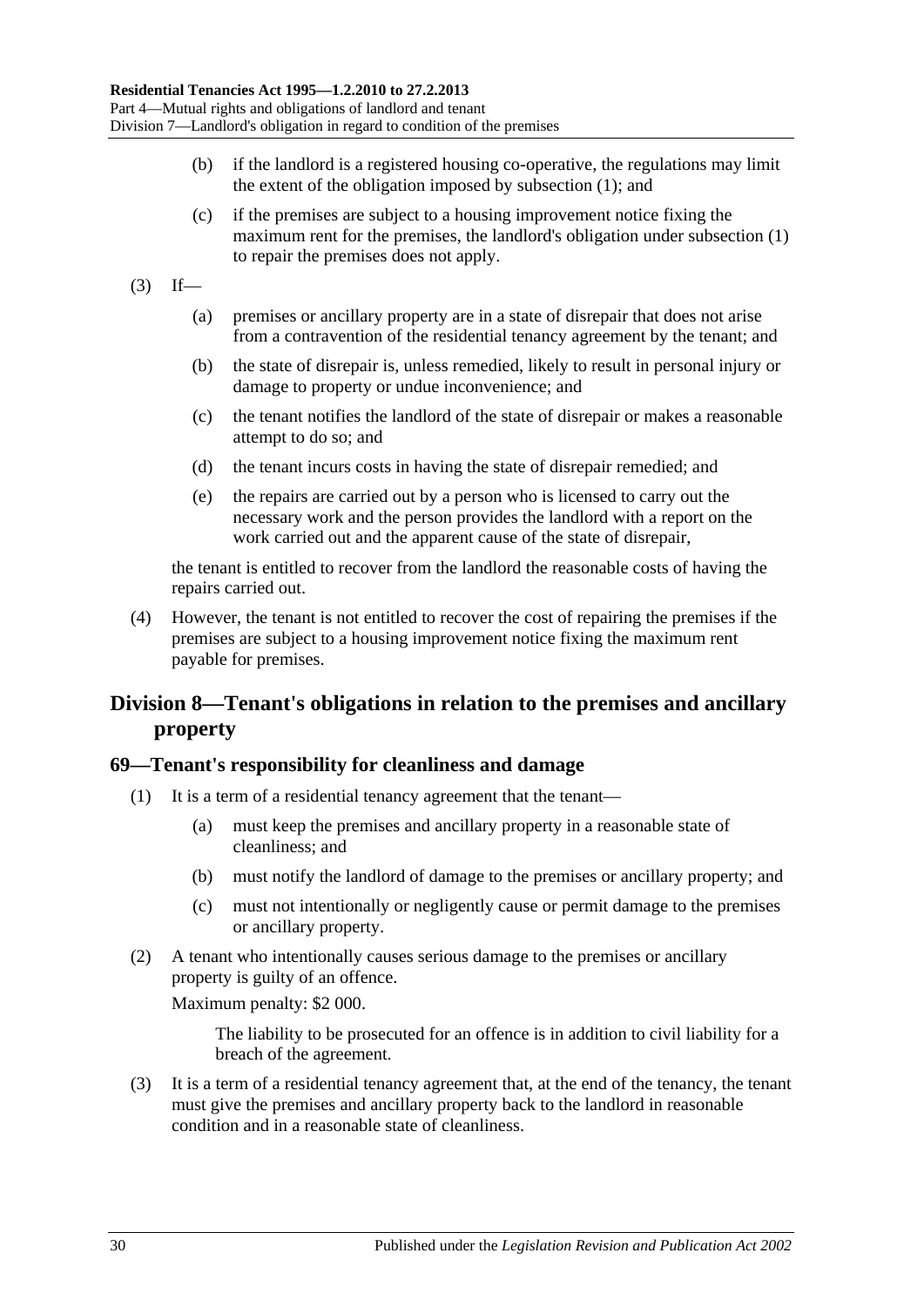(b) if the landlord is a registered housing co-operative, the regulations may limit the extent of the obligation imposed by subsection (1); and

(c) if the premises are subject to a housing improvement notice fixing the maximum rent for the premises, the landlord's obligation under subsection (1) to repair the premises does not apply.

(3) If—

(a) premises or ancillary property are in a state of disrepair that does not arise from a contravention of the residential tenancy agreement by the tenant; and

(b) the state of disrepair is, unless remedied, likely to result in personal injury or damage to property or undue inconvenience; and

(c) the tenant notifies the landlord of the state of disrepair or makes a reasonable attempt to do so; and

(d) the tenant incurs costs in having the state of disrepair remedied; and

(e) the repairs are carried out by a person who is licensed to carry out the necessary work and the person provides the landlord with a report on the work carried out and the apparent cause of the state of disrepair,

the tenant is entitled to recover from the landlord the reasonable costs of having the repairs carried out.

(4) However, the tenant is not entitled to recover the cost of repairing the premises if the premises are subject to a housing improvement notice fixing the maximum rent payable for premises.

## Division 8—Tenant's obligations in relation to the premises and ancillary property

### 69—Tenant's responsibility for cleanliness and damage

(1) It is a term of a residential tenancy agreement that the tenant—

(a) must keep the premises and ancillary property in a reasonable state of cleanliness; and

(b) must notify the landlord of damage to the premises or ancillary property; and

(c) must not intentionally or negligently cause or permit damage to the premises or ancillary property.

(2) A tenant who intentionally causes serious damage to the premises or ancillary property is guilty of an offence.

Maximum penalty: $2 000.

The liability to be prosecuted for an offence is in addition to civil liability for a breach of the agreement.

(3) It is a term of a residential tenancy agreement that, at the end of the tenancy, the tenant must give the premises and ancillary property back to the landlord in reasonable condition and in a reasonable state of cleanliness.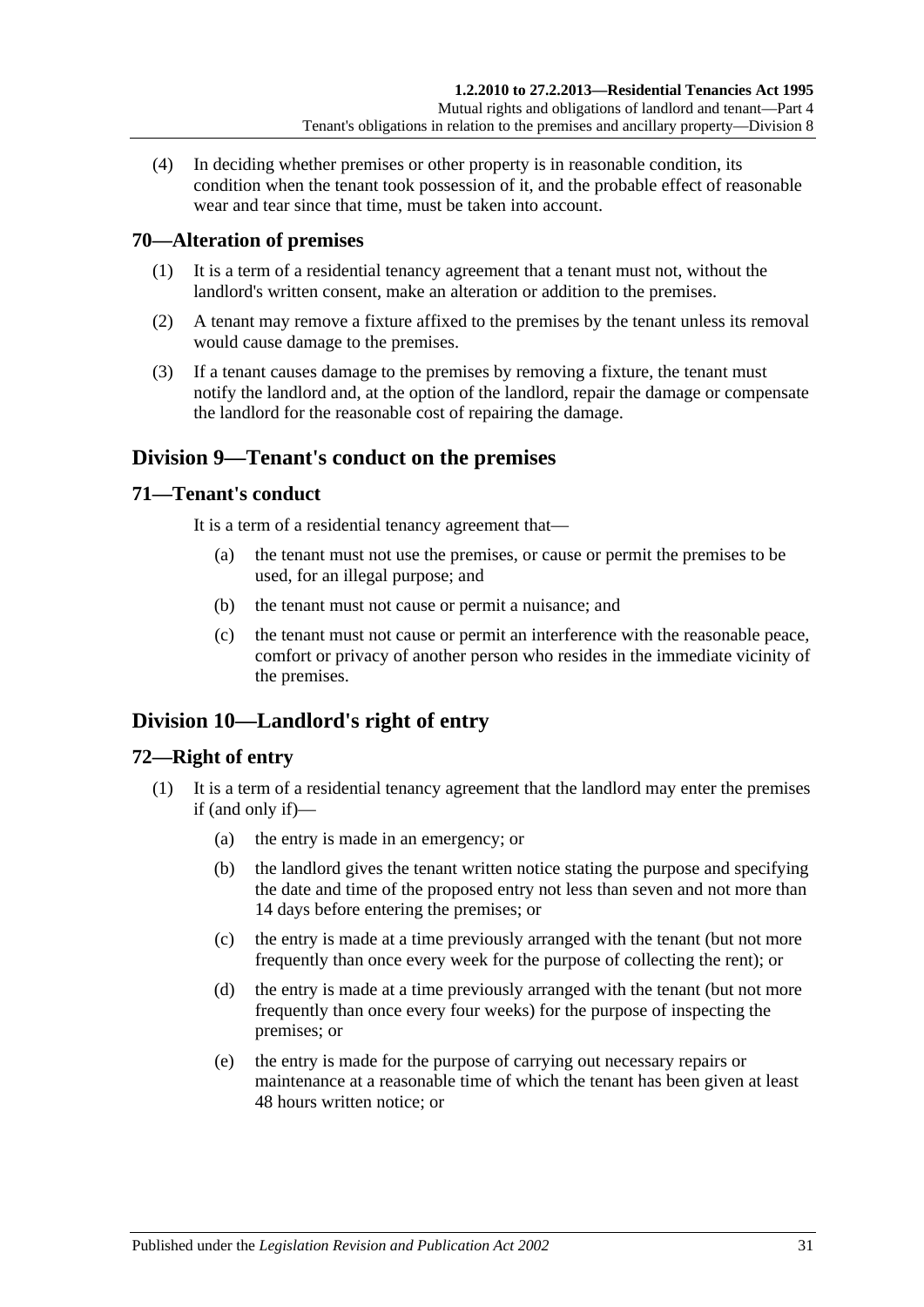(4) In deciding whether premises or other property is in reasonable condition, its condition when the tenant took possession of it, and the probable effect of reasonable wear and tear since that time, must be taken into account.

### 70—Alteration of premises

(1) It is a term of a residential tenancy agreement that a tenant must not, without the landlord's written consent, make an alteration or addition to the premises.

(2) A tenant may remove a fixture affixed to the premises by the tenant unless its removal would cause damage to the premises.

(3) If a tenant causes damage to the premises by removing a fixture, the tenant must notify the landlord and, at the option of the landlord, repair the damage or compensate the landlord for the reasonable cost of repairing the damage.

## Division 9—Tenant's conduct on the premises

### 71—Tenant's conduct

It is a term of a residential tenancy agreement that—

(a) the tenant must not use the premises, or cause or permit the premises to be used, for an illegal purpose; and

(b) the tenant must not cause or permit a nuisance; and

(c) the tenant must not cause or permit an interference with the reasonable peace, comfort or privacy of another person who resides in the immediate vicinity of the premises.

## Division 10—Landlord's right of entry

### 72—Right of entry

(1) It is a term of a residential tenancy agreement that the landlord may enter the premises if (and only if)—

(a) the entry is made in an emergency; or

(b) the landlord gives the tenant written notice stating the purpose and specifying the date and time of the proposed entry not less than seven and not more than 14 days before entering the premises; or

(c) the entry is made at a time previously arranged with the tenant (but not more frequently than once every week for the purpose of collecting the rent); or

(d) the entry is made at a time previously arranged with the tenant (but not more frequently than once every four weeks) for the purpose of inspecting the premises; or

(e) the entry is made for the purpose of carrying out necessary repairs or maintenance at a reasonable time of which the tenant has been given at least 48 hours written notice; or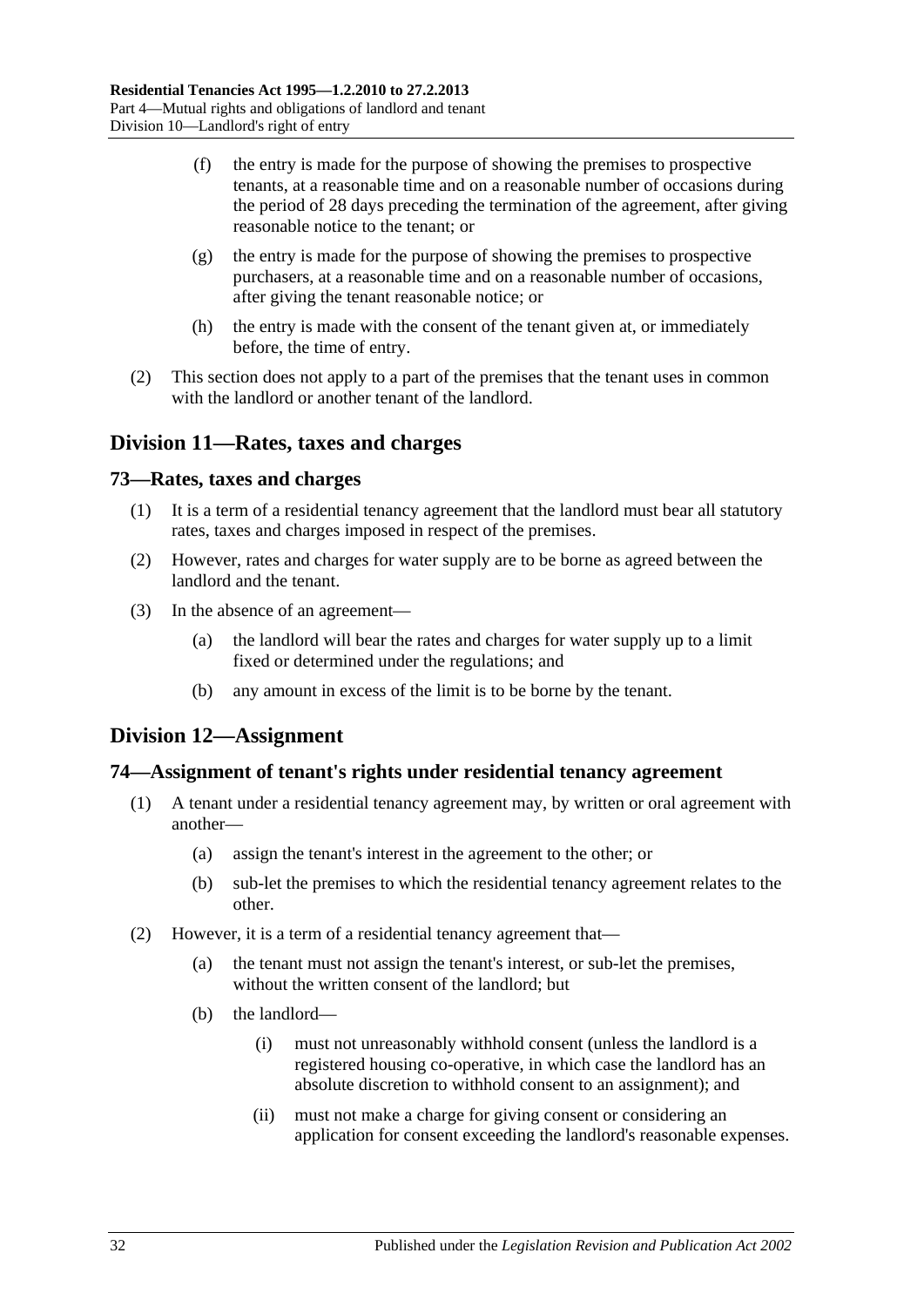(f) the entry is made for the purpose of showing the premises to prospective tenants, at a reasonable time and on a reasonable number of occasions during the period of 28 days preceding the termination of the agreement, after giving reasonable notice to the tenant; or

(g) the entry is made for the purpose of showing the premises to prospective purchasers, at a reasonable time and on a reasonable number of occasions, after giving the tenant reasonable notice; or

(h) the entry is made with the consent of the tenant given at, or immediately before, the time of entry.

(2) This section does not apply to a part of the premises that the tenant uses in common with the landlord or another tenant of the landlord.

## Division 11—Rates, taxes and charges

### 73—Rates, taxes and charges

(1) It is a term of a residential tenancy agreement that the landlord must bear all statutory rates, taxes and charges imposed in respect of the premises.

(2) However, rates and charges for water supply are to be borne as agreed between the landlord and the tenant.

(3) In the absence of an agreement—

(a) the landlord will bear the rates and charges for water supply up to a limit fixed or determined under the regulations; and

(b) any amount in excess of the limit is to be borne by the tenant.

## Division 12—Assignment

### 74—Assignment of tenant's rights under residential tenancy agreement

(1) A tenant under a residential tenancy agreement may, by written or oral agreement with another—

(a) assign the tenant's interest in the agreement to the other; or

(b) sub-let the premises to which the residential tenancy agreement relates to the other.

(2) However, it is a term of a residential tenancy agreement that—

(a) the tenant must not assign the tenant's interest, or sub-let the premises, without the written consent of the landlord; but

(b) the landlord—

(i) must not unreasonably withhold consent (unless the landlord is a registered housing co-operative, in which case the landlord has an absolute discretion to withhold consent to an assignment); and

(ii) must not make a charge for giving consent or considering an application for consent exceeding the landlord's reasonable expenses.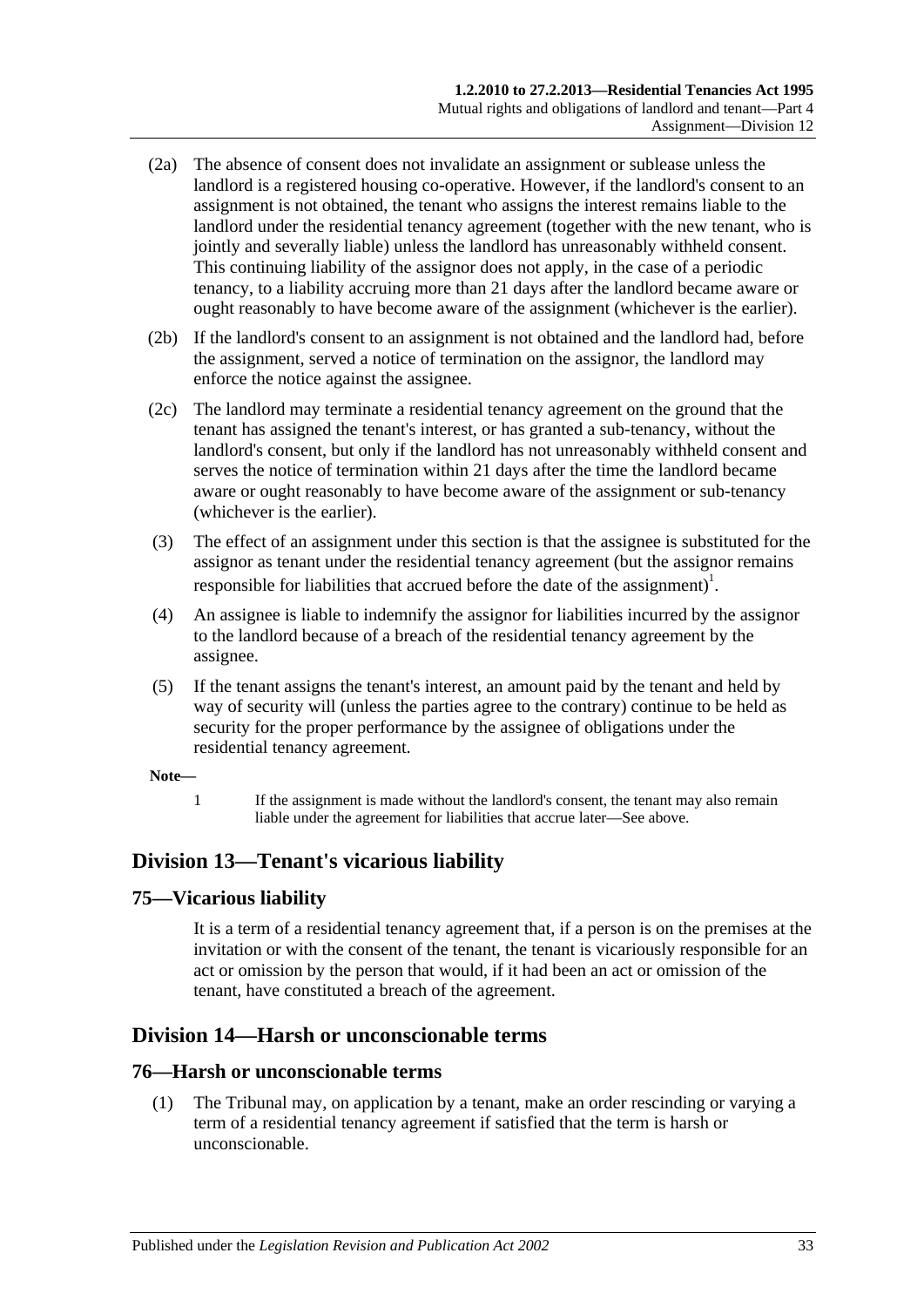(2a) The absence of consent does not invalidate an assignment or sublease unless the landlord is a registered housing co-operative. However, if the landlord's consent to an assignment is not obtained, the tenant who assigns the interest remains liable to the landlord under the residential tenancy agreement (together with the new tenant, who is jointly and severally liable) unless the landlord has unreasonably withheld consent. This continuing liability of the assignor does not apply, in the case of a periodic tenancy, to a liability accruing more than 21 days after the landlord became aware or ought reasonably to have become aware of the assignment (whichever is the earlier).

(2b) If the landlord's consent to an assignment is not obtained and the landlord had, before the assignment, served a notice of termination on the assignor, the landlord may enforce the notice against the assignee.

(2c) The landlord may terminate a residential tenancy agreement on the ground that the tenant has assigned the tenant's interest, or has granted a sub-tenancy, without the landlord's consent, but only if the landlord has not unreasonably withheld consent and serves the notice of termination within 21 days after the time the landlord became aware or ought reasonably to have become aware of the assignment or sub-tenancy (whichever is the earlier).

(3) The effect of an assignment under this section is that the assignee is substituted for the assignor as tenant under the residential tenancy agreement (but the assignor remains responsible for liabilities that accrued before the date of the assignment)[1].

(4) An assignee is liable to indemnify the assignor for liabilities incurred by the assignor to the landlord because of a breach of the residential tenancy agreement by the assignee.

(5) If the tenant assigns the tenant's interest, an amount paid by the tenant and held by way of security will (unless the parties agree to the contrary) continue to be held as security for the proper performance by the assignee of obligations under the residential tenancy agreement.

**Note—**

1 If the assignment is made without the landlord's consent, the tenant may also remain liable under the agreement for liabilities that accrue later—See above.

## Division 13—Tenant's vicarious liability

### 75—Vicarious liability

It is a term of a residential tenancy agreement that, if a person is on the premises at the invitation or with the consent of the tenant, the tenant is vicariously responsible for an act or omission by the person that would, if it had been an act or omission of the tenant, have constituted a breach of the agreement.

## Division 14—Harsh or unconscionable terms

### 76—Harsh or unconscionable terms

(1) The Tribunal may, on application by a tenant, make an order rescinding or varying a term of a residential tenancy agreement if satisfied that the term is harsh or unconscionable.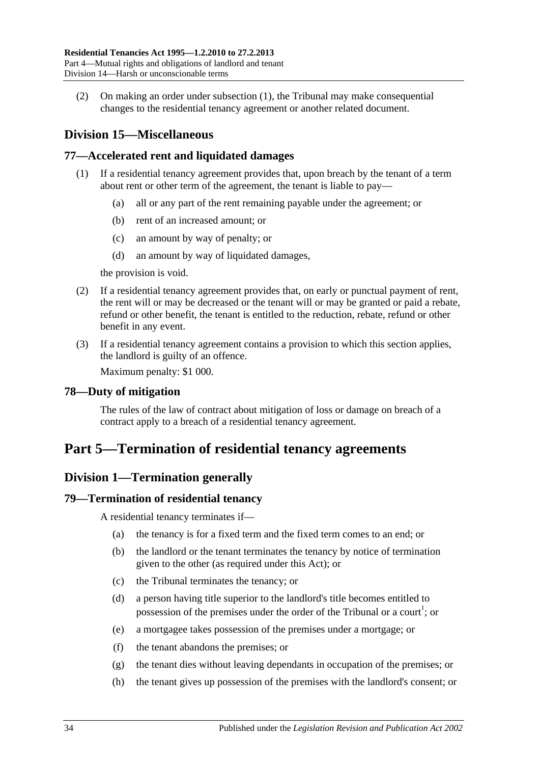(2) On making an order under subsection (1), the Tribunal may make consequential changes to the residential tenancy agreement or another related document.

## Division 15—Miscellaneous

### 77—Accelerated rent and liquidated damages

(1) If a residential tenancy agreement provides that, upon breach by the tenant of a term about rent or other term of the agreement, the tenant is liable to pay—

(a) all or any part of the rent remaining payable under the agreement; or

(b) rent of an increased amount; or

(c) an amount by way of penalty; or

(d) an amount by way of liquidated damages,

the provision is void.

(2) If a residential tenancy agreement provides that, on early or punctual payment of rent, the rent will or may be decreased or the tenant will or may be granted or paid a rebate, refund or other benefit, the tenant is entitled to the reduction, rebate, refund or other benefit in any event.

(3) If a residential tenancy agreement contains a provision to which this section applies, the landlord is guilty of an offence.

Maximum penalty: $1 000.

### 78—Duty of mitigation

The rules of the law of contract about mitigation of loss or damage on breach of a contract apply to a breach of a residential tenancy agreement.

# Part 5—Termination of residential tenancy agreements

## Division 1—Termination generally

### 79—Termination of residential tenancy

A residential tenancy terminates if—

(a) the tenancy is for a fixed term and the fixed term comes to an end; or

(b) the landlord or the tenant terminates the tenancy by notice of termination given to the other (as required under this Act); or

(c) the Tribunal terminates the tenancy; or

(d) a person having title superior to the landlord's title becomes entitled to possession of the premises under the order of the Tribunal or a court[1]; or

(e) a mortgagee takes possession of the premises under a mortgage; or

(f) the tenant abandons the premises; or

(g) the tenant dies without leaving dependants in occupation of the premises; or

(h) the tenant gives up possession of the premises with the landlord's consent; or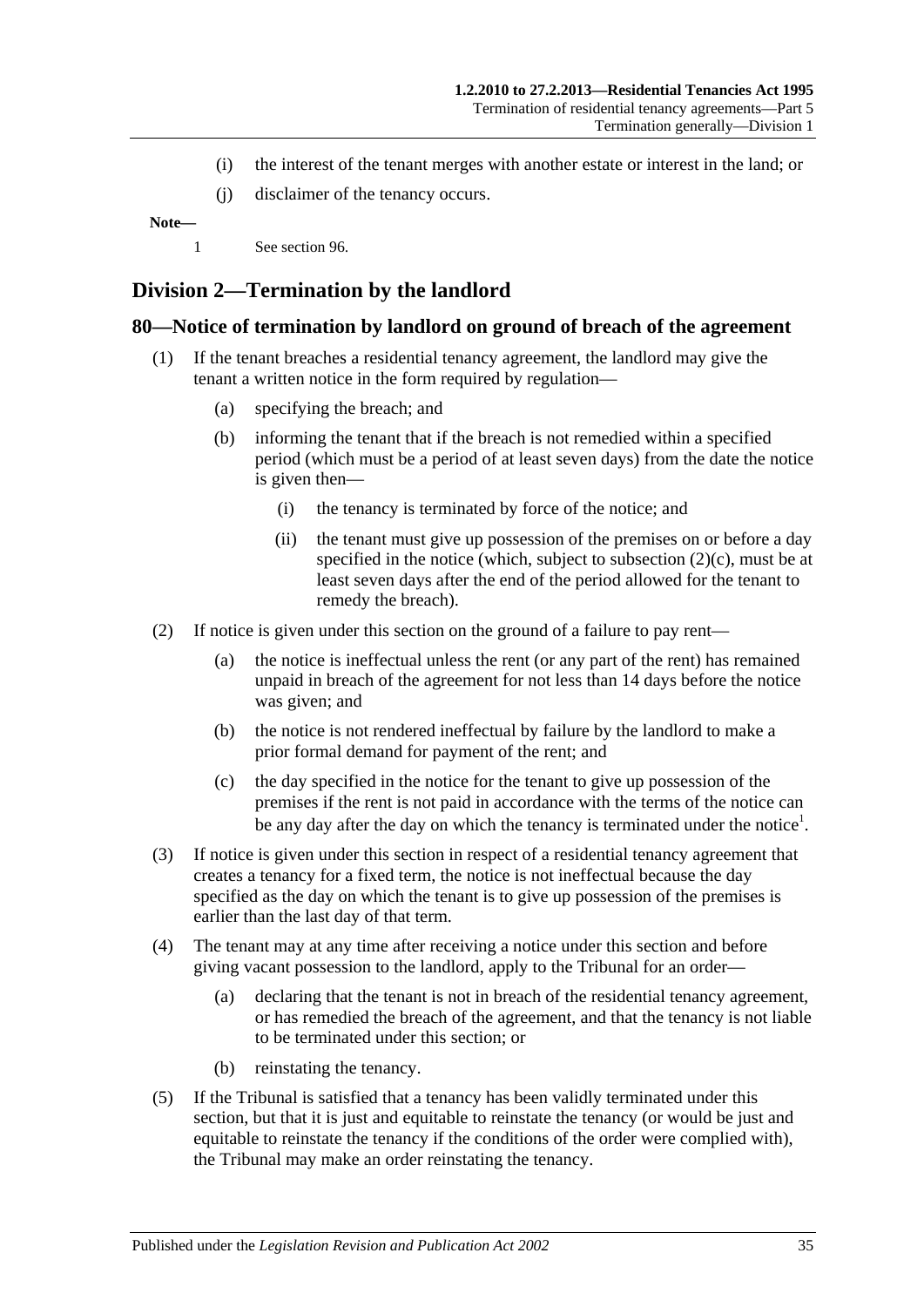(i) the interest of the tenant merges with another estate or interest in the land; or

(j) disclaimer of the tenancy occurs.

**Note—**

1 See section 96.

## Division 2—Termination by the landlord

### 80—Notice of termination by landlord on ground of breach of the agreement

(1) If the tenant breaches a residential tenancy agreement, the landlord may give the tenant a written notice in the form required by regulation—

(a) specifying the breach; and

(b) informing the tenant that if the breach is not remedied within a specified period (which must be a period of at least seven days) from the date the notice is given then—

(i) the tenancy is terminated by force of the notice; and

(ii) the tenant must give up possession of the premises on or before a day specified in the notice (which, subject to subsection (2)(c), must be at least seven days after the end of the period allowed for the tenant to remedy the breach).

(2) If notice is given under this section on the ground of a failure to pay rent—

(a) the notice is ineffectual unless the rent (or any part of the rent) has remained unpaid in breach of the agreement for not less than 14 days before the notice was given; and

(b) the notice is not rendered ineffectual by failure by the landlord to make a prior formal demand for payment of the rent; and

(c) the day specified in the notice for the tenant to give up possession of the premises if the rent is not paid in accordance with the terms of the notice can be any day after the day on which the tenancy is terminated under the notice[1].

(3) If notice is given under this section in respect of a residential tenancy agreement that creates a tenancy for a fixed term, the notice is not ineffectual because the day specified as the day on which the tenant is to give up possession of the premises is earlier than the last day of that term.

(4) The tenant may at any time after receiving a notice under this section and before giving vacant possession to the landlord, apply to the Tribunal for an order—

(a) declaring that the tenant is not in breach of the residential tenancy agreement, or has remedied the breach of the agreement, and that the tenancy is not liable to be terminated under this section; or

(b) reinstating the tenancy.

(5) If the Tribunal is satisfied that a tenancy has been validly terminated under this section, but that it is just and equitable to reinstate the tenancy (or would be just and equitable to reinstate the tenancy if the conditions of the order were complied with), the Tribunal may make an order reinstating the tenancy.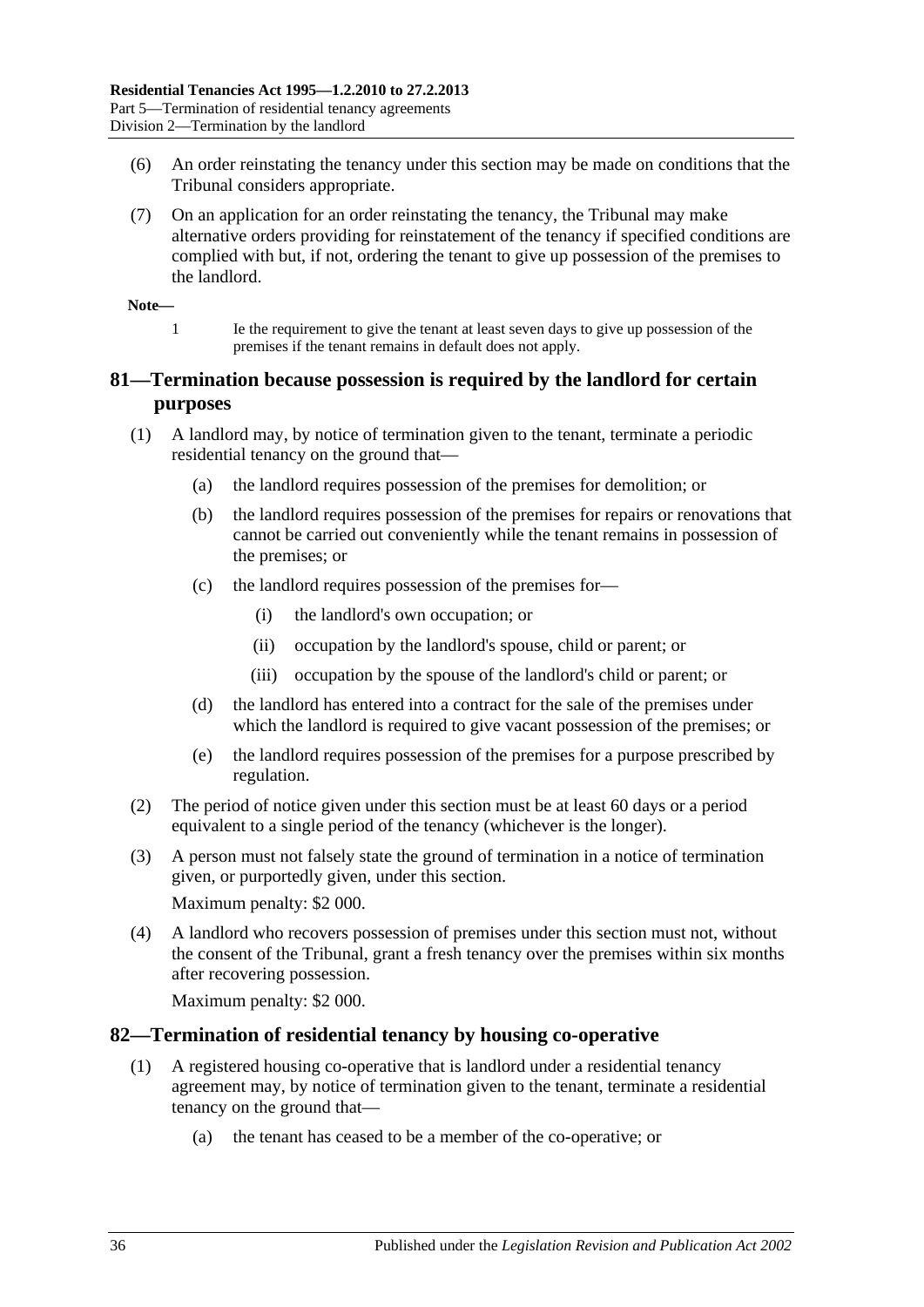(6) An order reinstating the tenancy under this section may be made on conditions that the Tribunal considers appropriate.

(7) On an application for an order reinstating the tenancy, the Tribunal may make alternative orders providing for reinstatement of the tenancy if specified conditions are complied with but, if not, ordering the tenant to give up possession of the premises to the landlord.

**Note—**

1 Ie the requirement to give the tenant at least seven days to give up possession of the premises if the tenant remains in default does not apply.

## 81—Termination because possession is required by the landlord for certain purposes

(1) A landlord may, by notice of termination given to the tenant, terminate a periodic residential tenancy on the ground that—

(a) the landlord requires possession of the premises for demolition; or

(b) the landlord requires possession of the premises for repairs or renovations that cannot be carried out conveniently while the tenant remains in possession of the premises; or

(c) the landlord requires possession of the premises for—

(i) the landlord's own occupation; or

(ii) occupation by the landlord's spouse, child or parent; or

(iii) occupation by the spouse of the landlord's child or parent; or

(d) the landlord has entered into a contract for the sale of the premises under which the landlord is required to give vacant possession of the premises; or

(e) the landlord requires possession of the premises for a purpose prescribed by regulation.

(2) The period of notice given under this section must be at least 60 days or a period equivalent to a single period of the tenancy (whichever is the longer).

(3) A person must not falsely state the ground of termination in a notice of termination given, or purportedly given, under this section.

Maximum penalty: $2 000.

(4) A landlord who recovers possession of premises under this section must not, without the consent of the Tribunal, grant a fresh tenancy over the premises within six months after recovering possession.

Maximum penalty: $2 000.

## 82—Termination of residential tenancy by housing co-operative

(1) A registered housing co-operative that is landlord under a residential tenancy agreement may, by notice of termination given to the tenant, terminate a residential tenancy on the ground that—

(a) the tenant has ceased to be a member of the co-operative; or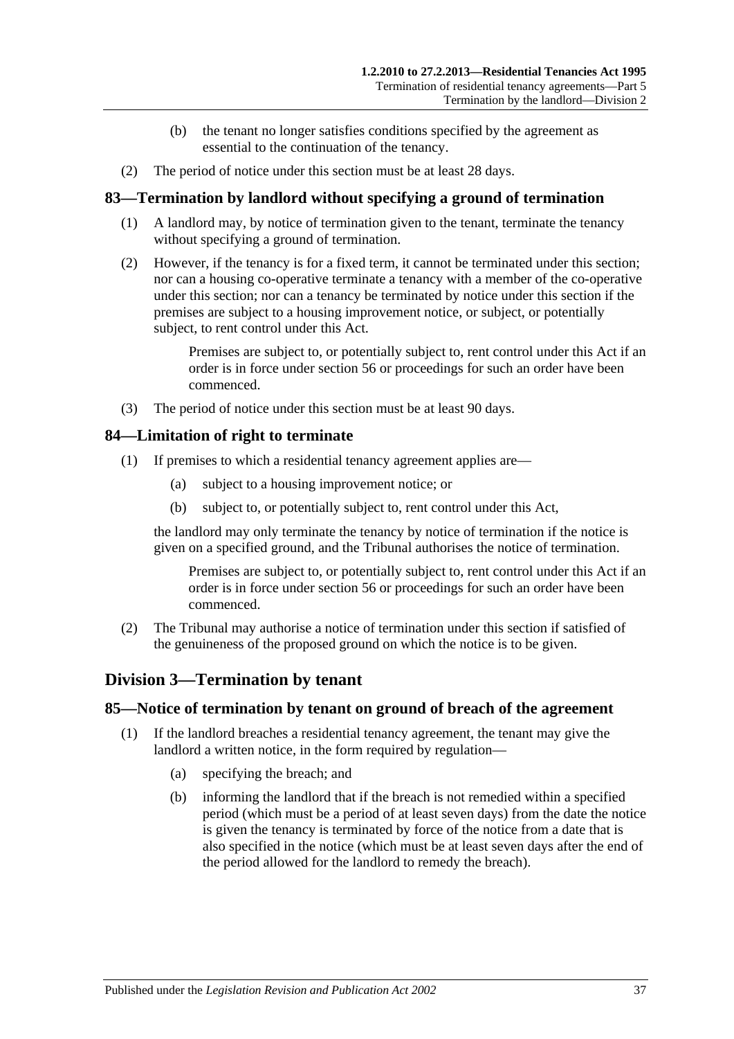(b) the tenant no longer satisfies conditions specified by the agreement as essential to the continuation of the tenancy.

(2) The period of notice under this section must be at least 28 days.

## 83—Termination by landlord without specifying a ground of termination

(1) A landlord may, by notice of termination given to the tenant, terminate the tenancy without specifying a ground of termination.

(2) However, if the tenancy is for a fixed term, it cannot be terminated under this section; nor can a housing co-operative terminate a tenancy with a member of the co-operative under this section; nor can a tenancy be terminated by notice under this section if the premises are subject to a housing improvement notice, or subject, or potentially subject, to rent control under this Act.

> Premises are subject to, or potentially subject to, rent control under this Act if an order is in force under section 56 or proceedings for such an order have been commenced.

(3) The period of notice under this section must be at least 90 days.

## 84—Limitation of right to terminate

(1) If premises to which a residential tenancy agreement applies are—

- (a) subject to a housing improvement notice; or
- (b) subject to, or potentially subject to, rent control under this Act,

the landlord may only terminate the tenancy by notice of termination if the notice is given on a specified ground, and the Tribunal authorises the notice of termination.

> Premises are subject to, or potentially subject to, rent control under this Act if an order is in force under section 56 or proceedings for such an order have been commenced.

(2) The Tribunal may authorise a notice of termination under this section if satisfied of the genuineness of the proposed ground on which the notice is to be given.

# Division 3—Termination by tenant

## 85—Notice of termination by tenant on ground of breach of the agreement

(1) If the landlord breaches a residential tenancy agreement, the tenant may give the landlord a written notice, in the form required by regulation—

- (a) specifying the breach; and
- (b) informing the landlord that if the breach is not remedied within a specified period (which must be a period of at least seven days) from the date the notice is given the tenancy is terminated by force of the notice from a date that is also specified in the notice (which must be at least seven days after the end of the period allowed for the landlord to remedy the breach).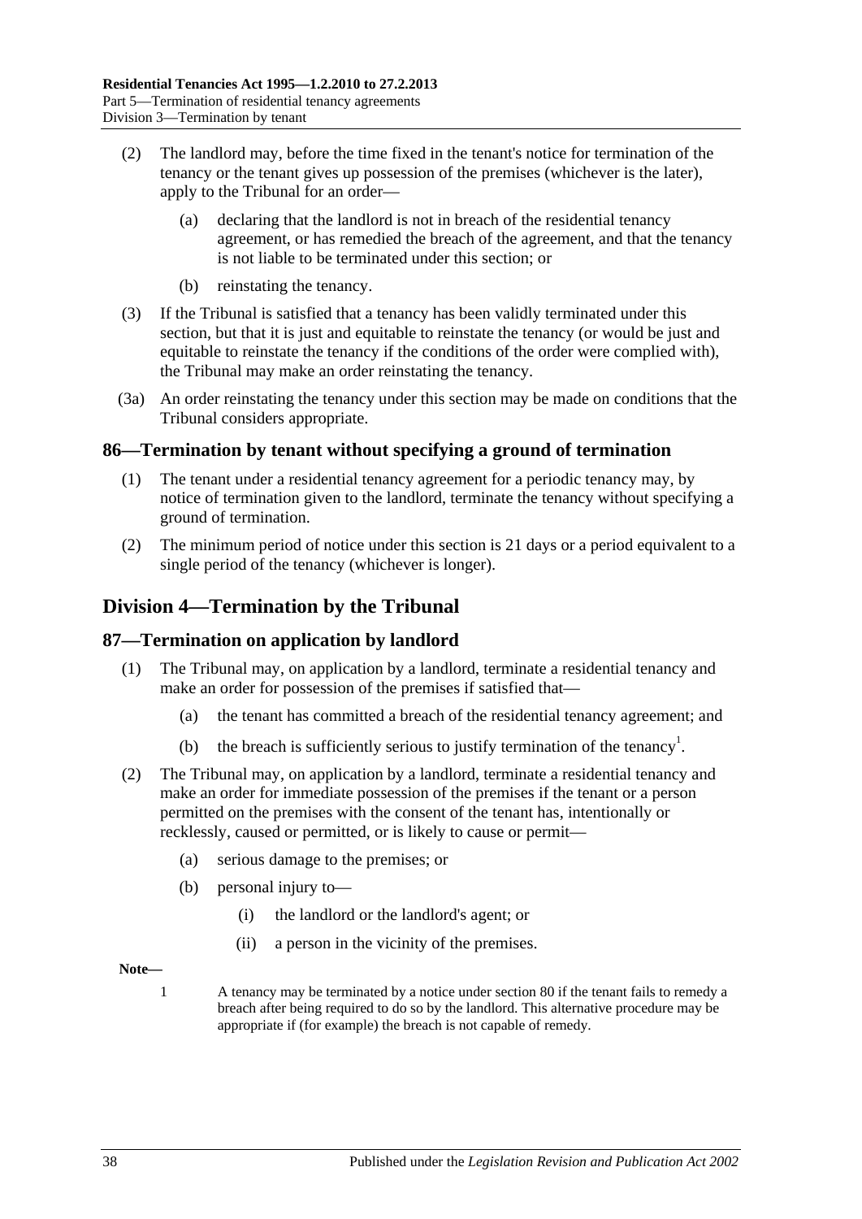(2) The landlord may, before the time fixed in the tenant's notice for termination of the tenancy or the tenant gives up possession of the premises (whichever is the later), apply to the Tribunal for an order—

(a) declaring that the landlord is not in breach of the residential tenancy agreement, or has remedied the breach of the agreement, and that the tenancy is not liable to be terminated under this section; or

(b) reinstating the tenancy.

(3) If the Tribunal is satisfied that a tenancy has been validly terminated under this section, but that it is just and equitable to reinstate the tenancy (or would be just and equitable to reinstate the tenancy if the conditions of the order were complied with), the Tribunal may make an order reinstating the tenancy.

(3a) An order reinstating the tenancy under this section may be made on conditions that the Tribunal considers appropriate.

### 86—Termination by tenant without specifying a ground of termination

(1) The tenant under a residential tenancy agreement for a periodic tenancy may, by notice of termination given to the landlord, terminate the tenancy without specifying a ground of termination.

(2) The minimum period of notice under this section is 21 days or a period equivalent to a single period of the tenancy (whichever is longer).

## Division 4—Termination by the Tribunal

### 87—Termination on application by landlord

(1) The Tribunal may, on application by a landlord, terminate a residential tenancy and make an order for possession of the premises if satisfied that—

(a) the tenant has committed a breach of the residential tenancy agreement; and

(b) the breach is sufficiently serious to justify termination of the tenancy[1].

(2) The Tribunal may, on application by a landlord, terminate a residential tenancy and make an order for immediate possession of the premises if the tenant or a person permitted on the premises with the consent of the tenant has, intentionally or recklessly, caused or permitted, or is likely to cause or permit—

(a) serious damage to the premises; or

(b) personal injury to—

(i) the landlord or the landlord's agent; or

(ii) a person in the vicinity of the premises.

**Note—**

1 A tenancy may be terminated by a notice under section 80 if the tenant fails to remedy a breach after being required to do so by the landlord. This alternative procedure may be appropriate if (for example) the breach is not capable of remedy.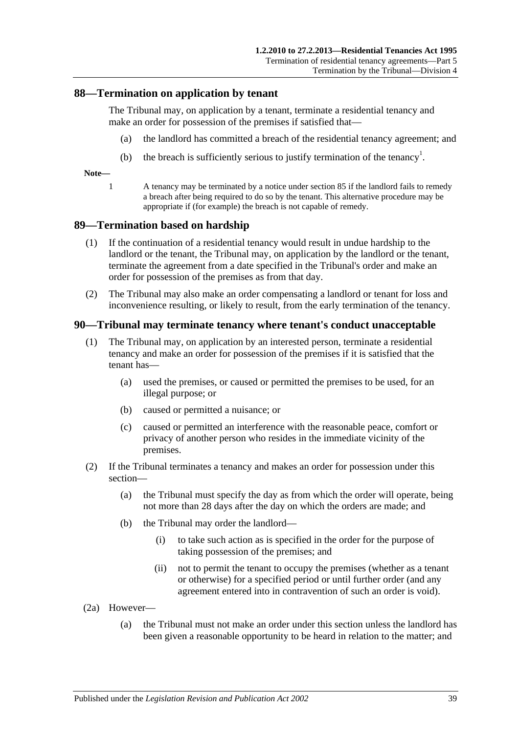## 88—Termination on application by tenant

The Tribunal may, on application by a tenant, terminate a residential tenancy and make an order for possession of the premises if satisfied that—

(a) the landlord has committed a breach of the residential tenancy agreement; and

(b) the breach is sufficiently serious to justify termination of the tenancy[1].

**Note—**

1 A tenancy may be terminated by a notice under section 85 if the landlord fails to remedy a breach after being required to do so by the tenant. This alternative procedure may be appropriate if (for example) the breach is not capable of remedy.

## 89—Termination based on hardship

(1) If the continuation of a residential tenancy would result in undue hardship to the landlord or the tenant, the Tribunal may, on application by the landlord or the tenant, terminate the agreement from a date specified in the Tribunal's order and make an order for possession of the premises as from that day.

(2) The Tribunal may also make an order compensating a landlord or tenant for loss and inconvenience resulting, or likely to result, from the early termination of the tenancy.

## 90—Tribunal may terminate tenancy where tenant's conduct unacceptable

(1) The Tribunal may, on application by an interested person, terminate a residential tenancy and make an order for possession of the premises if it is satisfied that the tenant has—

(a) used the premises, or caused or permitted the premises to be used, for an illegal purpose; or

(b) caused or permitted a nuisance; or

(c) caused or permitted an interference with the reasonable peace, comfort or privacy of another person who resides in the immediate vicinity of the premises.

(2) If the Tribunal terminates a tenancy and makes an order for possession under this section—

(a) the Tribunal must specify the day as from which the order will operate, being not more than 28 days after the day on which the orders are made; and

(b) the Tribunal may order the landlord—

(i) to take such action as is specified in the order for the purpose of taking possession of the premises; and

(ii) not to permit the tenant to occupy the premises (whether as a tenant or otherwise) for a specified period or until further order (and any agreement entered into in contravention of such an order is void).

(2a) However—

(a) the Tribunal must not make an order under this section unless the landlord has been given a reasonable opportunity to be heard in relation to the matter; and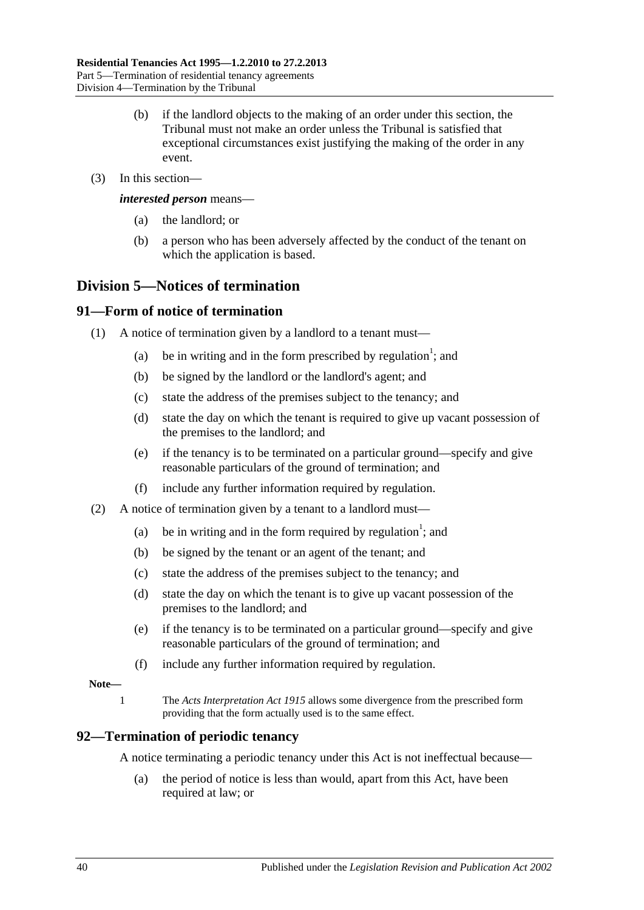(b) if the landlord objects to the making of an order under this section, the Tribunal must not make an order unless the Tribunal is satisfied that exceptional circumstances exist justifying the making of the order in any event.

(3) In this section—

***interested person*** means—

(a) the landlord; or

(b) a person who has been adversely affected by the conduct of the tenant on which the application is based.

## Division 5—Notices of termination

### 91—Form of notice of termination

(1) A notice of termination given by a landlord to a tenant must—

(a) be in writing and in the form prescribed by regulation[1]; and

(b) be signed by the landlord or the landlord's agent; and

(c) state the address of the premises subject to the tenancy; and

(d) state the day on which the tenant is required to give up vacant possession of the premises to the landlord; and

(e) if the tenancy is to be terminated on a particular ground—specify and give reasonable particulars of the ground of termination; and

(f) include any further information required by regulation.

(2) A notice of termination given by a tenant to a landlord must—

(a) be in writing and in the form required by regulation[1]; and

(b) be signed by the tenant or an agent of the tenant; and

(c) state the address of the premises subject to the tenancy; and

(d) state the day on which the tenant is to give up vacant possession of the premises to the landlord; and

(e) if the tenancy is to be terminated on a particular ground—specify and give reasonable particulars of the ground of termination; and

(f) include any further information required by regulation.

**Note—**

1 The *Acts Interpretation Act 1915* allows some divergence from the prescribed form providing that the form actually used is to the same effect.

### 92—Termination of periodic tenancy

A notice terminating a periodic tenancy under this Act is not ineffectual because—

(a) the period of notice is less than would, apart from this Act, have been required at law; or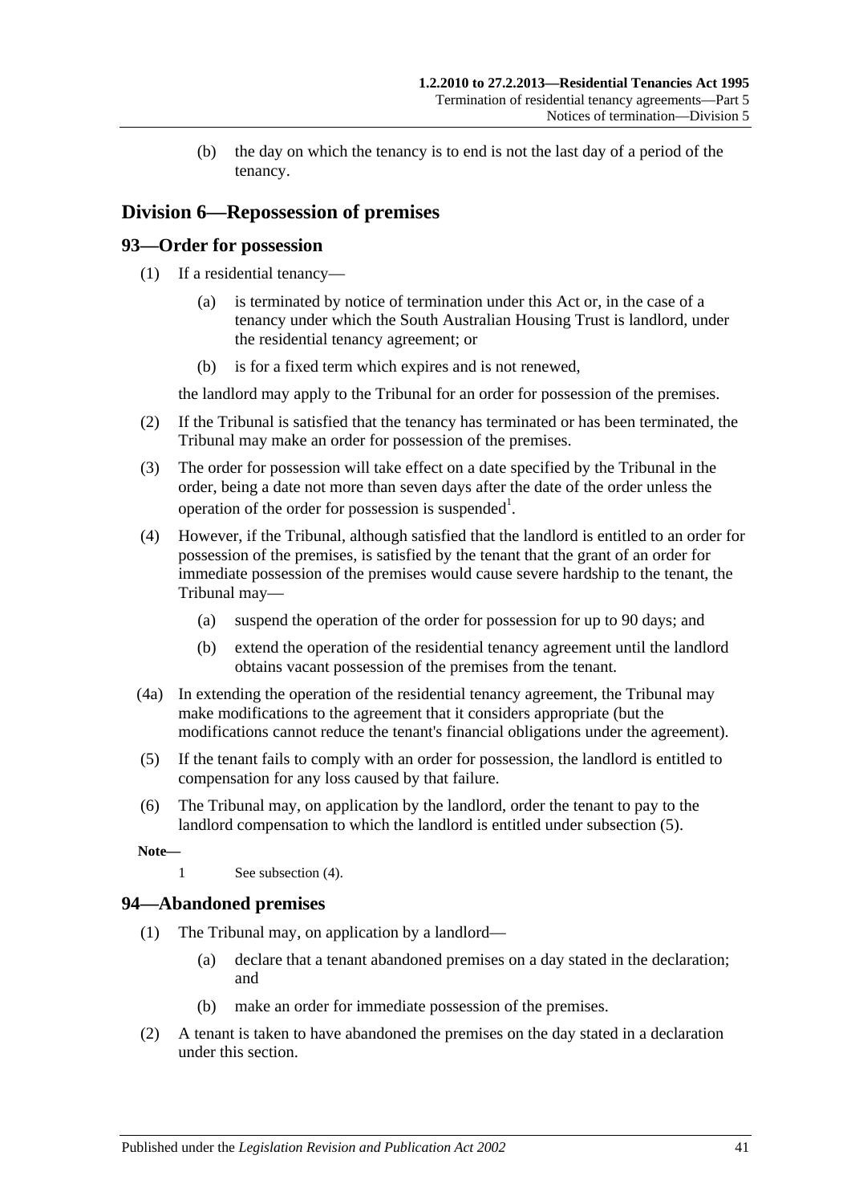(b) the day on which the tenancy is to end is not the last day of a period of the tenancy.

## Division 6—Repossession of premises

### 93—Order for possession

(1) If a residential tenancy—

(a) is terminated by notice of termination under this Act or, in the case of a tenancy under which the South Australian Housing Trust is landlord, under the residential tenancy agreement; or

(b) is for a fixed term which expires and is not renewed,

the landlord may apply to the Tribunal for an order for possession of the premises.

(2) If the Tribunal is satisfied that the tenancy has terminated or has been terminated, the Tribunal may make an order for possession of the premises.

(3) The order for possession will take effect on a date specified by the Tribunal in the order, being a date not more than seven days after the date of the order unless the operation of the order for possession is suspended[1].

(4) However, if the Tribunal, although satisfied that the landlord is entitled to an order for possession of the premises, is satisfied by the tenant that the grant of an order for immediate possession of the premises would cause severe hardship to the tenant, the Tribunal may—

(a) suspend the operation of the order for possession for up to 90 days; and

(b) extend the operation of the residential tenancy agreement until the landlord obtains vacant possession of the premises from the tenant.

(4a) In extending the operation of the residential tenancy agreement, the Tribunal may make modifications to the agreement that it considers appropriate (but the modifications cannot reduce the tenant's financial obligations under the agreement).

(5) If the tenant fails to comply with an order for possession, the landlord is entitled to compensation for any loss caused by that failure.

(6) The Tribunal may, on application by the landlord, order the tenant to pay to the landlord compensation to which the landlord is entitled under subsection (5).

**Note—**

1 See subsection (4).

### 94—Abandoned premises

(1) The Tribunal may, on application by a landlord—

(a) declare that a tenant abandoned premises on a day stated in the declaration; and

(b) make an order for immediate possession of the premises.

(2) A tenant is taken to have abandoned the premises on the day stated in a declaration under this section.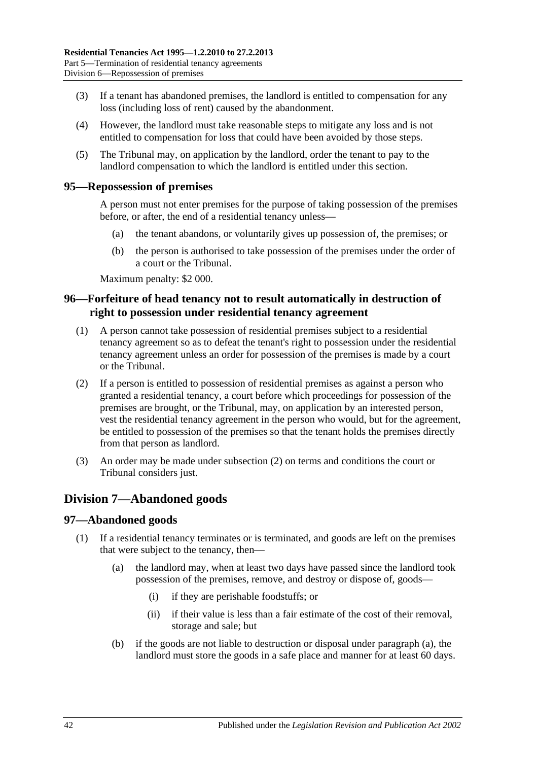(3) If a tenant has abandoned premises, the landlord is entitled to compensation for any loss (including loss of rent) caused by the abandonment.

(4) However, the landlord must take reasonable steps to mitigate any loss and is not entitled to compensation for loss that could have been avoided by those steps.

(5) The Tribunal may, on application by the landlord, order the tenant to pay to the landlord compensation to which the landlord is entitled under this section.

### 95—Repossession of premises

A person must not enter premises for the purpose of taking possession of the premises before, or after, the end of a residential tenancy unless—

(a) the tenant abandons, or voluntarily gives up possession of, the premises; or

(b) the person is authorised to take possession of the premises under the order of a court or the Tribunal.

Maximum penalty: $2 000.

### 96—Forfeiture of head tenancy not to result automatically in destruction of right to possession under residential tenancy agreement

(1) A person cannot take possession of residential premises subject to a residential tenancy agreement so as to defeat the tenant's right to possession under the residential tenancy agreement unless an order for possession of the premises is made by a court or the Tribunal.

(2) If a person is entitled to possession of residential premises as against a person who granted a residential tenancy, a court before which proceedings for possession of the premises are brought, or the Tribunal, may, on application by an interested person, vest the residential tenancy agreement in the person who would, but for the agreement, be entitled to possession of the premises so that the tenant holds the premises directly from that person as landlord.

(3) An order may be made under subsection (2) on terms and conditions the court or Tribunal considers just.

## Division 7—Abandoned goods

### 97—Abandoned goods

(1) If a residential tenancy terminates or is terminated, and goods are left on the premises that were subject to the tenancy, then—

(a) the landlord may, when at least two days have passed since the landlord took possession of the premises, remove, and destroy or dispose of, goods—

(i) if they are perishable foodstuffs; or

(ii) if their value is less than a fair estimate of the cost of their removal, storage and sale; but

(b) if the goods are not liable to destruction or disposal under paragraph (a), the landlord must store the goods in a safe place and manner for at least 60 days.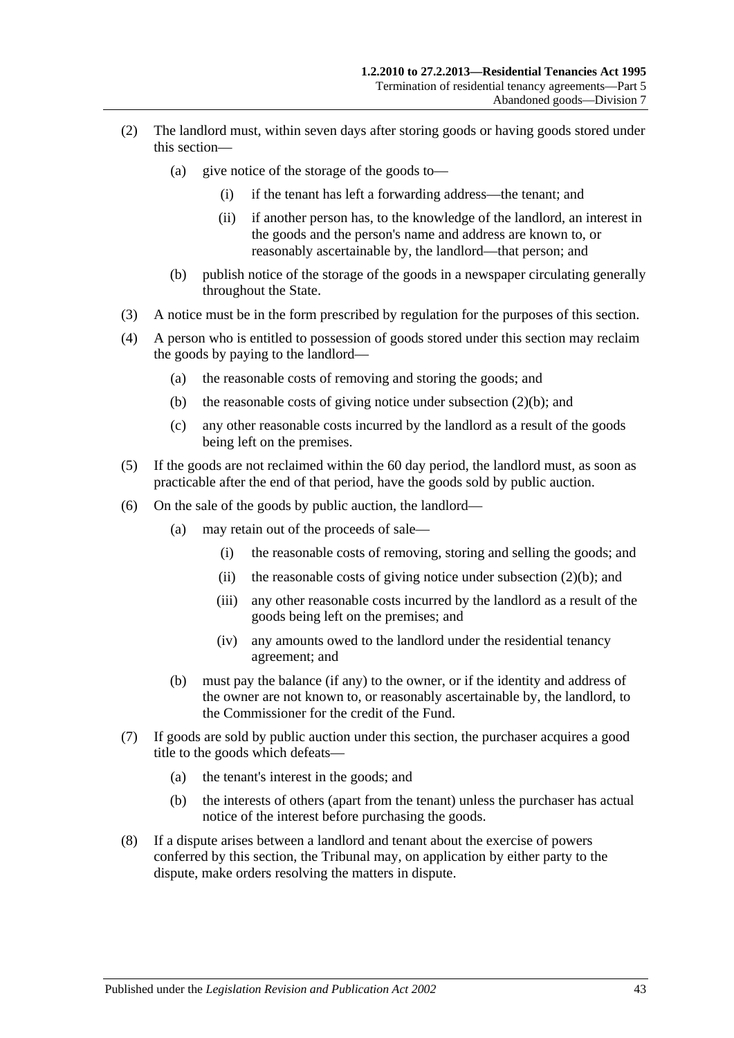(2) The landlord must, within seven days after storing goods or having goods stored under this section—

(a) give notice of the storage of the goods to—

(i) if the tenant has left a forwarding address—the tenant; and

(ii) if another person has, to the knowledge of the landlord, an interest in the goods and the person's name and address are known to, or reasonably ascertainable by, the landlord—that person; and

(b) publish notice of the storage of the goods in a newspaper circulating generally throughout the State.

(3) A notice must be in the form prescribed by regulation for the purposes of this section.

(4) A person who is entitled to possession of goods stored under this section may reclaim the goods by paying to the landlord—

(a) the reasonable costs of removing and storing the goods; and

(b) the reasonable costs of giving notice under subsection (2)(b); and

(c) any other reasonable costs incurred by the landlord as a result of the goods being left on the premises.

(5) If the goods are not reclaimed within the 60 day period, the landlord must, as soon as practicable after the end of that period, have the goods sold by public auction.

(6) On the sale of the goods by public auction, the landlord—

(a) may retain out of the proceeds of sale—

(i) the reasonable costs of removing, storing and selling the goods; and

(ii) the reasonable costs of giving notice under subsection (2)(b); and

(iii) any other reasonable costs incurred by the landlord as a result of the goods being left on the premises; and

(iv) any amounts owed to the landlord under the residential tenancy agreement; and

(b) must pay the balance (if any) to the owner, or if the identity and address of the owner are not known to, or reasonably ascertainable by, the landlord, to the Commissioner for the credit of the Fund.

(7) If goods are sold by public auction under this section, the purchaser acquires a good title to the goods which defeats—

(a) the tenant's interest in the goods; and

(b) the interests of others (apart from the tenant) unless the purchaser has actual notice of the interest before purchasing the goods.

(8) If a dispute arises between a landlord and tenant about the exercise of powers conferred by this section, the Tribunal may, on application by either party to the dispute, make orders resolving the matters in dispute.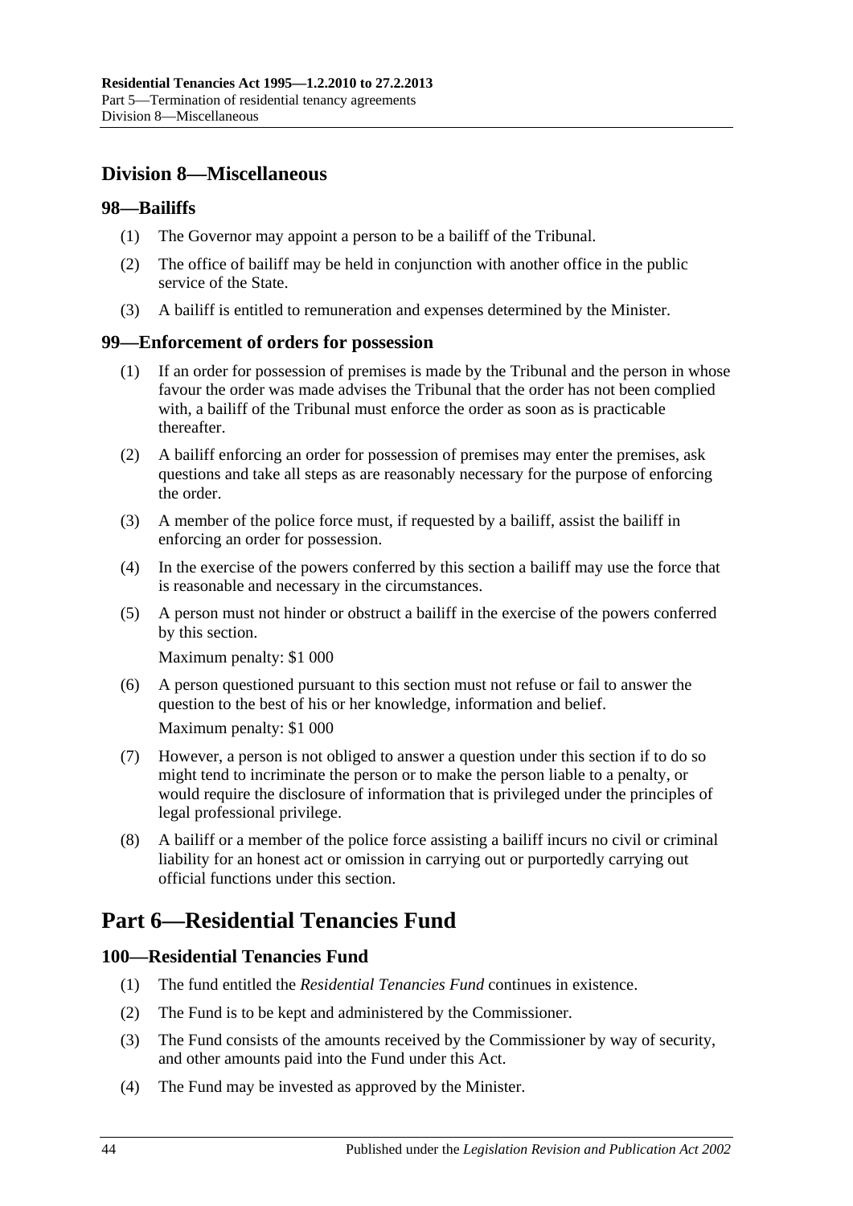## Division 8—Miscellaneous

### 98—Bailiffs

(1) The Governor may appoint a person to be a bailiff of the Tribunal.

(2) The office of bailiff may be held in conjunction with another office in the public service of the State.

(3) A bailiff is entitled to remuneration and expenses determined by the Minister.

### 99—Enforcement of orders for possession

(1) If an order for possession of premises is made by the Tribunal and the person in whose favour the order was made advises the Tribunal that the order has not been complied with, a bailiff of the Tribunal must enforce the order as soon as is practicable thereafter.

(2) A bailiff enforcing an order for possession of premises may enter the premises, ask questions and take all steps as are reasonably necessary for the purpose of enforcing the order.

(3) A member of the police force must, if requested by a bailiff, assist the bailiff in enforcing an order for possession.

(4) In the exercise of the powers conferred by this section a bailiff may use the force that is reasonable and necessary in the circumstances.

(5) A person must not hinder or obstruct a bailiff in the exercise of the powers conferred by this section.

Maximum penalty: $1 000

(6) A person questioned pursuant to this section must not refuse or fail to answer the question to the best of his or her knowledge, information and belief.

Maximum penalty: $1 000

(7) However, a person is not obliged to answer a question under this section if to do so might tend to incriminate the person or to make the person liable to a penalty, or would require the disclosure of information that is privileged under the principles of legal professional privilege.

(8) A bailiff or a member of the police force assisting a bailiff incurs no civil or criminal liability for an honest act or omission in carrying out or purportedly carrying out official functions under this section.

# Part 6—Residential Tenancies Fund

### 100—Residential Tenancies Fund

(1) The fund entitled the *Residential Tenancies Fund* continues in existence.

(2) The Fund is to be kept and administered by the Commissioner.

(3) The Fund consists of the amounts received by the Commissioner by way of security, and other amounts paid into the Fund under this Act.

(4) The Fund may be invested as approved by the Minister.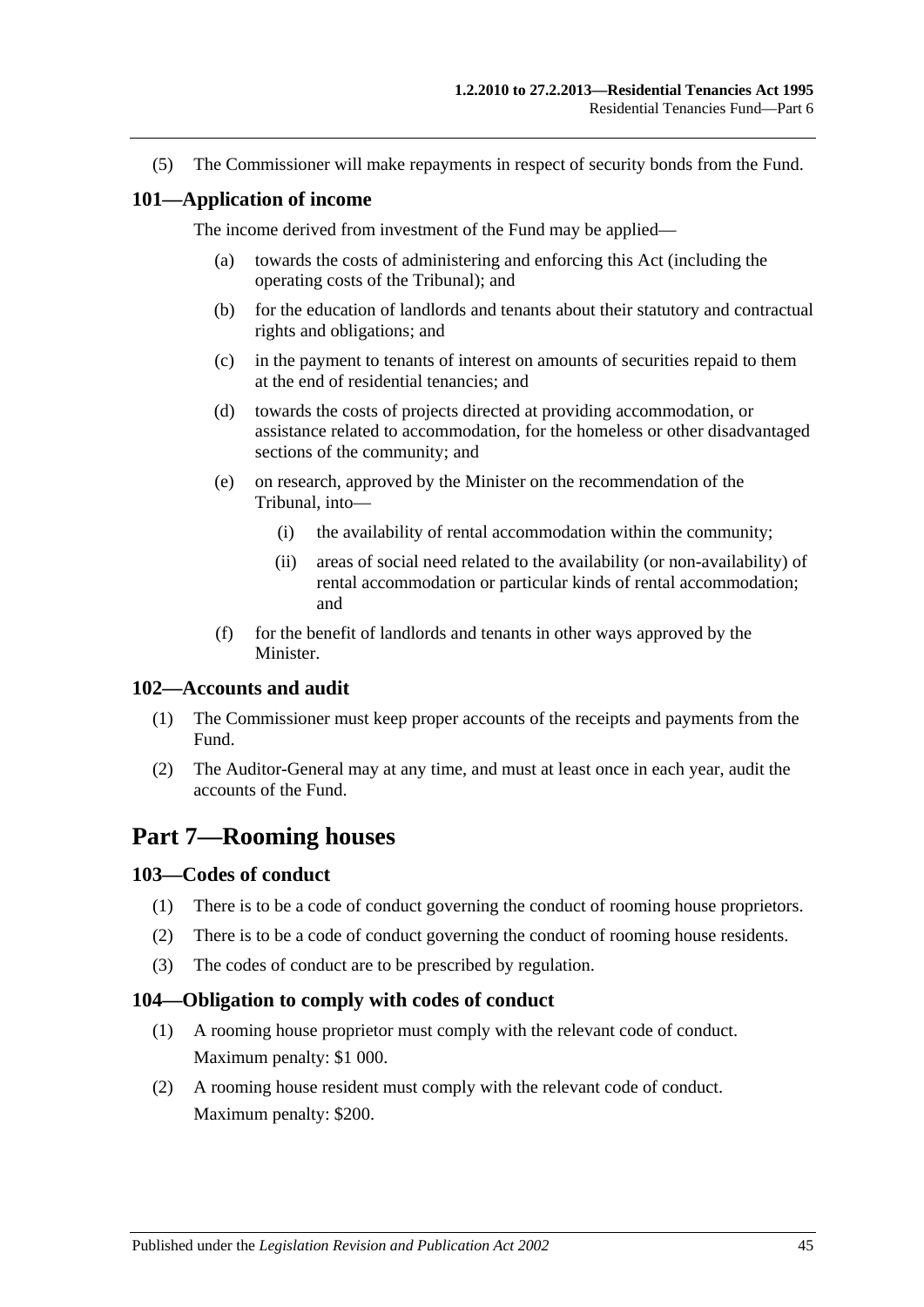(5) The Commissioner will make repayments in respect of security bonds from the Fund.

### 101—Application of income

The income derived from investment of the Fund may be applied—

(a) towards the costs of administering and enforcing this Act (including the operating costs of the Tribunal); and

(b) for the education of landlords and tenants about their statutory and contractual rights and obligations; and

(c) in the payment to tenants of interest on amounts of securities repaid to them at the end of residential tenancies; and

(d) towards the costs of projects directed at providing accommodation, or assistance related to accommodation, for the homeless or other disadvantaged sections of the community; and

(e) on research, approved by the Minister on the recommendation of the Tribunal, into—

(i) the availability of rental accommodation within the community;

(ii) areas of social need related to the availability (or non-availability) of rental accommodation or particular kinds of rental accommodation; and

(f) for the benefit of landlords and tenants in other ways approved by the Minister.

### 102—Accounts and audit

(1) The Commissioner must keep proper accounts of the receipts and payments from the Fund.

(2) The Auditor-General may at any time, and must at least once in each year, audit the accounts of the Fund.

## Part 7—Rooming houses

### 103—Codes of conduct

(1) There is to be a code of conduct governing the conduct of rooming house proprietors.

(2) There is to be a code of conduct governing the conduct of rooming house residents.

(3) The codes of conduct are to be prescribed by regulation.

### 104—Obligation to comply with codes of conduct

(1) A rooming house proprietor must comply with the relevant code of conduct.
Maximum penalty: $1 000.

(2) A rooming house resident must comply with the relevant code of conduct.
Maximum penalty: $200.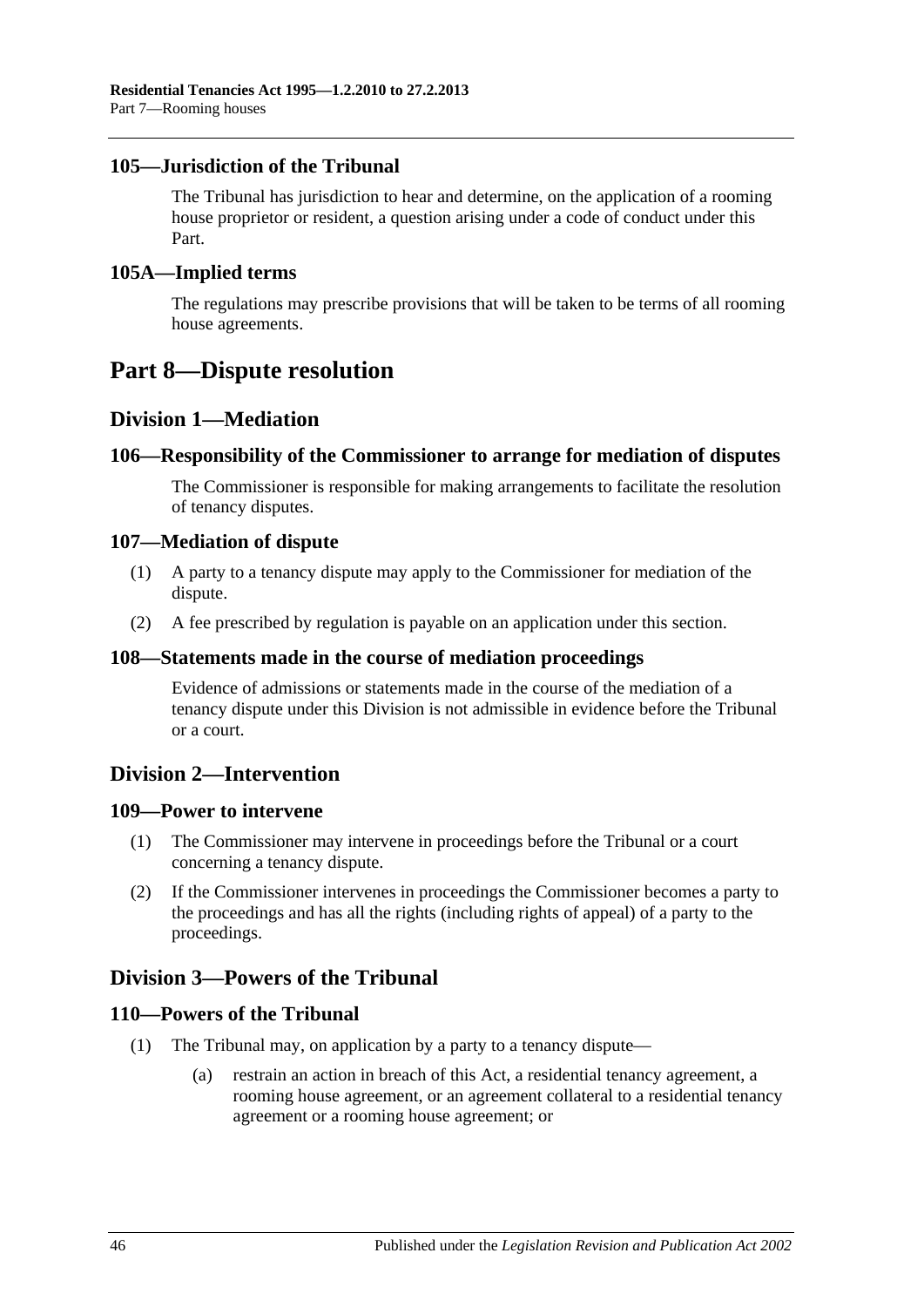### 105—Jurisdiction of the Tribunal

The Tribunal has jurisdiction to hear and determine, on the application of a rooming house proprietor or resident, a question arising under a code of conduct under this Part.

### 105A—Implied terms

The regulations may prescribe provisions that will be taken to be terms of all rooming house agreements.

# Part 8—Dispute resolution

## Division 1—Mediation

### 106—Responsibility of the Commissioner to arrange for mediation of disputes

The Commissioner is responsible for making arrangements to facilitate the resolution of tenancy disputes.

### 107—Mediation of dispute

(1) A party to a tenancy dispute may apply to the Commissioner for mediation of the dispute.

(2) A fee prescribed by regulation is payable on an application under this section.

### 108—Statements made in the course of mediation proceedings

Evidence of admissions or statements made in the course of the mediation of a tenancy dispute under this Division is not admissible in evidence before the Tribunal or a court.

## Division 2—Intervention

### 109—Power to intervene

(1) The Commissioner may intervene in proceedings before the Tribunal or a court concerning a tenancy dispute.

(2) If the Commissioner intervenes in proceedings the Commissioner becomes a party to the proceedings and has all the rights (including rights of appeal) of a party to the proceedings.

## Division 3—Powers of the Tribunal

### 110—Powers of the Tribunal

(1) The Tribunal may, on application by a party to a tenancy dispute—

(a) restrain an action in breach of this Act, a residential tenancy agreement, a rooming house agreement, or an agreement collateral to a residential tenancy agreement or a rooming house agreement; or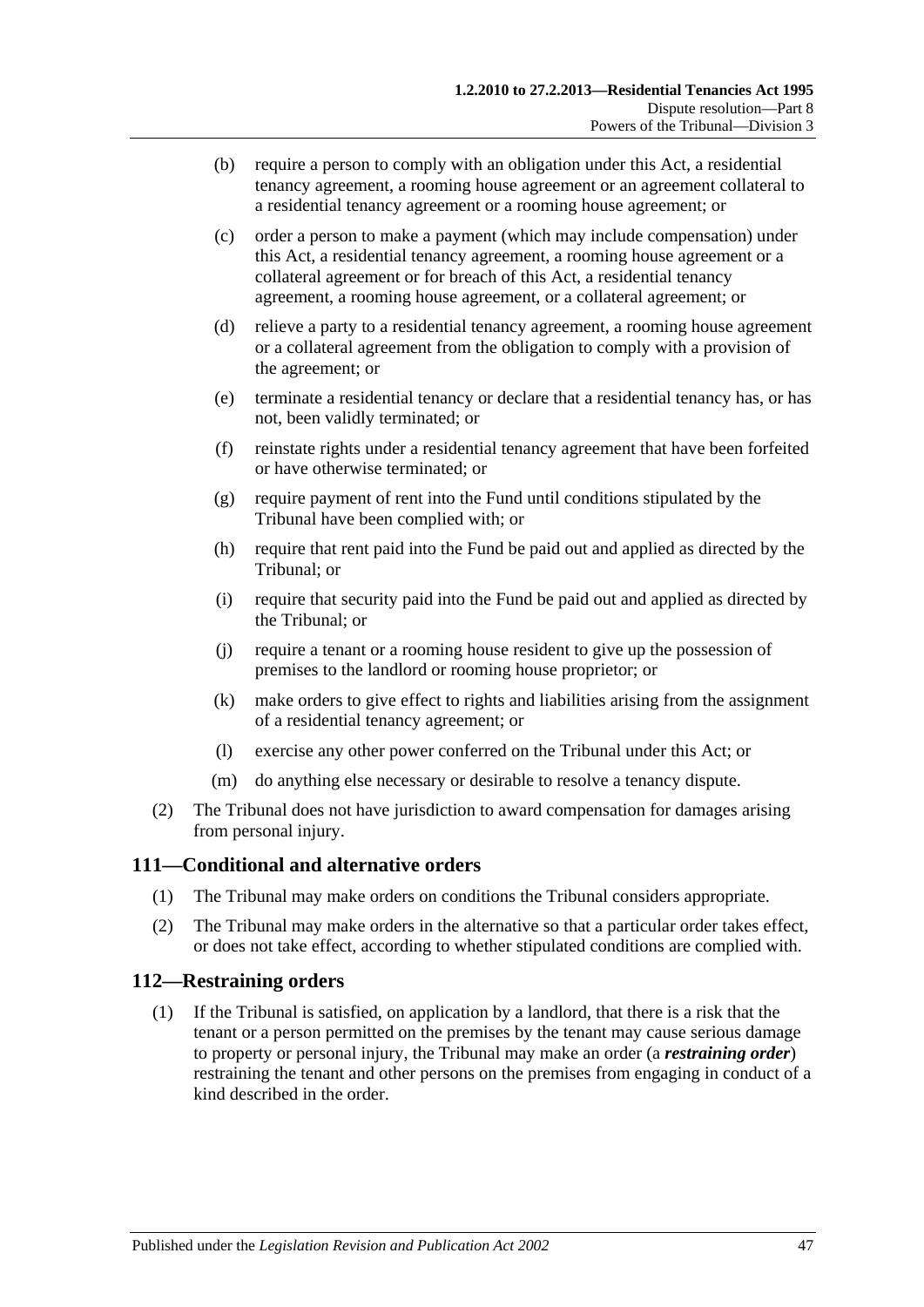(b) require a person to comply with an obligation under this Act, a residential tenancy agreement, a rooming house agreement or an agreement collateral to a residential tenancy agreement or a rooming house agreement; or

(c) order a person to make a payment (which may include compensation) under this Act, a residential tenancy agreement, a rooming house agreement or a collateral agreement or for breach of this Act, a residential tenancy agreement, a rooming house agreement, or a collateral agreement; or

(d) relieve a party to a residential tenancy agreement, a rooming house agreement or a collateral agreement from the obligation to comply with a provision of the agreement; or

(e) terminate a residential tenancy or declare that a residential tenancy has, or has not, been validly terminated; or

(f) reinstate rights under a residential tenancy agreement that have been forfeited or have otherwise terminated; or

(g) require payment of rent into the Fund until conditions stipulated by the Tribunal have been complied with; or

(h) require that rent paid into the Fund be paid out and applied as directed by the Tribunal; or

(i) require that security paid into the Fund be paid out and applied as directed by the Tribunal; or

(j) require a tenant or a rooming house resident to give up the possession of premises to the landlord or rooming house proprietor; or

(k) make orders to give effect to rights and liabilities arising from the assignment of a residential tenancy agreement; or

(l) exercise any other power conferred on the Tribunal under this Act; or

(m) do anything else necessary or desirable to resolve a tenancy dispute.

(2) The Tribunal does not have jurisdiction to award compensation for damages arising from personal injury.

## 111—Conditional and alternative orders

(1) The Tribunal may make orders on conditions the Tribunal considers appropriate.

(2) The Tribunal may make orders in the alternative so that a particular order takes effect, or does not take effect, according to whether stipulated conditions are complied with.

## 112—Restraining orders

(1) If the Tribunal is satisfied, on application by a landlord, that there is a risk that the tenant or a person permitted on the premises by the tenant may cause serious damage to property or personal injury, the Tribunal may make an order (a ***restraining order***) restraining the tenant and other persons on the premises from engaging in conduct of a kind described in the order.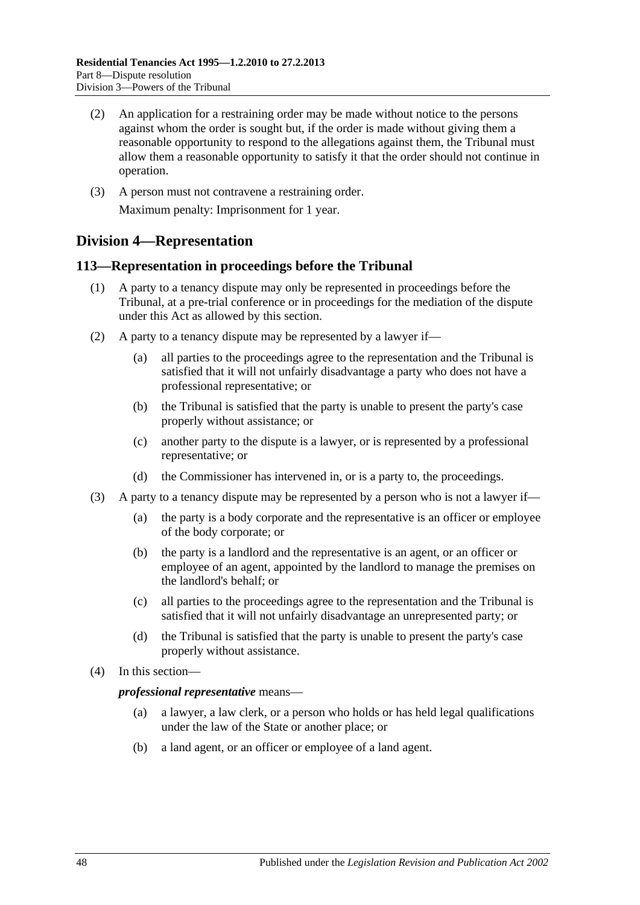(2) An application for a restraining order may be made without notice to the persons against whom the order is sought but, if the order is made without giving them a reasonable opportunity to respond to the allegations against them, the Tribunal must allow them a reasonable opportunity to satisfy it that the order should not continue in operation.

(3) A person must not contravene a restraining order.

Maximum penalty: Imprisonment for 1 year.

## Division 4—Representation

### 113—Representation in proceedings before the Tribunal

(1) A party to a tenancy dispute may only be represented in proceedings before the Tribunal, at a pre-trial conference or in proceedings for the mediation of the dispute under this Act as allowed by this section.

(2) A party to a tenancy dispute may be represented by a lawyer if—

- (a) all parties to the proceedings agree to the representation and the Tribunal is satisfied that it will not unfairly disadvantage a party who does not have a professional representative; or
- (b) the Tribunal is satisfied that the party is unable to present the party's case properly without assistance; or
- (c) another party to the dispute is a lawyer, or is represented by a professional representative; or
- (d) the Commissioner has intervened in, or is a party to, the proceedings.

(3) A party to a tenancy dispute may be represented by a person who is not a lawyer if—

- (a) the party is a body corporate and the representative is an officer or employee of the body corporate; or
- (b) the party is a landlord and the representative is an agent, or an officer or employee of an agent, appointed by the landlord to manage the premises on the landlord's behalf; or
- (c) all parties to the proceedings agree to the representation and the Tribunal is satisfied that it will not unfairly disadvantage an unrepresented party; or
- (d) the Tribunal is satisfied that the party is unable to present the party's case properly without assistance.

(4) In this section—

***professional representative*** means—

- (a) a lawyer, a law clerk, or a person who holds or has held legal qualifications under the law of the State or another place; or
- (b) a land agent, or an officer or employee of a land agent.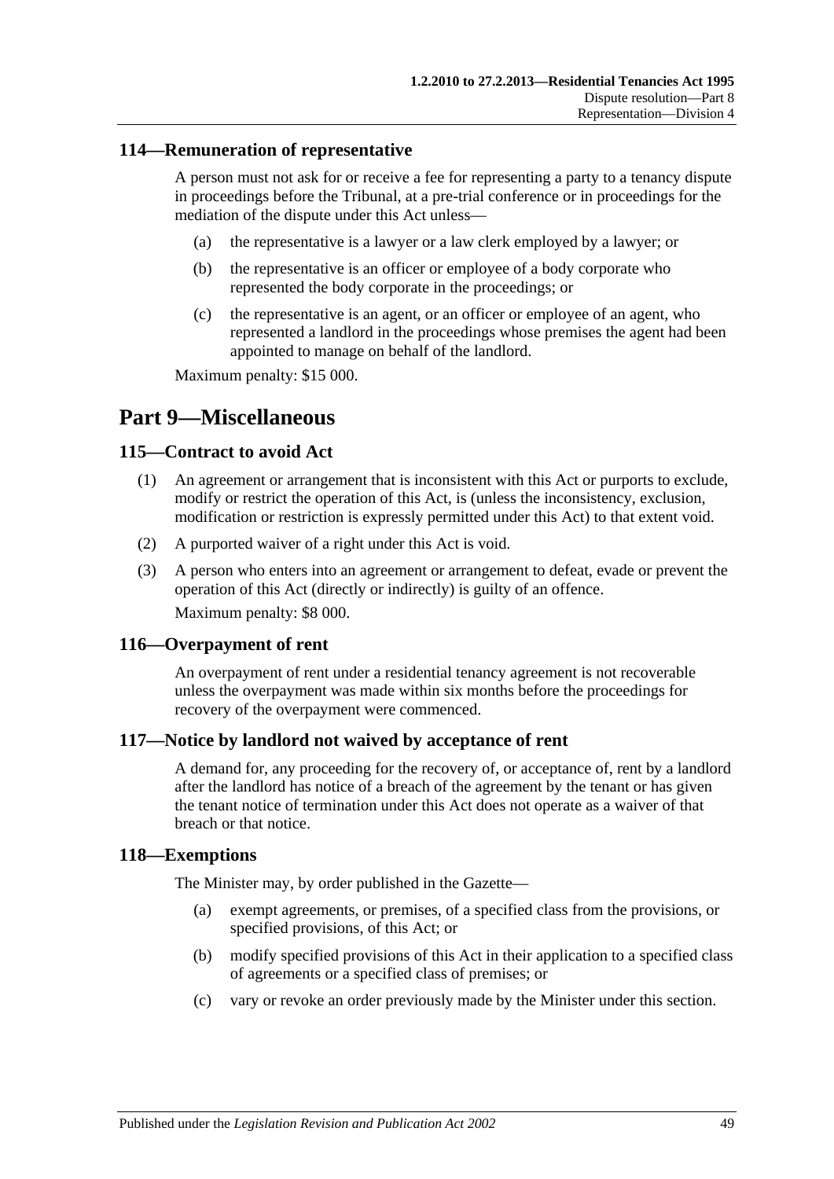### 114—Remuneration of representative

A person must not ask for or receive a fee for representing a party to a tenancy dispute in proceedings before the Tribunal, at a pre-trial conference or in proceedings for the mediation of the dispute under this Act unless—

(a) the representative is a lawyer or a law clerk employed by a lawyer; or

(b) the representative is an officer or employee of a body corporate who represented the body corporate in the proceedings; or

(c) the representative is an agent, or an officer or employee of an agent, who represented a landlord in the proceedings whose premises the agent had been appointed to manage on behalf of the landlord.

Maximum penalty: $15 000.

## Part 9—Miscellaneous

### 115—Contract to avoid Act

(1) An agreement or arrangement that is inconsistent with this Act or purports to exclude, modify or restrict the operation of this Act, is (unless the inconsistency, exclusion, modification or restriction is expressly permitted under this Act) to that extent void.

(2) A purported waiver of a right under this Act is void.

(3) A person who enters into an agreement or arrangement to defeat, evade or prevent the operation of this Act (directly or indirectly) is guilty of an offence.

Maximum penalty: $8 000.

### 116—Overpayment of rent

An overpayment of rent under a residential tenancy agreement is not recoverable unless the overpayment was made within six months before the proceedings for recovery of the overpayment were commenced.

### 117—Notice by landlord not waived by acceptance of rent

A demand for, any proceeding for the recovery of, or acceptance of, rent by a landlord after the landlord has notice of a breach of the agreement by the tenant or has given the tenant notice of termination under this Act does not operate as a waiver of that breach or that notice.

### 118—Exemptions

The Minister may, by order published in the Gazette—

(a) exempt agreements, or premises, of a specified class from the provisions, or specified provisions, of this Act; or

(b) modify specified provisions of this Act in their application to a specified class of agreements or a specified class of premises; or

(c) vary or revoke an order previously made by the Minister under this section.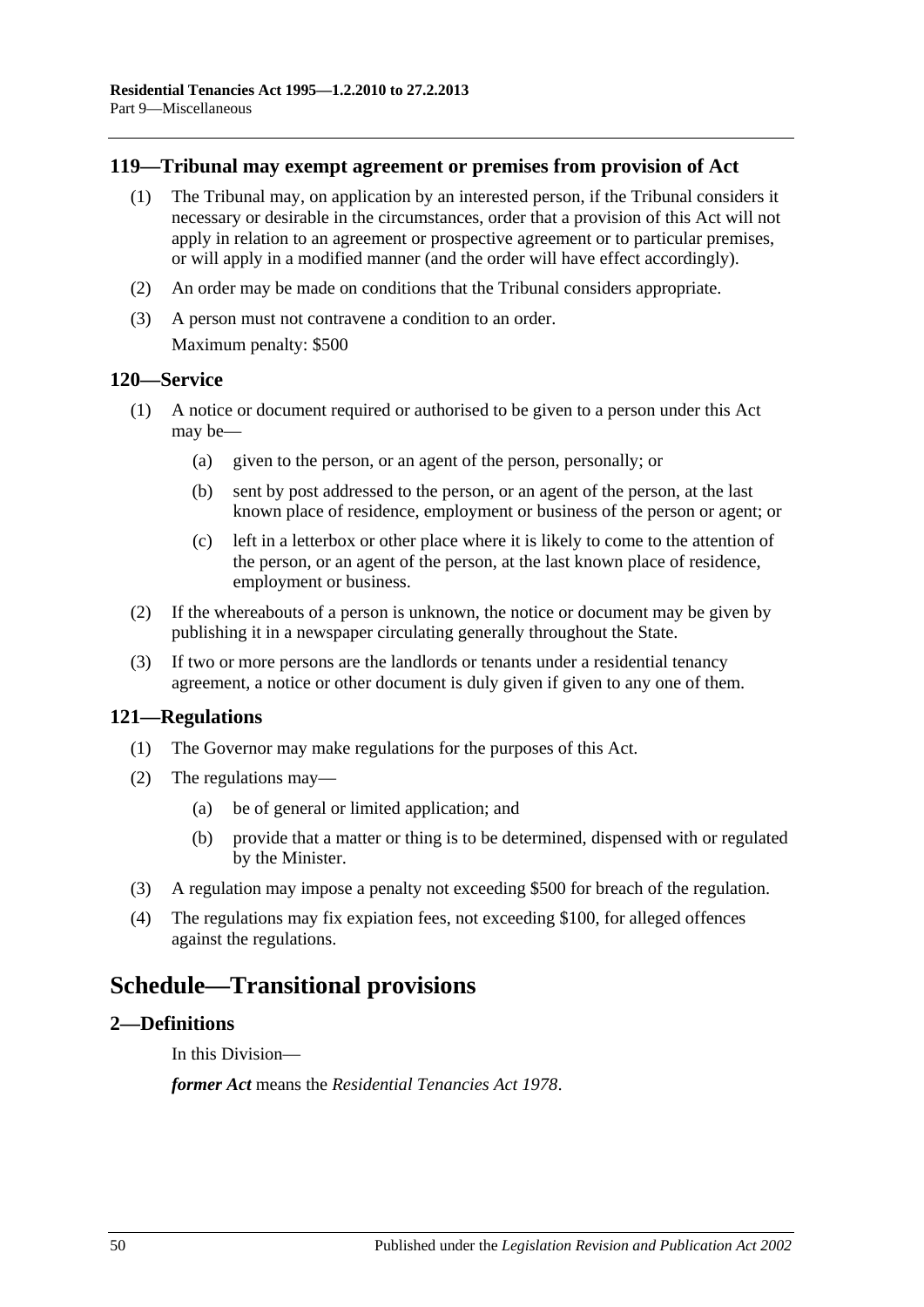## 119—Tribunal may exempt agreement or premises from provision of Act

(1) The Tribunal may, on application by an interested person, if the Tribunal considers it necessary or desirable in the circumstances, order that a provision of this Act will not apply in relation to an agreement or prospective agreement or to particular premises, or will apply in a modified manner (and the order will have effect accordingly).

(2) An order may be made on conditions that the Tribunal considers appropriate.

(3) A person must not contravene a condition to an order.

Maximum penalty: $500

## 120—Service

(1) A notice or document required or authorised to be given to a person under this Act may be—

- (a) given to the person, or an agent of the person, personally; or
- (b) sent by post addressed to the person, or an agent of the person, at the last known place of residence, employment or business of the person or agent; or
- (c) left in a letterbox or other place where it is likely to come to the attention of the person, or an agent of the person, at the last known place of residence, employment or business.

(2) If the whereabouts of a person is unknown, the notice or document may be given by publishing it in a newspaper circulating generally throughout the State.

(3) If two or more persons are the landlords or tenants under a residential tenancy agreement, a notice or other document is duly given if given to any one of them.

## 121—Regulations

(1) The Governor may make regulations for the purposes of this Act.

(2) The regulations may—

- (a) be of general or limited application; and
- (b) provide that a matter or thing is to be determined, dispensed with or regulated by the Minister.

(3) A regulation may impose a penalty not exceeding $500 for breach of the regulation.

(4) The regulations may fix expiation fees, not exceeding $100, for alleged offences against the regulations.

# Schedule—Transitional provisions

## 2—Definitions

In this Division—

***former Act*** means the *Residential Tenancies Act 1978*.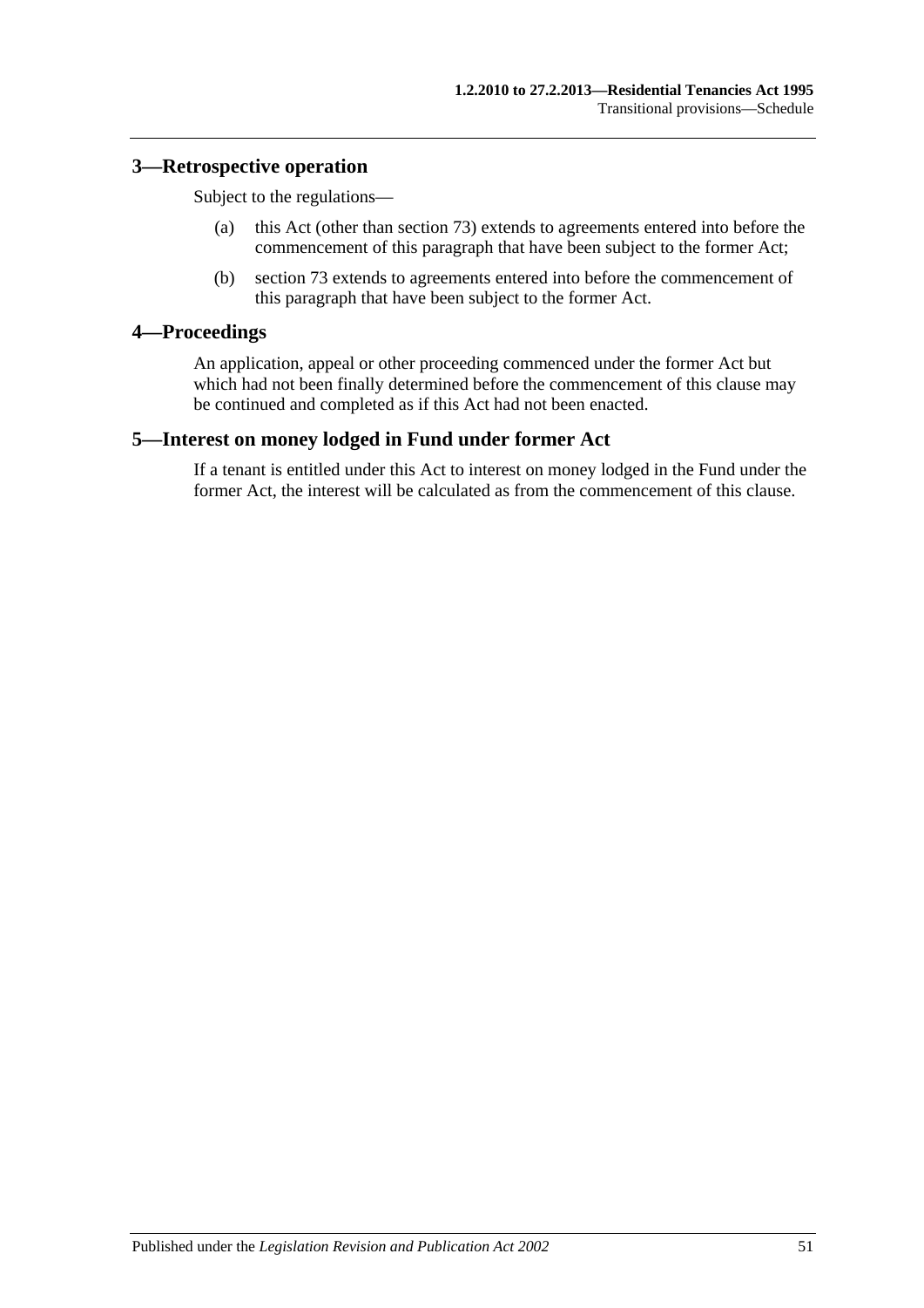## 3—Retrospective operation

Subject to the regulations—

(a) this Act (other than section 73) extends to agreements entered into before the commencement of this paragraph that have been subject to the former Act;

(b) section 73 extends to agreements entered into before the commencement of this paragraph that have been subject to the former Act.

## 4—Proceedings

An application, appeal or other proceeding commenced under the former Act but which had not been finally determined before the commencement of this clause may be continued and completed as if this Act had not been enacted.

## 5—Interest on money lodged in Fund under former Act

If a tenant is entitled under this Act to interest on money lodged in the Fund under the former Act, the interest will be calculated as from the commencement of this clause.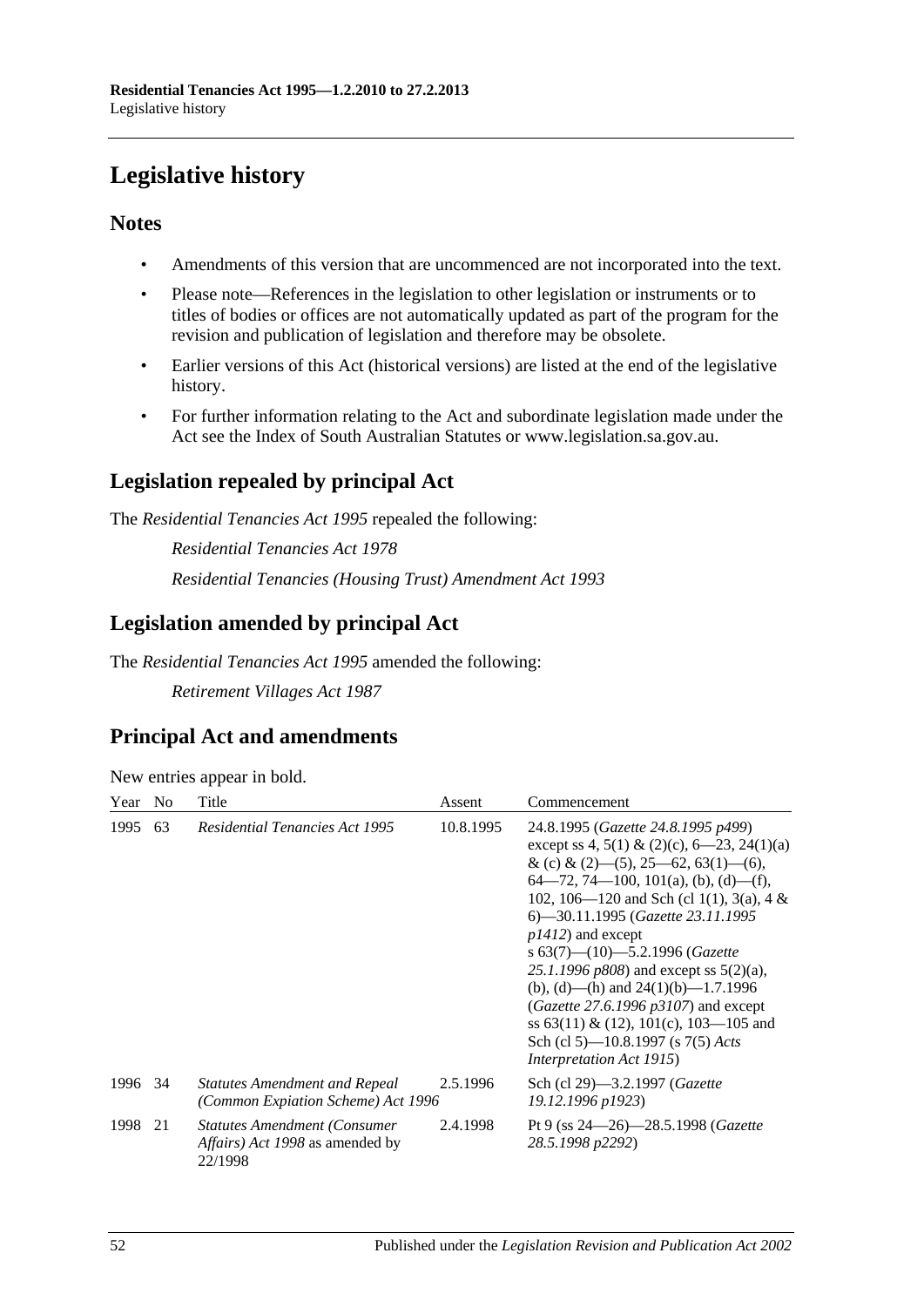# Legislative history

## Notes

- Amendments of this version that are uncommenced are not incorporated into the text.
- Please note—References in the legislation to other legislation or instruments or to titles of bodies or offices are not automatically updated as part of the program for the revision and publication of legislation and therefore may be obsolete.
- Earlier versions of this Act (historical versions) are listed at the end of the legislative history.
- For further information relating to the Act and subordinate legislation made under the Act see the Index of South Australian Statutes or www.legislation.sa.gov.au.

## Legislation repealed by principal Act

The *Residential Tenancies Act 1995* repealed the following:

*Residential Tenancies Act 1978*

*Residential Tenancies (Housing Trust) Amendment Act 1993*

## Legislation amended by principal Act

The *Residential Tenancies Act 1995* amended the following:

*Retirement Villages Act 1987*

## Principal Act and amendments

New entries appear in bold.

| Year | No | Title | Assent | Commencement |
|---|---|---|---|---|
| 1995 | 63 | *Residential Tenancies Act 1995* | 10.8.1995 | 24.8.1995 (*Gazette 24.8.1995 p499*) except ss 4, 5(1) & (2)(c), 6—23, 24(1)(a) & (c) & (2)—(5), 25—62, 63(1)—(6), 64—72, 74—100, 101(a), (b), (d)—(f), 102, 106—120 and Sch (cl 1(1), 3(a), 4 & 6)—30.11.1995 (*Gazette 23.11.1995 p1412*) and except s 63(7)—(10)—5.2.1996 (*Gazette 25.1.1996 p808*) and except ss 5(2)(a), (b), (d)—(h) and 24(1)(b)—1.7.1996 (*Gazette 27.6.1996 p3107*) and except ss 63(11) & (12), 101(c), 103—105 and Sch (cl 5)—10.8.1997 (s 7(5) *Acts Interpretation Act 1915*) |
| 1996 | 34 | *Statutes Amendment and Repeal (Common Expiation Scheme) Act 1996* | 2.5.1996 | Sch (cl 29)—3.2.1997 (*Gazette 19.12.1996 p1923*) |
| 1998 | 21 | *Statutes Amendment (Consumer Affairs) Act 1998* as amended by 22/1998 | 2.4.1998 | Pt 9 (ss 24—26)—28.5.1998 (*Gazette 28.5.1998 p2292*) |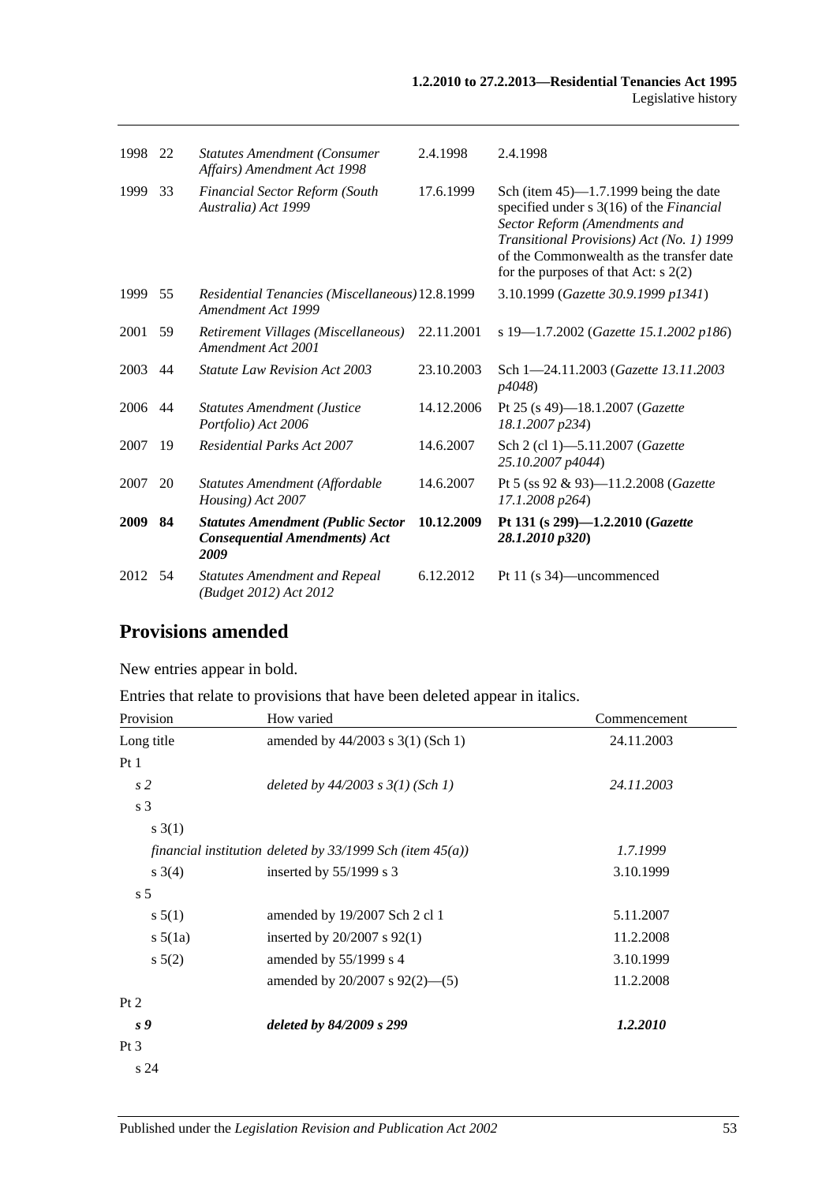| | | | | |
|---|---|---|---|---|
| 1998 | 22 | *Statutes Amendment (Consumer Affairs) Amendment Act 1998* | 2.4.1998 | 2.4.1998 |
| 1999 | 33 | *Financial Sector Reform (South Australia) Act 1999* | 17.6.1999 | Sch (item 45)—1.7.1999 being the date specified under s 3(16) of the *Financial Sector Reform (Amendments and Transitional Provisions) Act (No. 1) 1999* of the Commonwealth as the transfer date for the purposes of that Act: s 2(2) |
| 1999 | 55 | *Residential Tenancies (Miscellaneous) Amendment Act 1999* | 12.8.1999 | 3.10.1999 (*Gazette 30.9.1999 p1341*) |
| 2001 | 59 | *Retirement Villages (Miscellaneous) Amendment Act 2001* | 22.11.2001 | s 19—1.7.2002 (*Gazette 15.1.2002 p186*) |
| 2003 | 44 | *Statute Law Revision Act 2003* | 23.10.2003 | Sch 1—24.11.2003 (*Gazette 13.11.2003 p4048*) |
| 2006 | 44 | *Statutes Amendment (Justice Portfolio) Act 2006* | 14.12.2006 | Pt 25 (s 49)—18.1.2007 (*Gazette 18.1.2007 p234*) |
| 2007 | 19 | *Residential Parks Act 2007* | 14.6.2007 | Sch 2 (cl 1)—5.11.2007 (*Gazette 25.10.2007 p4044*) |
| 2007 | 20 | *Statutes Amendment (Affordable Housing) Act 2007* | 14.6.2007 | Pt 5 (ss 92 & 93)—11.2.2008 (*Gazette 17.1.2008 p264*) |
| **2009** | **84** | ***Statutes Amendment (Public Sector Consequential Amendments) Act 2009*** | **10.12.2009** | **Pt 131 (s 299)—1.2.2010 (*Gazette 28.1.2010 p320*)** |
| 2012 | 54 | *Statutes Amendment and Repeal (Budget 2012) Act 2012* | 6.12.2012 | Pt 11 (s 34)—uncommenced |

## Provisions amended

New entries appear in bold.

Entries that relate to provisions that have been deleted appear in italics.

| Provision | How varied | Commencement |
|---|---|---|
| Long title | amended by 44/2003 s 3(1) (Sch 1) | 24.11.2003 |
| Pt 1 | | |
| *s 2* | *deleted by 44/2003 s 3(1) (Sch 1)* | *24.11.2003* |
| s 3 | | |
| s 3(1) | | |
| | *financial institution deleted by 33/1999 Sch (item 45(a))* | *1.7.1999* |
| s 3(4) | inserted by 55/1999 s 3 | 3.10.1999 |
| s 5 | | |
| s 5(1) | amended by 19/2007 Sch 2 cl 1 | 5.11.2007 |
| s 5(1a) | inserted by 20/2007 s 92(1) | 11.2.2008 |
| s 5(2) | amended by 55/1999 s 4 | 3.10.1999 |
| | amended by 20/2007 s 92(2)—(5) | 11.2.2008 |
| Pt 2 | | |
| ***s 9*** | ***deleted by 84/2009 s 299*** | ***1.2.2010*** |
| Pt 3 | | |
| s 24 | | |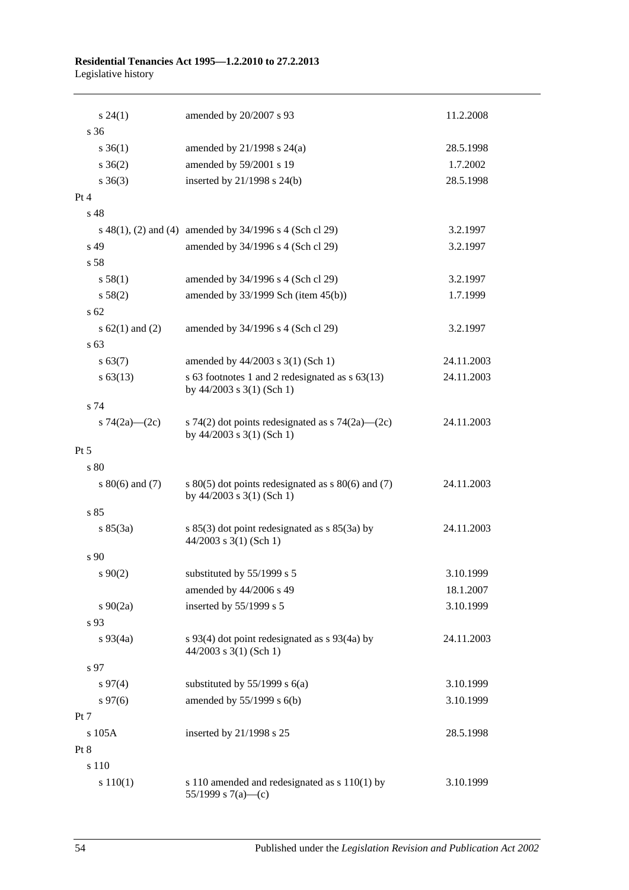| | | |
|---|---|---|
| s 24(1) | amended by 20/2007 s 93 | 11.2.2008 |
| s 36 | | |
| s 36(1) | amended by 21/1998 s 24(a) | 28.5.1998 |
| s 36(2) | amended by 59/2001 s 19 | 1.7.2002 |
| s 36(3) | inserted by 21/1998 s 24(b) | 28.5.1998 |
| Pt 4 | | |
| s 48 | | |
| s 48(1), (2) and (4) | amended by 34/1996 s 4 (Sch cl 29) | 3.2.1997 |
| s 49 | amended by 34/1996 s 4 (Sch cl 29) | 3.2.1997 |
| s 58 | | |
| s 58(1) | amended by 34/1996 s 4 (Sch cl 29) | 3.2.1997 |
| s 58(2) | amended by 33/1999 Sch (item 45(b)) | 1.7.1999 |
| s 62 | | |
| s 62(1) and (2) | amended by 34/1996 s 4 (Sch cl 29) | 3.2.1997 |
| s 63 | | |
| s 63(7) | amended by 44/2003 s 3(1) (Sch 1) | 24.11.2003 |
| s 63(13) | s 63 footnotes 1 and 2 redesignated as s 63(13) by 44/2003 s 3(1) (Sch 1) | 24.11.2003 |
| s 74 | | |
| s 74(2a)—(2c) | s 74(2) dot points redesignated as s 74(2a)—(2c) by 44/2003 s 3(1) (Sch 1) | 24.11.2003 |
| Pt 5 | | |
| s 80 | | |
| s 80(6) and (7) | s 80(5) dot points redesignated as s 80(6) and (7) by 44/2003 s 3(1) (Sch 1) | 24.11.2003 |
| s 85 | | |
| s 85(3a) | s 85(3) dot point redesignated as s 85(3a) by 44/2003 s 3(1) (Sch 1) | 24.11.2003 |
| s 90 | | |
| s 90(2) | substituted by 55/1999 s 5 | 3.10.1999 |
| | amended by 44/2006 s 49 | 18.1.2007 |
| s 90(2a) | inserted by 55/1999 s 5 | 3.10.1999 |
| s 93 | | |
| s 93(4a) | s 93(4) dot point redesignated as s 93(4a) by 44/2003 s 3(1) (Sch 1) | 24.11.2003 |
| s 97 | | |
| s 97(4) | substituted by 55/1999 s 6(a) | 3.10.1999 |
| s 97(6) | amended by 55/1999 s 6(b) | 3.10.1999 |
| Pt 7 | | |
| s 105A | inserted by 21/1998 s 25 | 28.5.1998 |
| Pt 8 | | |
| s 110 | | |
| s 110(1) | s 110 amended and redesignated as s 110(1) by 55/1999 s 7(a)—(c) | 3.10.1999 |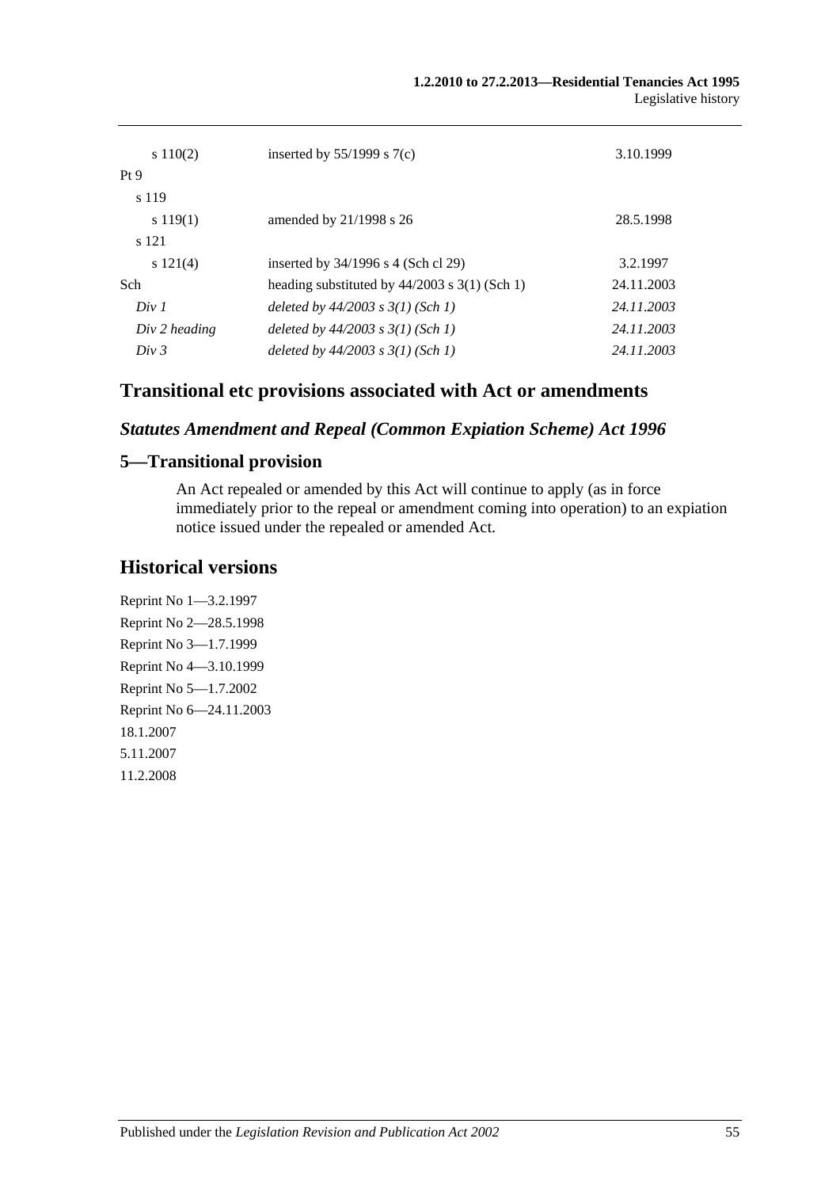| | | |
|---|---|---|
| s 110(2) | inserted by 55/1999 s 7(c) | 3.10.1999 |
| Pt 9 | | |
| s 119 | | |
| s 119(1) | amended by 21/1998 s 26 | 28.5.1998 |
| s 121 | | |
| s 121(4) | inserted by 34/1996 s 4 (Sch cl 29) | 3.2.1997 |
| Sch | heading substituted by 44/2003 s 3(1) (Sch 1) | 24.11.2003 |
| *Div 1* | *deleted by 44/2003 s 3(1) (Sch 1)* | *24.11.2003* |
| *Div 2 heading* | *deleted by 44/2003 s 3(1) (Sch 1)* | *24.11.2003* |
| *Div 3* | *deleted by 44/2003 s 3(1) (Sch 1)* | *24.11.2003* |

## Transitional etc provisions associated with Act or amendments

### *Statutes Amendment and Repeal (Common Expiation Scheme) Act 1996*

### 5—Transitional provision

An Act repealed or amended by this Act will continue to apply (as in force immediately prior to the repeal or amendment coming into operation) to an expiation notice issued under the repealed or amended Act.

## Historical versions

Reprint No 1—3.2.1997
Reprint No 2—28.5.1998
Reprint No 3—1.7.1999
Reprint No 4—3.10.1999
Reprint No 5—1.7.2002
Reprint No 6—24.11.2003
18.1.2007
5.11.2007
11.2.2008